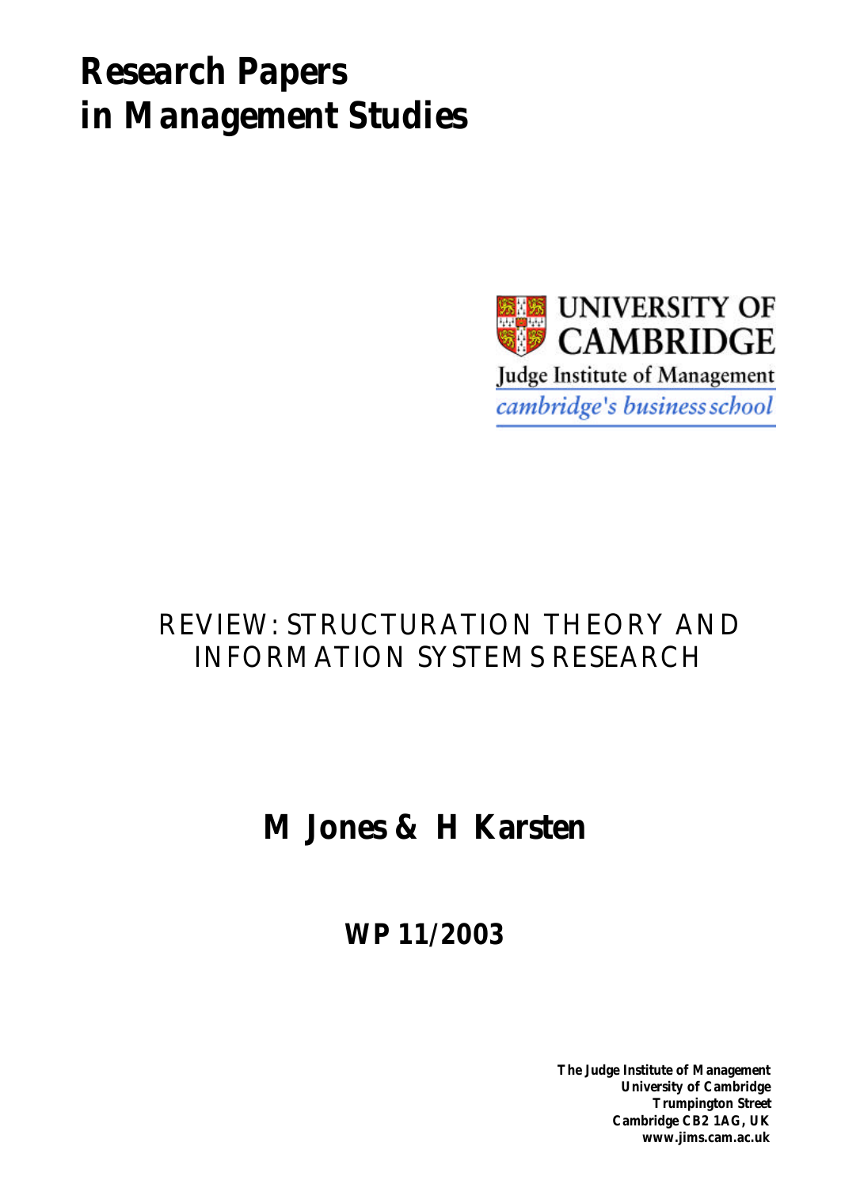# Research Papers in Management Studies

UNIVERSITY OF CAMBRIDGE

Judge Institute of Management

*cambridge's business school*

## REVIEW: STRUCTURATION THEORY AND INFORMATION SYSTEMS RESEARCH

**M Jones & H Karsten**

**WP 11/2003**

**The Judge Institute of Management**
**University of Cambridge**
**Trumpington Street**
**Cambridge CB2 1AG, UK**
**www.jims.cam.ac.uk**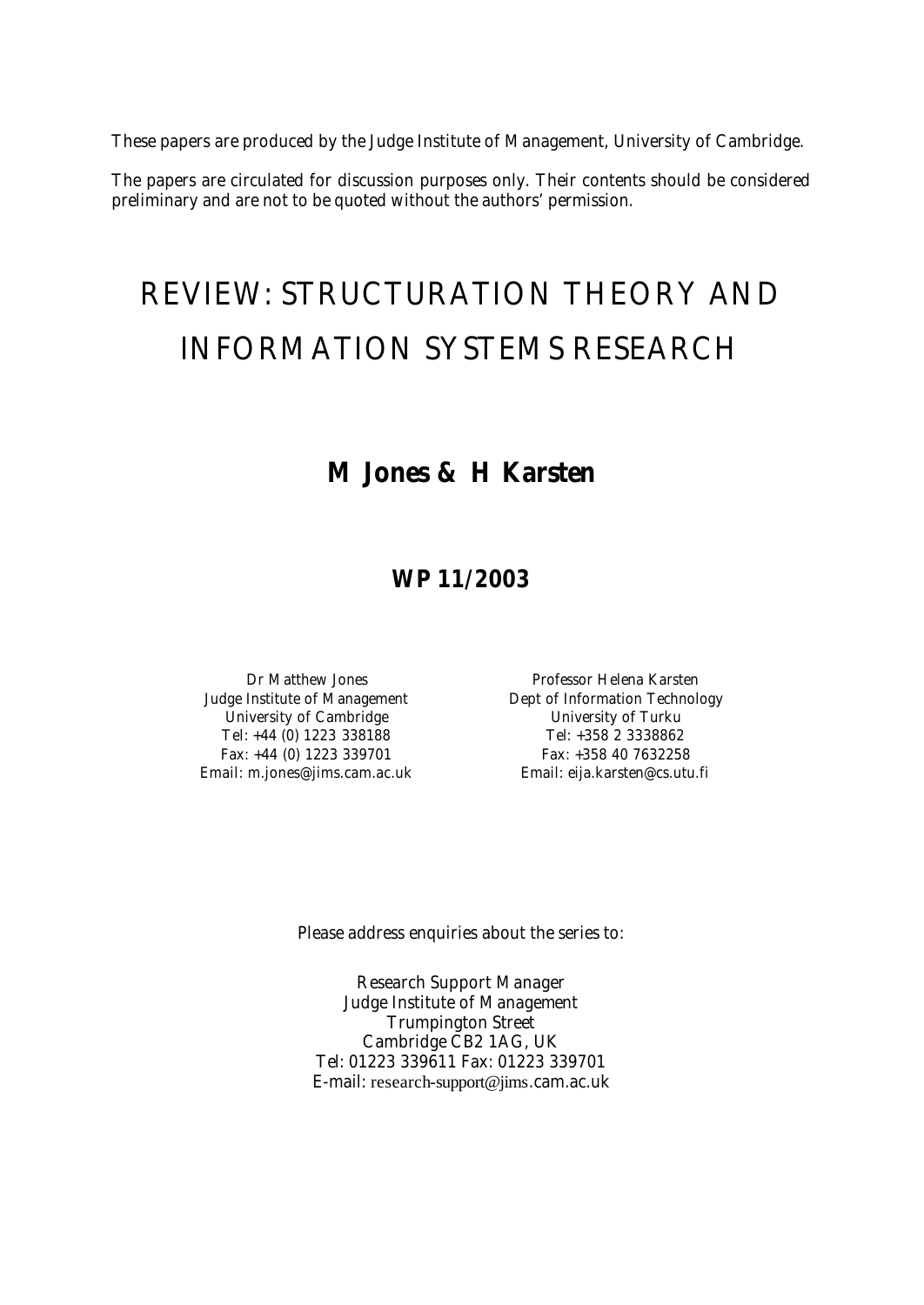These papers are produced by the Judge Institute of Management, University of Cambridge.

The papers are circulated for discussion purposes only. Their contents should be considered preliminary and are not to be quoted without the authors' permission.

# REVIEW: STRUCTURATION THEORY AND INFORMATION SYSTEMS RESEARCH

## M Jones & H Karsten

## WP 11/2003

Dr Matthew Jones
Judge Institute of Management
University of Cambridge
Tel: +44 (0) 1223 338188
Fax: +44 (0) 1223 339701
Email: m.jones@jims.cam.ac.uk

Professor Helena Karsten
Dept of Information Technology
University of Turku
Tel: +358 2 3338862
Fax: +358 40 7632258
Email: eija.karsten@cs.utu.fi

Please address enquiries about the series to:

Research Support Manager
Judge Institute of Management
Trumpington Street
Cambridge CB2 1AG, UK
Tel: 01223 339611 Fax: 01223 339701
E-mail: research-support@jims.cam.ac.uk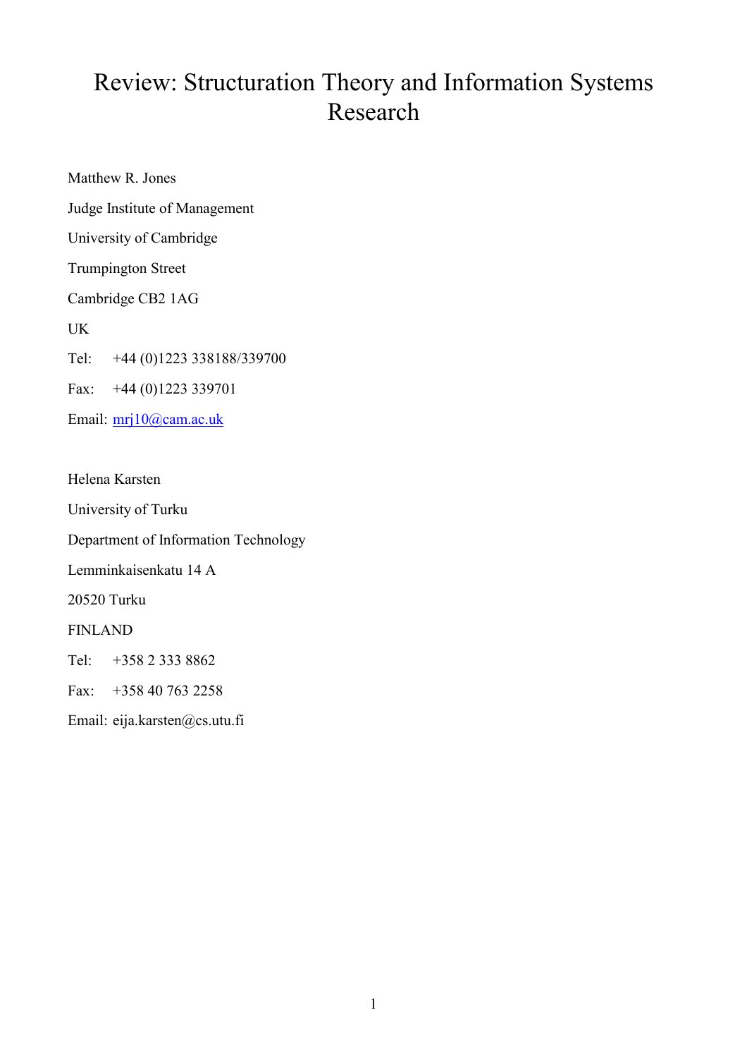# Review: Structuration Theory and Information Systems Research

Matthew R. Jones

Judge Institute of Management

University of Cambridge

Trumpington Street

Cambridge CB2 1AG

UK

Tel: +44 (0)1223 338188/339700

Fax: +44 (0)1223 339701

Email: mrj10@cam.ac.uk

Helena Karsten

University of Turku

Department of Information Technology

Lemminkaisenkatu 14 A

20520 Turku

FINLAND

Tel: +358 2 333 8862

Fax: +358 40 763 2258

Email: eija.karsten@cs.utu.fi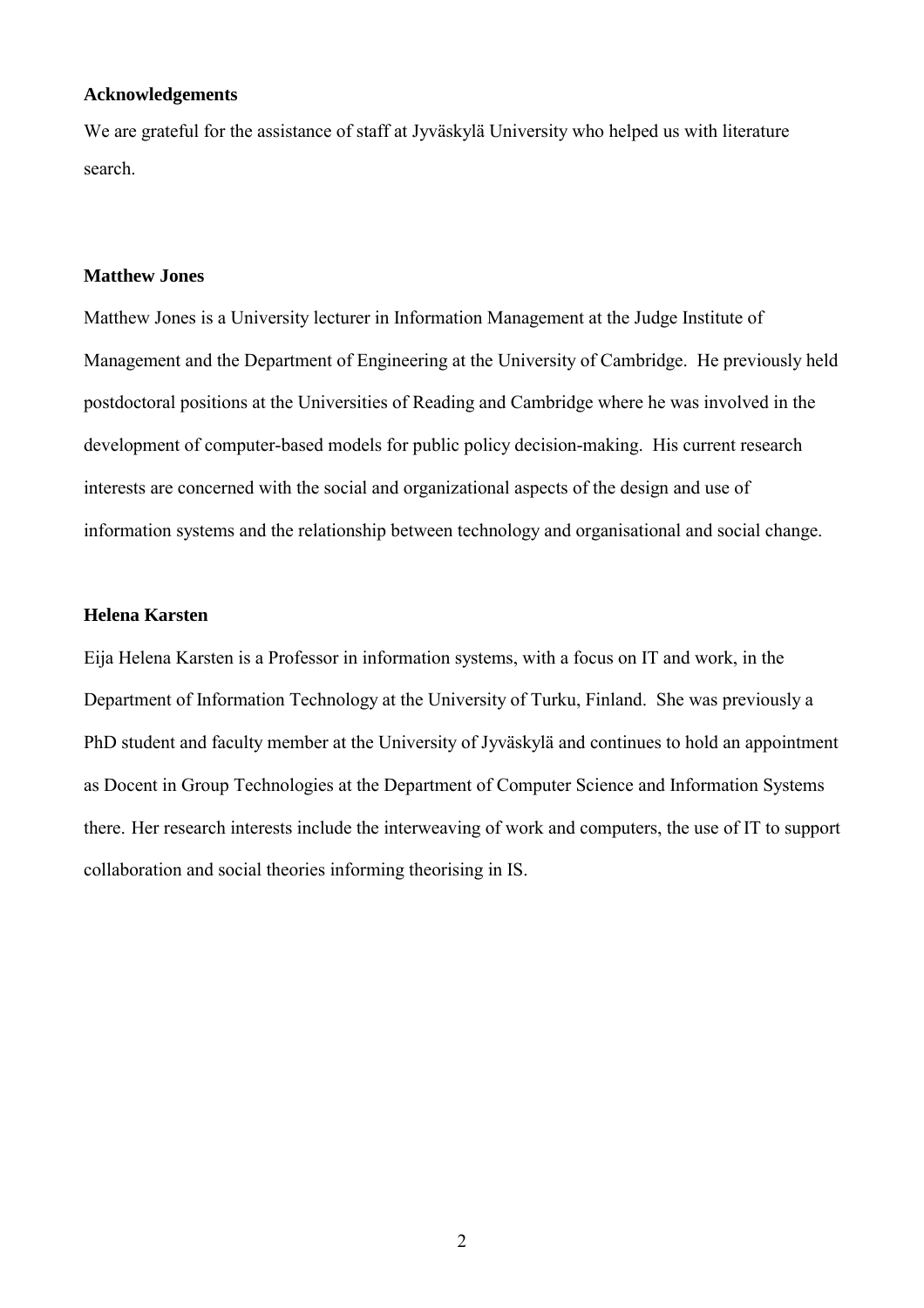**Acknowledgements**

We are grateful for the assistance of staff at Jyväskylä University who helped us with literature search.

**Matthew Jones**

Matthew Jones is a University lecturer in Information Management at the Judge Institute of Management and the Department of Engineering at the University of Cambridge. He previously held postdoctoral positions at the Universities of Reading and Cambridge where he was involved in the development of computer-based models for public policy decision-making. His current research interests are concerned with the social and organizational aspects of the design and use of information systems and the relationship between technology and organisational and social change.

**Helena Karsten**

Eija Helena Karsten is a Professor in information systems, with a focus on IT and work, in the Department of Information Technology at the University of Turku, Finland. She was previously a PhD student and faculty member at the University of Jyväskylä and continues to hold an appointment as Docent in Group Technologies at the Department of Computer Science and Information Systems there. Her research interests include the interweaving of work and computers, the use of IT to support collaboration and social theories informing theorising in IS.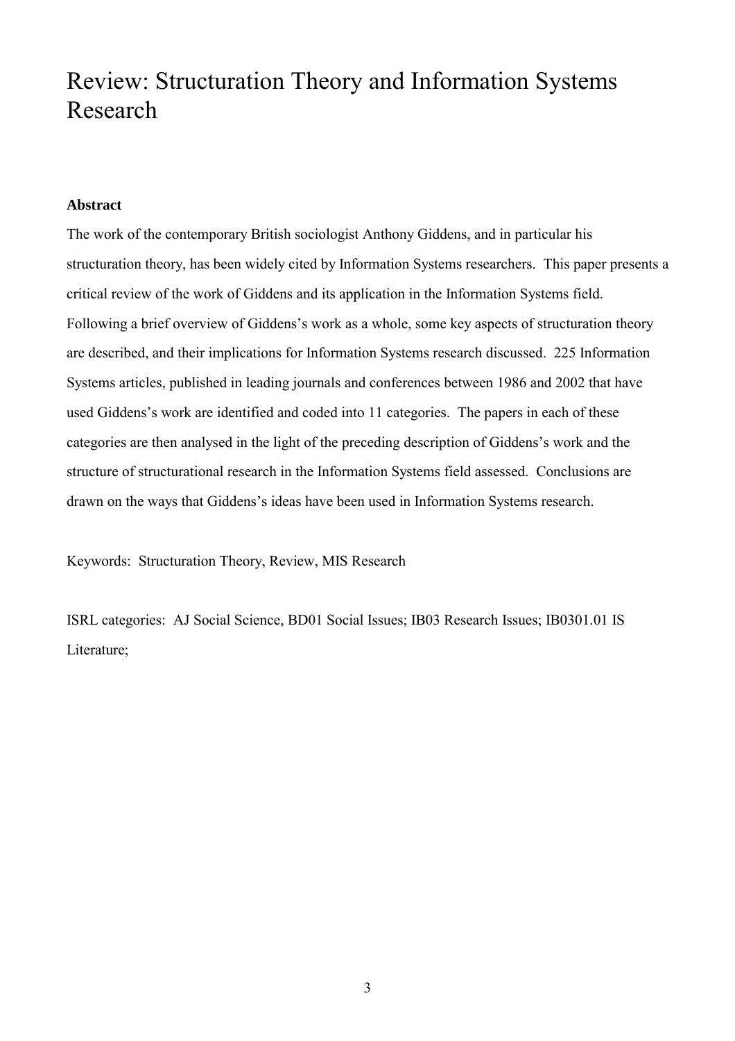# Review: Structuration Theory and Information Systems Research

**Abstract**

The work of the contemporary British sociologist Anthony Giddens, and in particular his structuration theory, has been widely cited by Information Systems researchers. This paper presents a critical review of the work of Giddens and its application in the Information Systems field. Following a brief overview of Giddens's work as a whole, some key aspects of structuration theory are described, and their implications for Information Systems research discussed. 225 Information Systems articles, published in leading journals and conferences between 1986 and 2002 that have used Giddens's work are identified and coded into 11 categories. The papers in each of these categories are then analysed in the light of the preceding description of Giddens's work and the structure of structurational research in the Information Systems field assessed. Conclusions are drawn on the ways that Giddens's ideas have been used in Information Systems research.

Keywords: Structuration Theory, Review, MIS Research

ISRL categories: AJ Social Science, BD01 Social Issues; IB03 Research Issues; IB0301.01 IS Literature;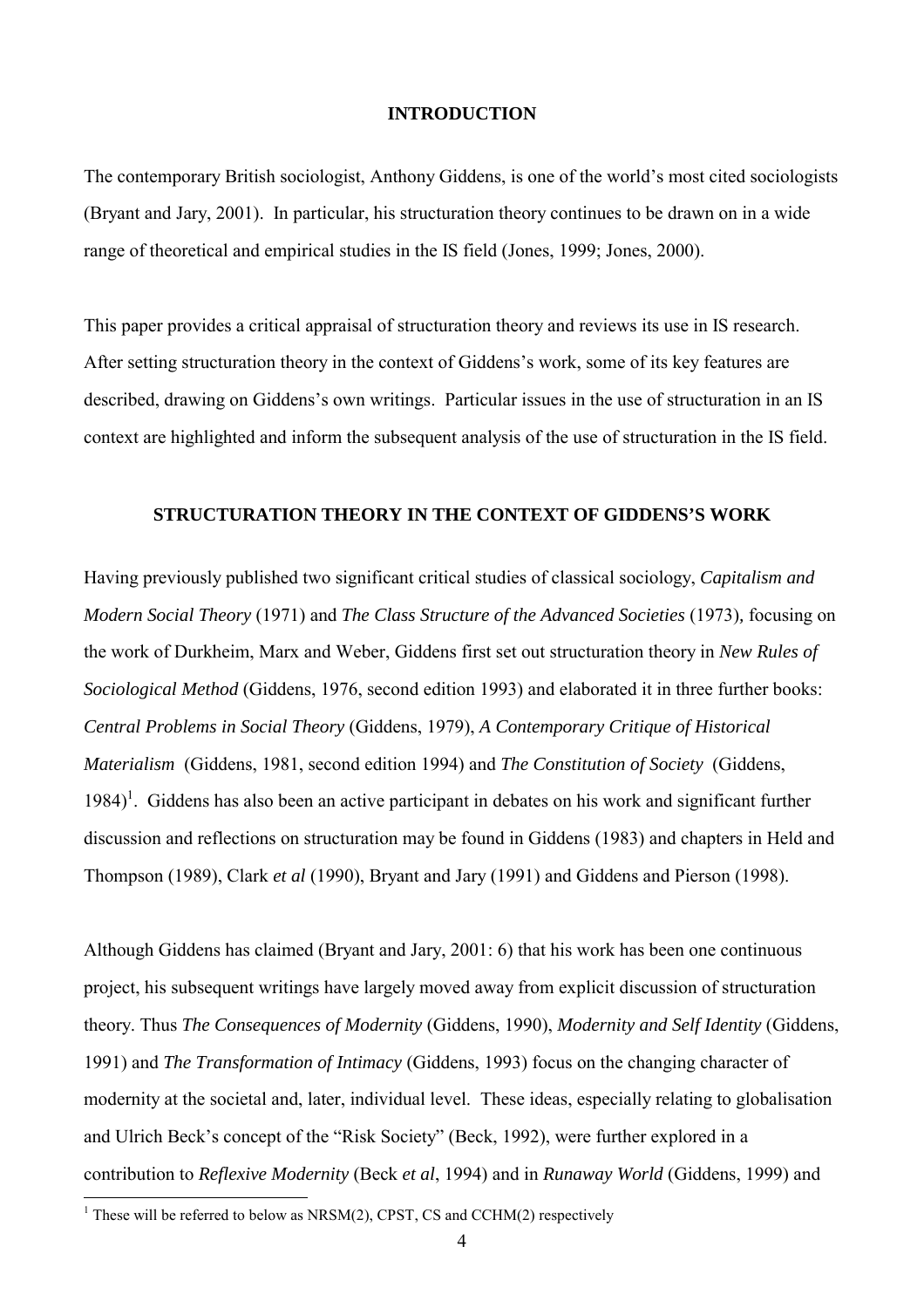## INTRODUCTION

The contemporary British sociologist, Anthony Giddens, is one of the world's most cited sociologists (Bryant and Jary, 2001). In particular, his structuration theory continues to be drawn on in a wide range of theoretical and empirical studies in the IS field (Jones, 1999; Jones, 2000).

This paper provides a critical appraisal of structuration theory and reviews its use in IS research. After setting structuration theory in the context of Giddens's work, some of its key features are described, drawing on Giddens's own writings. Particular issues in the use of structuration in an IS context are highlighted and inform the subsequent analysis of the use of structuration in the IS field.

## STRUCTURATION THEORY IN THE CONTEXT OF GIDDENS'S WORK

Having previously published two significant critical studies of classical sociology, *Capitalism and Modern Social Theory* (1971) and *The Class Structure of the Advanced Societies* (1973), focusing on the work of Durkheim, Marx and Weber, Giddens first set out structuration theory in *New Rules of Sociological Method* (Giddens, 1976, second edition 1993) and elaborated it in three further books: *Central Problems in Social Theory* (Giddens, 1979), *A Contemporary Critique of Historical Materialism* (Giddens, 1981, second edition 1994) and *The Constitution of Society* (Giddens, 1984)[1]. Giddens has also been an active participant in debates on his work and significant further discussion and reflections on structuration may be found in Giddens (1983) and chapters in Held and Thompson (1989), Clark *et al* (1990), Bryant and Jary (1991) and Giddens and Pierson (1998).

Although Giddens has claimed (Bryant and Jary, 2001: 6) that his work has been one continuous project, his subsequent writings have largely moved away from explicit discussion of structuration theory. Thus *The Consequences of Modernity* (Giddens, 1990), *Modernity and Self Identity* (Giddens, 1991) and *The Transformation of Intimacy* (Giddens, 1993) focus on the changing character of modernity at the societal and, later, individual level. These ideas, especially relating to globalisation and Ulrich Beck's concept of the "Risk Society" (Beck, 1992), were further explored in a contribution to *Reflexive Modernity* (Beck *et al*, 1994) and in *Runaway World* (Giddens, 1999) and

[1] These will be referred to below as NRSM(2), CPST, CS and CCHM(2) respectively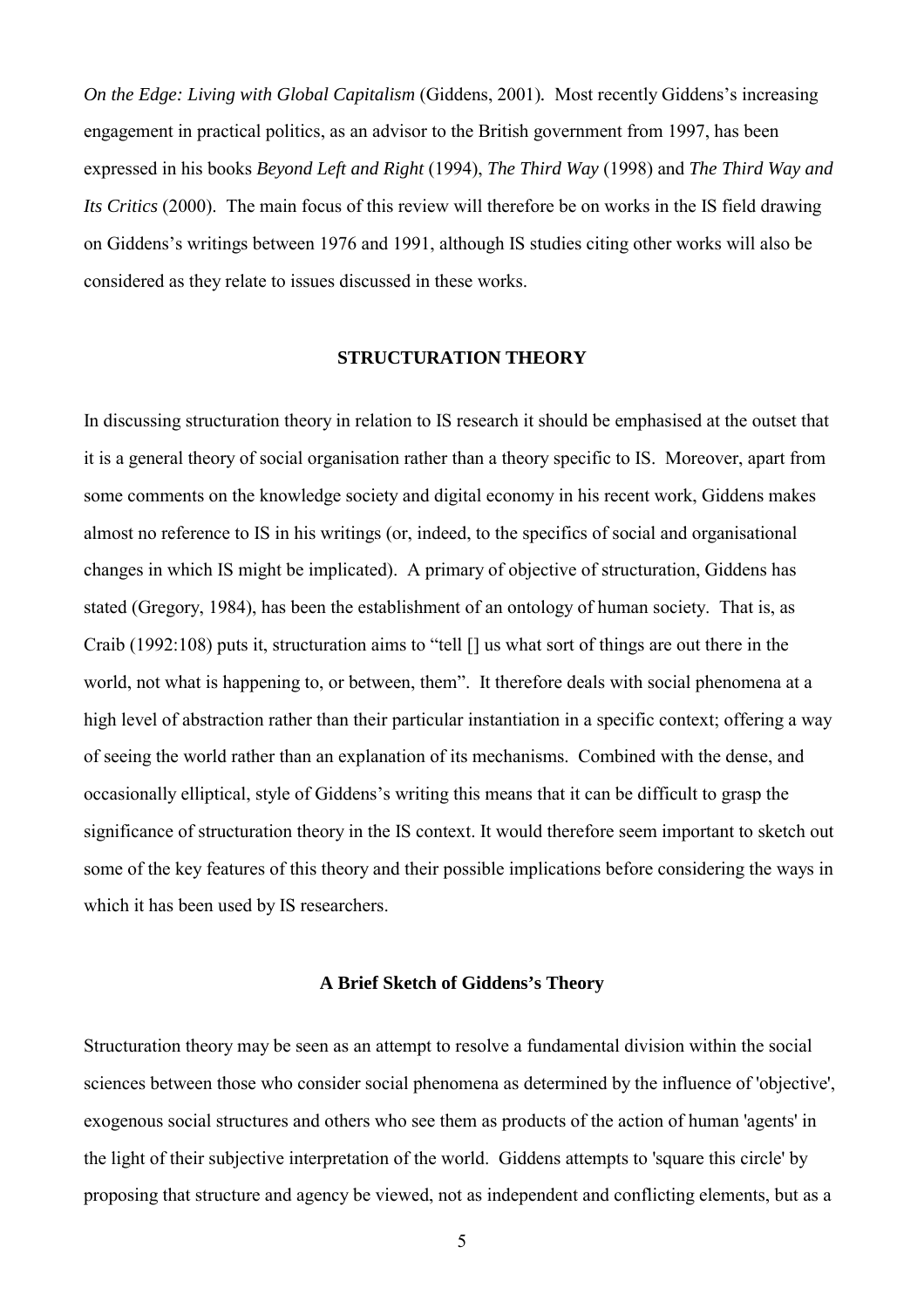*On the Edge: Living with Global Capitalism* (Giddens, 2001). Most recently Giddens's increasing engagement in practical politics, as an advisor to the British government from 1997, has been expressed in his books *Beyond Left and Right* (1994), *The Third Way* (1998) and *The Third Way and Its Critics* (2000). The main focus of this review will therefore be on works in the IS field drawing on Giddens's writings between 1976 and 1991, although IS studies citing other works will also be considered as they relate to issues discussed in these works.

## STRUCTURATION THEORY

In discussing structuration theory in relation to IS research it should be emphasised at the outset that it is a general theory of social organisation rather than a theory specific to IS. Moreover, apart from some comments on the knowledge society and digital economy in his recent work, Giddens makes almost no reference to IS in his writings (or, indeed, to the specifics of social and organisational changes in which IS might be implicated). A primary of objective of structuration, Giddens has stated (Gregory, 1984), has been the establishment of an ontology of human society. That is, as Craib (1992:108) puts it, structuration aims to "tell [] us what sort of things are out there in the world, not what is happening to, or between, them". It therefore deals with social phenomena at a high level of abstraction rather than their particular instantiation in a specific context; offering a way of seeing the world rather than an explanation of its mechanisms. Combined with the dense, and occasionally elliptical, style of Giddens's writing this means that it can be difficult to grasp the significance of structuration theory in the IS context. It would therefore seem important to sketch out some of the key features of this theory and their possible implications before considering the ways in which it has been used by IS researchers.

### A Brief Sketch of Giddens's Theory

Structuration theory may be seen as an attempt to resolve a fundamental division within the social sciences between those who consider social phenomena as determined by the influence of 'objective', exogenous social structures and others who see them as products of the action of human 'agents' in the light of their subjective interpretation of the world. Giddens attempts to 'square this circle' by proposing that structure and agency be viewed, not as independent and conflicting elements, but as a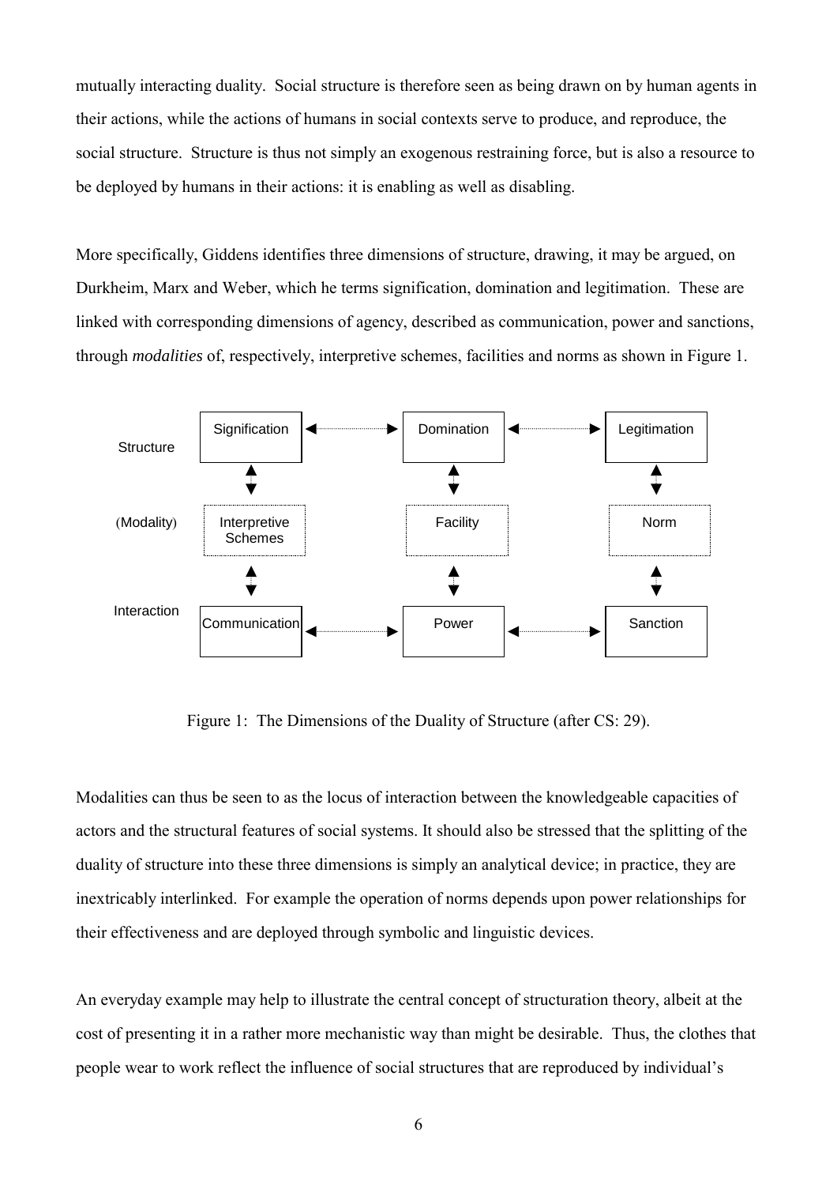mutually interacting duality. Social structure is therefore seen as being drawn on by human agents in their actions, while the actions of humans in social contexts serve to produce, and reproduce, the social structure. Structure is thus not simply an exogenous restraining force, but is also a resource to be deployed by humans in their actions: it is enabling as well as disabling.

More specifically, Giddens identifies three dimensions of structure, drawing, it may be argued, on Durkheim, Marx and Weber, which he terms signification, domination and legitimation. These are linked with corresponding dimensions of agency, described as communication, power and sanctions, through *modalities* of, respectively, interpretive schemes, facilities and norms as shown in Figure 1.

| | | | |
|---|---|---|---|
| Structure | Signification | Domination | Legitimation |
| (Modality) | Interpretive Schemes | Facility | Norm |
| Interaction | Communication | Power | Sanction |

Figure 1: The Dimensions of the Duality of Structure (after CS: 29).

Modalities can thus be seen to as the locus of interaction between the knowledgeable capacities of actors and the structural features of social systems. It should also be stressed that the splitting of the duality of structure into these three dimensions is simply an analytical device; in practice, they are inextricably interlinked. For example the operation of norms depends upon power relationships for their effectiveness and are deployed through symbolic and linguistic devices.

An everyday example may help to illustrate the central concept of structuration theory, albeit at the cost of presenting it in a rather more mechanistic way than might be desirable. Thus, the clothes that people wear to work reflect the influence of social structures that are reproduced by individual's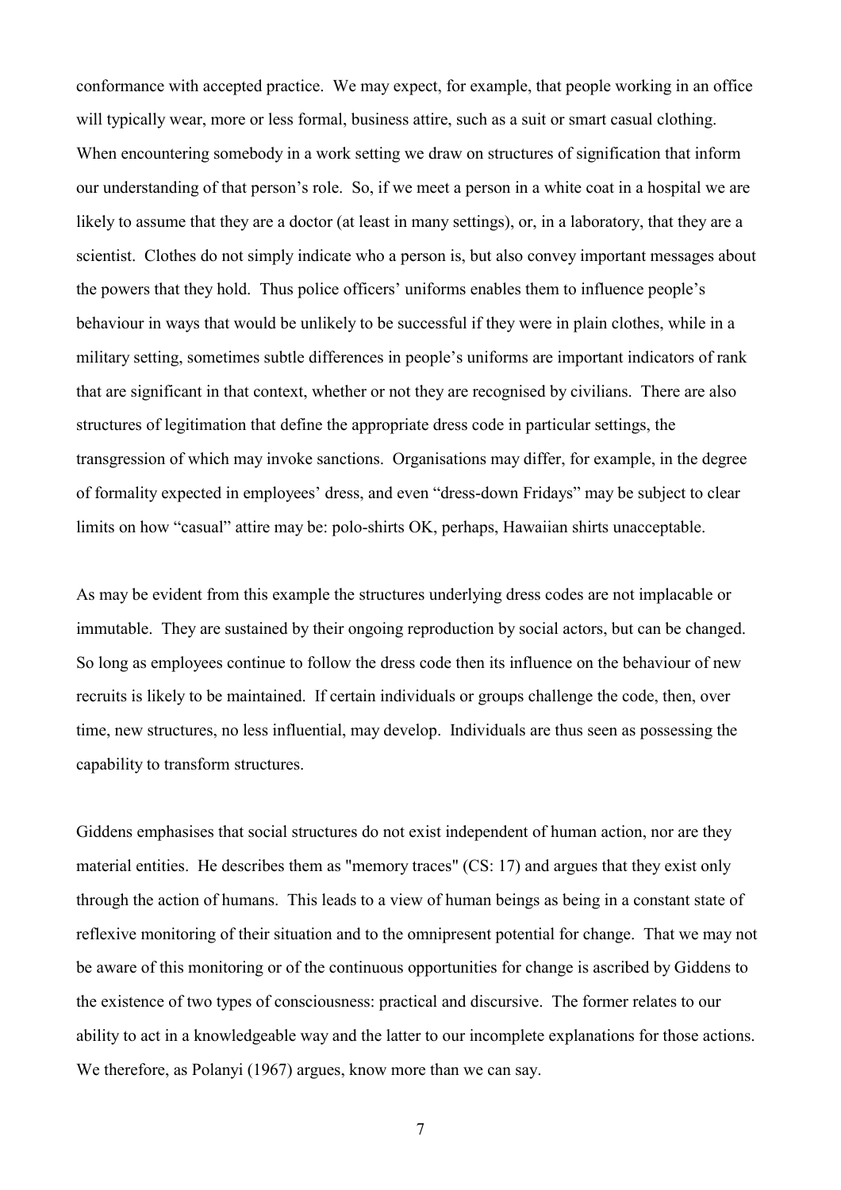conformance with accepted practice. We may expect, for example, that people working in an office will typically wear, more or less formal, business attire, such as a suit or smart casual clothing. When encountering somebody in a work setting we draw on structures of signification that inform our understanding of that person's role. So, if we meet a person in a white coat in a hospital we are likely to assume that they are a doctor (at least in many settings), or, in a laboratory, that they are a scientist. Clothes do not simply indicate who a person is, but also convey important messages about the powers that they hold. Thus police officers' uniforms enables them to influence people's behaviour in ways that would be unlikely to be successful if they were in plain clothes, while in a military setting, sometimes subtle differences in people's uniforms are important indicators of rank that are significant in that context, whether or not they are recognised by civilians. There are also structures of legitimation that define the appropriate dress code in particular settings, the transgression of which may invoke sanctions. Organisations may differ, for example, in the degree of formality expected in employees' dress, and even "dress-down Fridays" may be subject to clear limits on how "casual" attire may be: polo-shirts OK, perhaps, Hawaiian shirts unacceptable.

As may be evident from this example the structures underlying dress codes are not implacable or immutable. They are sustained by their ongoing reproduction by social actors, but can be changed. So long as employees continue to follow the dress code then its influence on the behaviour of new recruits is likely to be maintained. If certain individuals or groups challenge the code, then, over time, new structures, no less influential, may develop. Individuals are thus seen as possessing the capability to transform structures.

Giddens emphasises that social structures do not exist independent of human action, nor are they material entities. He describes them as "memory traces" (CS: 17) and argues that they exist only through the action of humans. This leads to a view of human beings as being in a constant state of reflexive monitoring of their situation and to the omnipresent potential for change. That we may not be aware of this monitoring or of the continuous opportunities for change is ascribed by Giddens to the existence of two types of consciousness: practical and discursive. The former relates to our ability to act in a knowledgeable way and the latter to our incomplete explanations for those actions. We therefore, as Polanyi (1967) argues, know more than we can say.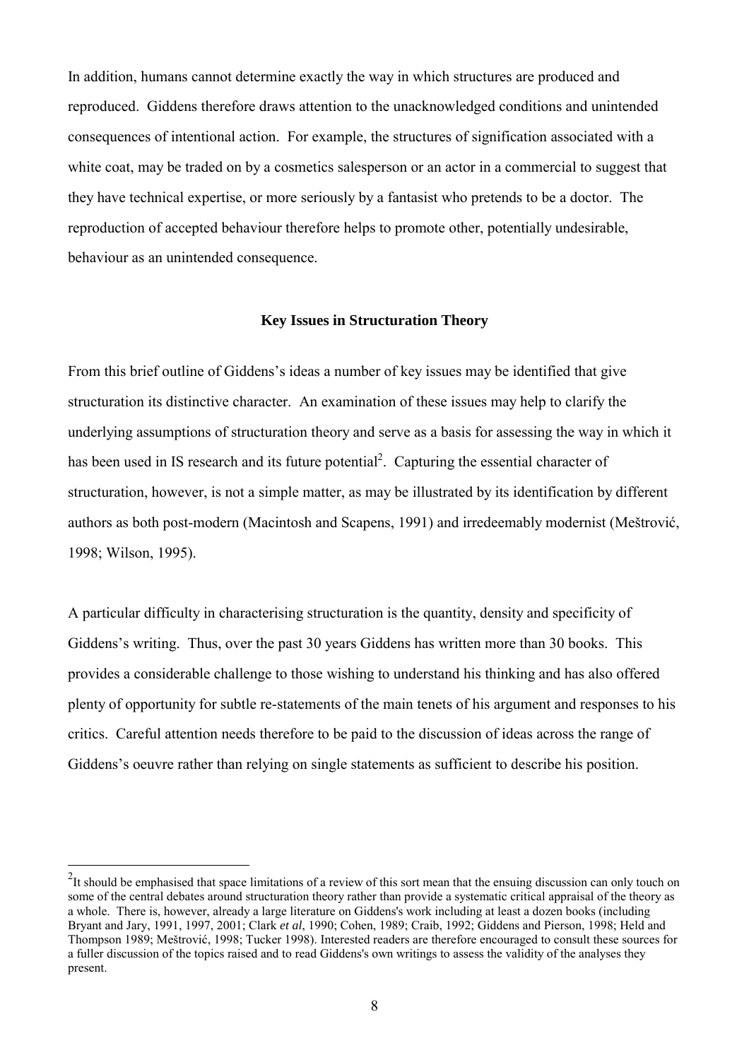In addition, humans cannot determine exactly the way in which structures are produced and reproduced. Giddens therefore draws attention to the unacknowledged conditions and unintended consequences of intentional action. For example, the structures of signification associated with a white coat, may be traded on by a cosmetics salesperson or an actor in a commercial to suggest that they have technical expertise, or more seriously by a fantasist who pretends to be a doctor. The reproduction of accepted behaviour therefore helps to promote other, potentially undesirable, behaviour as an unintended consequence.

## Key Issues in Structuration Theory

From this brief outline of Giddens's ideas a number of key issues may be identified that give structuration its distinctive character. An examination of these issues may help to clarify the underlying assumptions of structuration theory and serve as a basis for assessing the way in which it has been used in IS research and its future potential[2]. Capturing the essential character of structuration, however, is not a simple matter, as may be illustrated by its identification by different authors as both post-modern (Macintosh and Scapens, 1991) and irredeemably modernist (Meštrović, 1998; Wilson, 1995).

A particular difficulty in characterising structuration is the quantity, density and specificity of Giddens's writing. Thus, over the past 30 years Giddens has written more than 30 books. This provides a considerable challenge to those wishing to understand his thinking and has also offered plenty of opportunity for subtle re-statements of the main tenets of his argument and responses to his critics. Careful attention needs therefore to be paid to the discussion of ideas across the range of Giddens's oeuvre rather than relying on single statements as sufficient to describe his position.

[2]It should be emphasised that space limitations of a review of this sort mean that the ensuing discussion can only touch on some of the central debates around structuration theory rather than provide a systematic critical appraisal of the theory as a whole. There is, however, already a large literature on Giddens's work including at least a dozen books (including Bryant and Jary, 1991, 1997, 2001; Clark *et al*, 1990; Cohen, 1989; Craib, 1992; Giddens and Pierson, 1998; Held and Thompson 1989; Meštrović, 1998; Tucker 1998). Interested readers are therefore encouraged to consult these sources for a fuller discussion of the topics raised and to read Giddens's own writings to assess the validity of the analyses they present.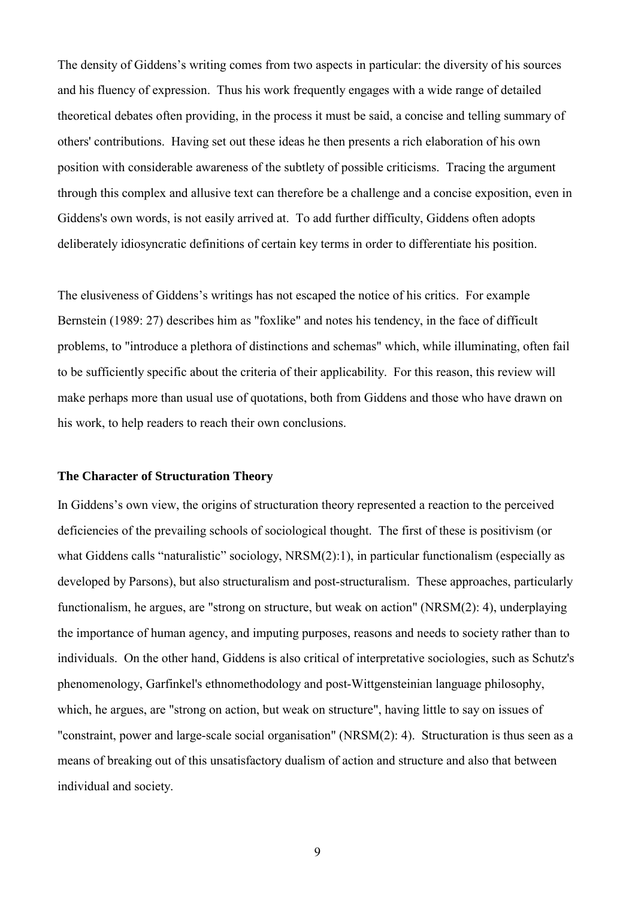The density of Giddens's writing comes from two aspects in particular: the diversity of his sources and his fluency of expression. Thus his work frequently engages with a wide range of detailed theoretical debates often providing, in the process it must be said, a concise and telling summary of others' contributions. Having set out these ideas he then presents a rich elaboration of his own position with considerable awareness of the subtlety of possible criticisms. Tracing the argument through this complex and allusive text can therefore be a challenge and a concise exposition, even in Giddens's own words, is not easily arrived at. To add further difficulty, Giddens often adopts deliberately idiosyncratic definitions of certain key terms in order to differentiate his position.

The elusiveness of Giddens's writings has not escaped the notice of his critics. For example Bernstein (1989: 27) describes him as "foxlike" and notes his tendency, in the face of difficult problems, to "introduce a plethora of distinctions and schemas" which, while illuminating, often fail to be sufficiently specific about the criteria of their applicability. For this reason, this review will make perhaps more than usual use of quotations, both from Giddens and those who have drawn on his work, to help readers to reach their own conclusions.

**The Character of Structuration Theory**

In Giddens's own view, the origins of structuration theory represented a reaction to the perceived deficiencies of the prevailing schools of sociological thought. The first of these is positivism (or what Giddens calls "naturalistic" sociology, NRSM(2):1), in particular functionalism (especially as developed by Parsons), but also structuralism and post-structuralism. These approaches, particularly functionalism, he argues, are "strong on structure, but weak on action" (NRSM(2): 4), underplaying the importance of human agency, and imputing purposes, reasons and needs to society rather than to individuals. On the other hand, Giddens is also critical of interpretative sociologies, such as Schutz's phenomenology, Garfinkel's ethnomethodology and post-Wittgensteinian language philosophy, which, he argues, are "strong on action, but weak on structure", having little to say on issues of "constraint, power and large-scale social organisation" (NRSM(2): 4). Structuration is thus seen as a means of breaking out of this unsatisfactory dualism of action and structure and also that between individual and society.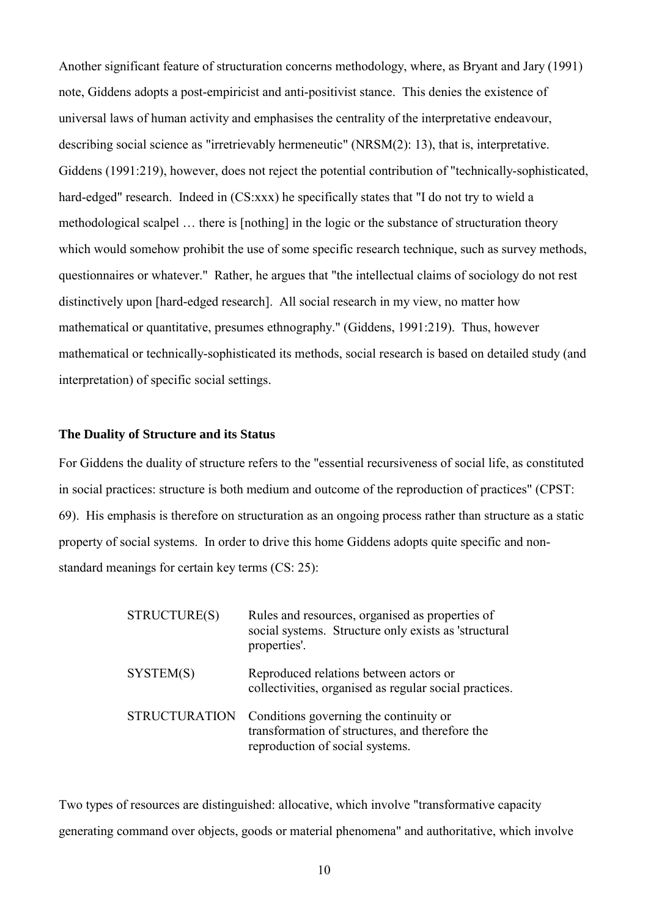Another significant feature of structuration concerns methodology, where, as Bryant and Jary (1991) note, Giddens adopts a post-empiricist and anti-positivist stance. This denies the existence of universal laws of human activity and emphasises the centrality of the interpretative endeavour, describing social science as "irretrievably hermeneutic" (NRSM(2): 13), that is, interpretative. Giddens (1991:219), however, does not reject the potential contribution of "technically-sophisticated, hard-edged" research. Indeed in (CS:xxx) he specifically states that "I do not try to wield a methodological scalpel … there is [nothing] in the logic or the substance of structuration theory which would somehow prohibit the use of some specific research technique, such as survey methods, questionnaires or whatever." Rather, he argues that "the intellectual claims of sociology do not rest distinctively upon [hard-edged research]. All social research in my view, no matter how mathematical or quantitative, presumes ethnography." (Giddens, 1991:219). Thus, however mathematical or technically-sophisticated its methods, social research is based on detailed study (and interpretation) of specific social settings.

### The Duality of Structure and its Status

For Giddens the duality of structure refers to the "essential recursiveness of social life, as constituted in social practices: structure is both medium and outcome of the reproduction of practices" (CPST: 69). His emphasis is therefore on structuration as an ongoing process rather than structure as a static property of social systems. In order to drive this home Giddens adopts quite specific and non-standard meanings for certain key terms (CS: 25):

| | |
|---|---|
| STRUCTURE(S) | Rules and resources, organised as properties of social systems. Structure only exists as 'structural properties'. |
| SYSTEM(S) | Reproduced relations between actors or collectivities, organised as regular social practices. |
| STRUCTURATION | Conditions governing the continuity or transformation of structures, and therefore the reproduction of social systems. |

Two types of resources are distinguished: allocative, which involve "transformative capacity generating command over objects, goods or material phenomena" and authoritative, which involve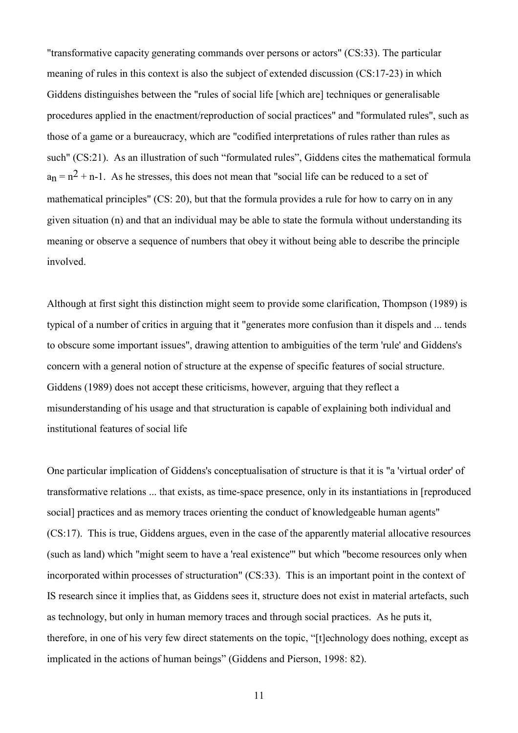"transformative capacity generating commands over persons or actors" (CS:33). The particular meaning of rules in this context is also the subject of extended discussion (CS:17-23) in which Giddens distinguishes between the "rules of social life [which are] techniques or generalisable procedures applied in the enactment/reproduction of social practices" and "formulated rules", such as those of a game or a bureaucracy, which are "codified interpretations of rules rather than rules as such" (CS:21). As an illustration of such "formulated rules", Giddens cites the mathematical formula $a_n = n^2 + n - 1$. As he stresses, this does not mean that "social life can be reduced to a set of mathematical principles" (CS: 20), but that the formula provides a rule for how to carry on in any given situation (n) and that an individual may be able to state the formula without understanding its meaning or observe a sequence of numbers that obey it without being able to describe the principle involved.

Although at first sight this distinction might seem to provide some clarification, Thompson (1989) is typical of a number of critics in arguing that it "generates more confusion than it dispels and ... tends to obscure some important issues", drawing attention to ambiguities of the term 'rule' and Giddens's concern with a general notion of structure at the expense of specific features of social structure. Giddens (1989) does not accept these criticisms, however, arguing that they reflect a misunderstanding of his usage and that structuration is capable of explaining both individual and institutional features of social life

One particular implication of Giddens's conceptualisation of structure is that it is "a 'virtual order' of transformative relations ... that exists, as time-space presence, only in its instantiations in [reproduced social] practices and as memory traces orienting the conduct of knowledgeable human agents" (CS:17). This is true, Giddens argues, even in the case of the apparently material allocative resources (such as land) which "might seem to have a 'real existence'" but which "become resources only when incorporated within processes of structuration" (CS:33). This is an important point in the context of IS research since it implies that, as Giddens sees it, structure does not exist in material artefacts, such as technology, but only in human memory traces and through social practices. As he puts it, therefore, in one of his very few direct statements on the topic, "[t]echnology does nothing, except as implicated in the actions of human beings" (Giddens and Pierson, 1998: 82).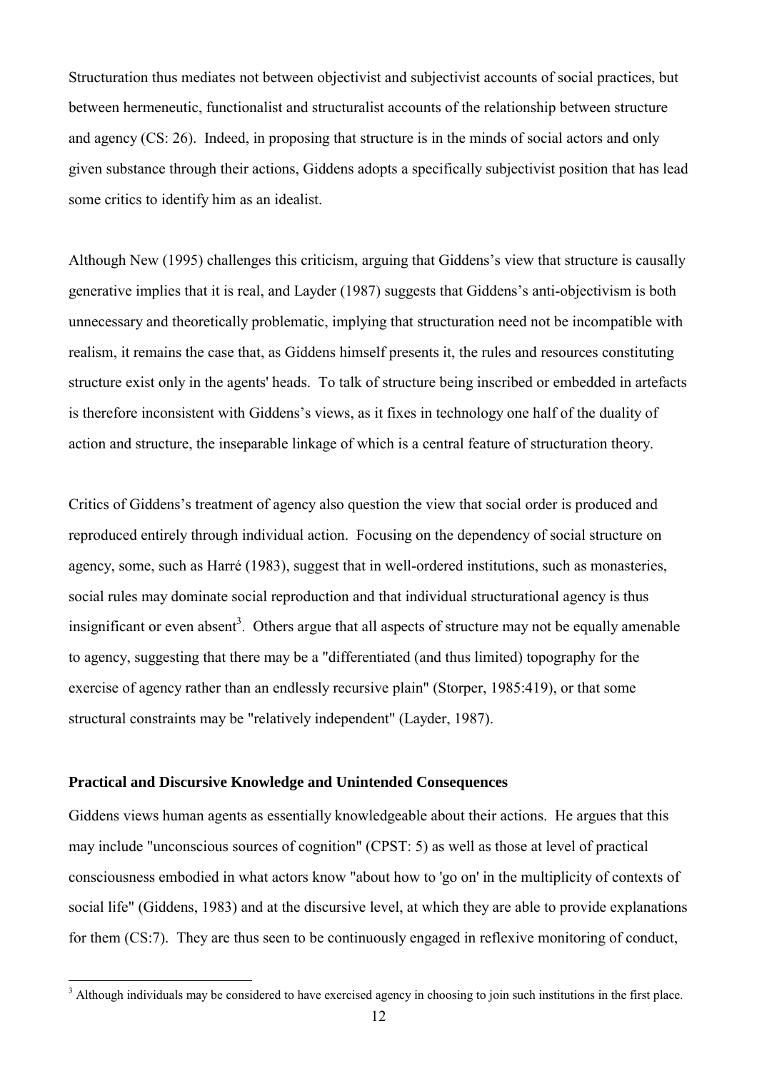Structuration thus mediates not between objectivist and subjectivist accounts of social practices, but between hermeneutic, functionalist and structuralist accounts of the relationship between structure and agency (CS: 26). Indeed, in proposing that structure is in the minds of social actors and only given substance through their actions, Giddens adopts a specifically subjectivist position that has lead some critics to identify him as an idealist.

Although New (1995) challenges this criticism, arguing that Giddens's view that structure is causally generative implies that it is real, and Layder (1987) suggests that Giddens's anti-objectivism is both unnecessary and theoretically problematic, implying that structuration need not be incompatible with realism, it remains the case that, as Giddens himself presents it, the rules and resources constituting structure exist only in the agents' heads. To talk of structure being inscribed or embedded in artefacts is therefore inconsistent with Giddens's views, as it fixes in technology one half of the duality of action and structure, the inseparable linkage of which is a central feature of structuration theory.

Critics of Giddens's treatment of agency also question the view that social order is produced and reproduced entirely through individual action. Focusing on the dependency of social structure on agency, some, such as Harré (1983), suggest that in well-ordered institutions, such as monasteries, social rules may dominate social reproduction and that individual structurational agency is thus insignificant or even absent[3]. Others argue that all aspects of structure may not be equally amenable to agency, suggesting that there may be a "differentiated (and thus limited) topography for the exercise of agency rather than an endlessly recursive plain" (Storper, 1985:419), or that some structural constraints may be "relatively independent" (Layder, 1987).

**Practical and Discursive Knowledge and Unintended Consequences**

Giddens views human agents as essentially knowledgeable about their actions. He argues that this may include "unconscious sources of cognition" (CPST: 5) as well as those at level of practical consciousness embodied in what actors know "about how to 'go on' in the multiplicity of contexts of social life" (Giddens, 1983) and at the discursive level, at which they are able to provide explanations for them (CS:7). They are thus seen to be continuously engaged in reflexive monitoring of conduct,

[3] Although individuals may be considered to have exercised agency in choosing to join such institutions in the first place.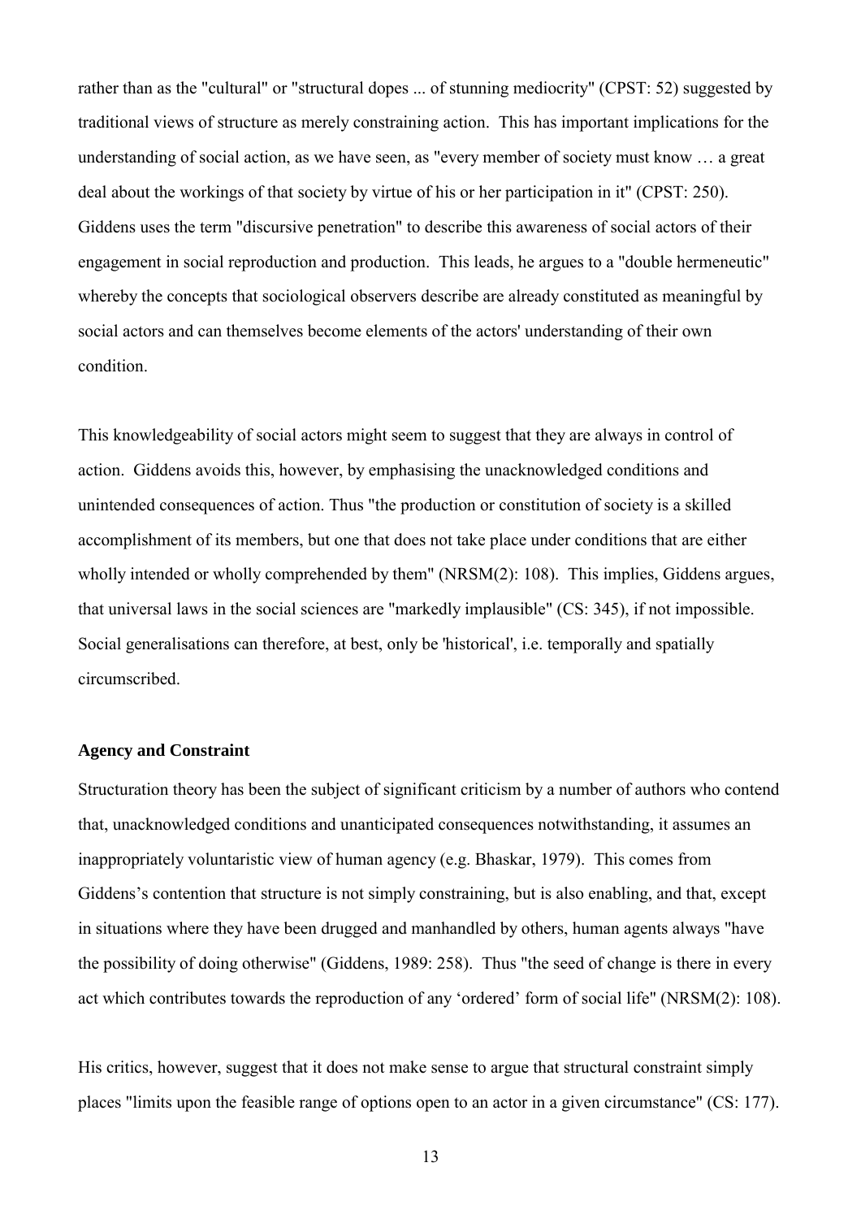rather than as the "cultural" or "structural dopes ... of stunning mediocrity" (CPST: 52) suggested by traditional views of structure as merely constraining action. This has important implications for the understanding of social action, as we have seen, as "every member of society must know … a great deal about the workings of that society by virtue of his or her participation in it" (CPST: 250). Giddens uses the term "discursive penetration" to describe this awareness of social actors of their engagement in social reproduction and production. This leads, he argues to a "double hermeneutic" whereby the concepts that sociological observers describe are already constituted as meaningful by social actors and can themselves become elements of the actors' understanding of their own condition.

This knowledgeability of social actors might seem to suggest that they are always in control of action. Giddens avoids this, however, by emphasising the unacknowledged conditions and unintended consequences of action. Thus "the production or constitution of society is a skilled accomplishment of its members, but one that does not take place under conditions that are either wholly intended or wholly comprehended by them" (NRSM(2): 108). This implies, Giddens argues, that universal laws in the social sciences are "markedly implausible" (CS: 345), if not impossible. Social generalisations can therefore, at best, only be 'historical', i.e. temporally and spatially circumscribed.

**Agency and Constraint**

Structuration theory has been the subject of significant criticism by a number of authors who contend that, unacknowledged conditions and unanticipated consequences notwithstanding, it assumes an inappropriately voluntaristic view of human agency (e.g. Bhaskar, 1979). This comes from Giddens's contention that structure is not simply constraining, but is also enabling, and that, except in situations where they have been drugged and manhandled by others, human agents always "have the possibility of doing otherwise" (Giddens, 1989: 258). Thus "the seed of change is there in every act which contributes towards the reproduction of any 'ordered' form of social life" (NRSM(2): 108).

His critics, however, suggest that it does not make sense to argue that structural constraint simply places "limits upon the feasible range of options open to an actor in a given circumstance" (CS: 177).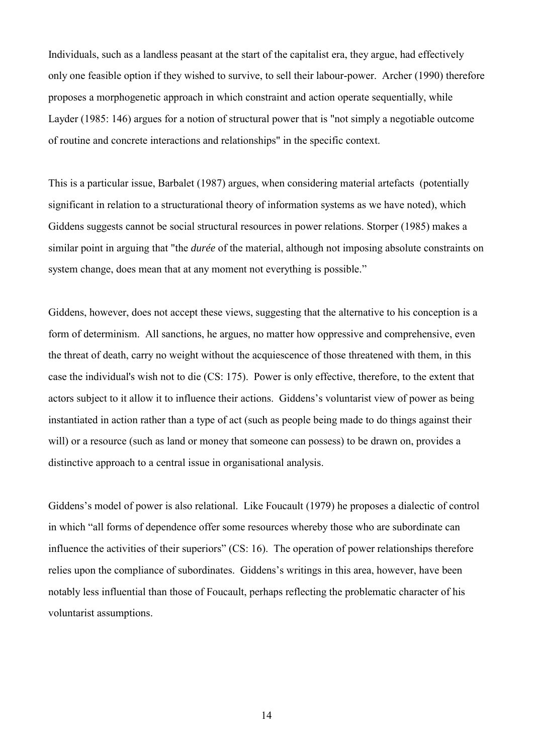Individuals, such as a landless peasant at the start of the capitalist era, they argue, had effectively only one feasible option if they wished to survive, to sell their labour-power. Archer (1990) therefore proposes a morphogenetic approach in which constraint and action operate sequentially, while Layder (1985: 146) argues for a notion of structural power that is "not simply a negotiable outcome of routine and concrete interactions and relationships" in the specific context.

This is a particular issue, Barbalet (1987) argues, when considering material artefacts (potentially significant in relation to a structurational theory of information systems as we have noted), which Giddens suggests cannot be social structural resources in power relations. Storper (1985) makes a similar point in arguing that "the *durée* of the material, although not imposing absolute constraints on system change, does mean that at any moment not everything is possible."

Giddens, however, does not accept these views, suggesting that the alternative to his conception is a form of determinism. All sanctions, he argues, no matter how oppressive and comprehensive, even the threat of death, carry no weight without the acquiescence of those threatened with them, in this case the individual's wish not to die (CS: 175). Power is only effective, therefore, to the extent that actors subject to it allow it to influence their actions. Giddens's voluntarist view of power as being instantiated in action rather than a type of act (such as people being made to do things against their will) or a resource (such as land or money that someone can possess) to be drawn on, provides a distinctive approach to a central issue in organisational analysis.

Giddens's model of power is also relational. Like Foucault (1979) he proposes a dialectic of control in which "all forms of dependence offer some resources whereby those who are subordinate can influence the activities of their superiors" (CS: 16). The operation of power relationships therefore relies upon the compliance of subordinates. Giddens's writings in this area, however, have been notably less influential than those of Foucault, perhaps reflecting the problematic character of his voluntarist assumptions.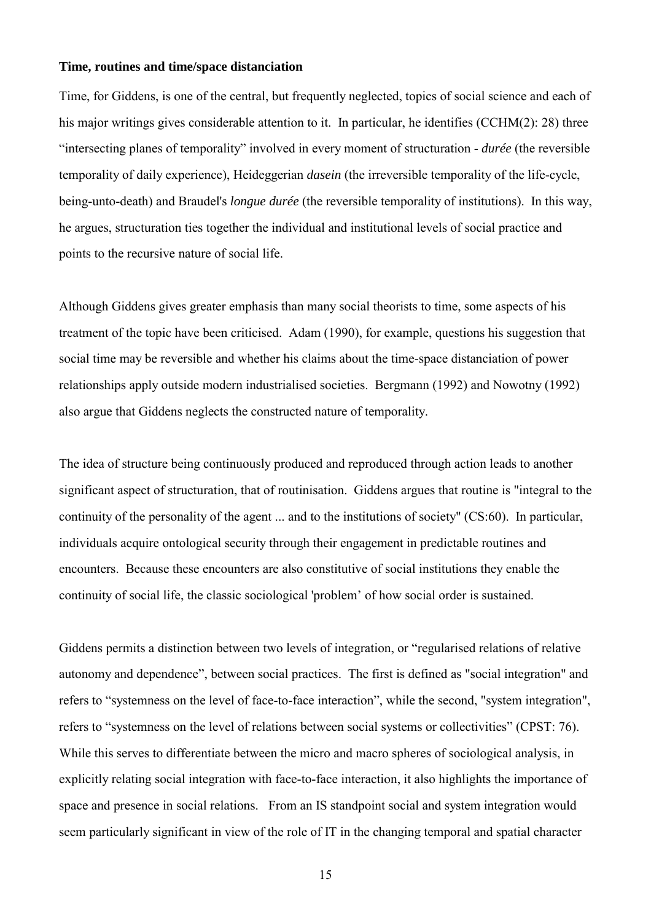**Time, routines and time/space distanciation**

Time, for Giddens, is one of the central, but frequently neglected, topics of social science and each of his major writings gives considerable attention to it. In particular, he identifies (CCHM(2): 28) three "intersecting planes of temporality" involved in every moment of structuration - *durée* (the reversible temporality of daily experience), Heideggerian *dasein* (the irreversible temporality of the life-cycle, being-unto-death) and Braudel's *longue durée* (the reversible temporality of institutions). In this way, he argues, structuration ties together the individual and institutional levels of social practice and points to the recursive nature of social life.

Although Giddens gives greater emphasis than many social theorists to time, some aspects of his treatment of the topic have been criticised. Adam (1990), for example, questions his suggestion that social time may be reversible and whether his claims about the time-space distanciation of power relationships apply outside modern industrialised societies. Bergmann (1992) and Nowotny (1992) also argue that Giddens neglects the constructed nature of temporality.

The idea of structure being continuously produced and reproduced through action leads to another significant aspect of structuration, that of routinisation. Giddens argues that routine is "integral to the continuity of the personality of the agent ... and to the institutions of society" (CS:60). In particular, individuals acquire ontological security through their engagement in predictable routines and encounters. Because these encounters are also constitutive of social institutions they enable the continuity of social life, the classic sociological 'problem' of how social order is sustained.

Giddens permits a distinction between two levels of integration, or "regularised relations of relative autonomy and dependence", between social practices. The first is defined as "social integration" and refers to "systemness on the level of face-to-face interaction", while the second, "system integration", refers to "systemness on the level of relations between social systems or collectivities" (CPST: 76). While this serves to differentiate between the micro and macro spheres of sociological analysis, in explicitly relating social integration with face-to-face interaction, it also highlights the importance of space and presence in social relations. From an IS standpoint social and system integration would seem particularly significant in view of the role of IT in the changing temporal and spatial character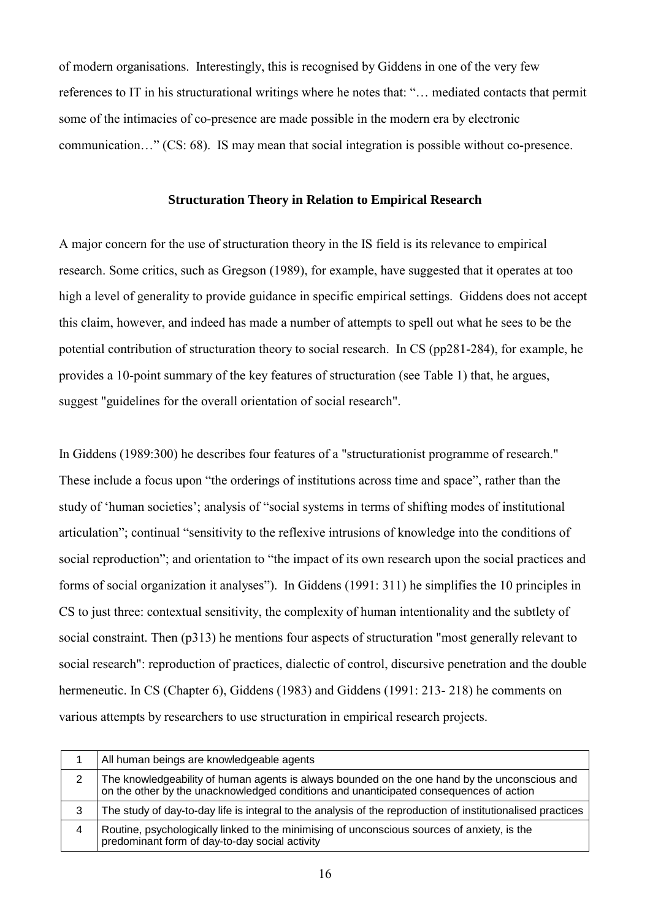of modern organisations. Interestingly, this is recognised by Giddens in one of the very few references to IT in his structurational writings where he notes that: "… mediated contacts that permit some of the intimacies of co-presence are made possible in the modern era by electronic communication…" (CS: 68). IS may mean that social integration is possible without co-presence.

## Structuration Theory in Relation to Empirical Research

A major concern for the use of structuration theory in the IS field is its relevance to empirical research. Some critics, such as Gregson (1989), for example, have suggested that it operates at too high a level of generality to provide guidance in specific empirical settings. Giddens does not accept this claim, however, and indeed has made a number of attempts to spell out what he sees to be the potential contribution of structuration theory to social research. In CS (pp281-284), for example, he provides a 10-point summary of the key features of structuration (see Table 1) that, he argues, suggest "guidelines for the overall orientation of social research".

In Giddens (1989:300) he describes four features of a "structurationist programme of research." These include a focus upon "the orderings of institutions across time and space", rather than the study of 'human societies'; analysis of "social systems in terms of shifting modes of institutional articulation"; continual "sensitivity to the reflexive intrusions of knowledge into the conditions of social reproduction"; and orientation to "the impact of its own research upon the social practices and forms of social organization it analyses"). In Giddens (1991: 311) he simplifies the 10 principles in CS to just three: contextual sensitivity, the complexity of human intentionality and the subtlety of social constraint. Then (p313) he mentions four aspects of structuration "most generally relevant to social research": reproduction of practices, dialectic of control, discursive penetration and the double hermeneutic. In CS (Chapter 6), Giddens (1983) and Giddens (1991: 213- 218) he comments on various attempts by researchers to use structuration in empirical research projects.

| | |
|---|---|
| 1 | All human beings are knowledgeable agents |
| 2 | The knowledgeability of human agents is always bounded on the one hand by the unconscious and on the other by the unacknowledged conditions and unanticipated consequences of action |
| 3 | The study of day-to-day life is integral to the analysis of the reproduction of institutionalised practices |
| 4 | Routine, psychologically linked to the minimising of unconscious sources of anxiety, is the predominant form of day-to-day social activity |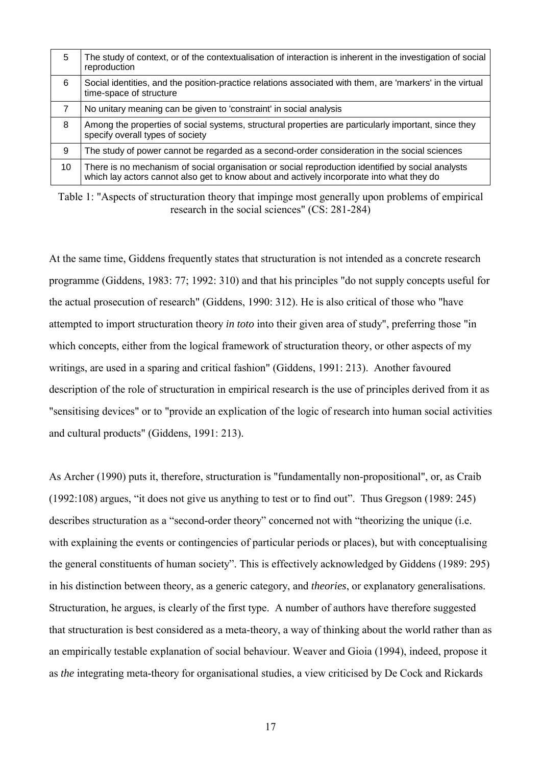| | |
|---|---|
| 5 | The study of context, or of the contextualisation of interaction is inherent in the investigation of social reproduction |
| 6 | Social identities, and the position-practice relations associated with them, are 'markers' in the virtual time-space of structure |
| 7 | No unitary meaning can be given to 'constraint' in social analysis |
| 8 | Among the properties of social systems, structural properties are particularly important, since they specify overall types of society |
| 9 | The study of power cannot be regarded as a second-order consideration in the social sciences |
| 10 | There is no mechanism of social organisation or social reproduction identified by social analysts which lay actors cannot also get to know about and actively incorporate into what they do |

Table 1: "Aspects of structuration theory that impinge most generally upon problems of empirical research in the social sciences" (CS: 281-284)

At the same time, Giddens frequently states that structuration is not intended as a concrete research programme (Giddens, 1983: 77; 1992: 310) and that his principles "do not supply concepts useful for the actual prosecution of research" (Giddens, 1990: 312). He is also critical of those who "have attempted to import structuration theory *in toto* into their given area of study", preferring those "in which concepts, either from the logical framework of structuration theory, or other aspects of my writings, are used in a sparing and critical fashion" (Giddens, 1991: 213). Another favoured description of the role of structuration in empirical research is the use of principles derived from it as "sensitising devices" or to "provide an explication of the logic of research into human social activities and cultural products" (Giddens, 1991: 213).

As Archer (1990) puts it, therefore, structuration is "fundamentally non-propositional", or, as Craib (1992:108) argues, "it does not give us anything to test or to find out". Thus Gregson (1989: 245) describes structuration as a "second-order theory" concerned not with "theorizing the unique (i.e. with explaining the events or contingencies of particular periods or places), but with conceptualising the general constituents of human society". This is effectively acknowledged by Giddens (1989: 295) in his distinction between theory, as a generic category, and *theories*, or explanatory generalisations. Structuration, he argues, is clearly of the first type. A number of authors have therefore suggested that structuration is best considered as a meta-theory, a way of thinking about the world rather than as an empirically testable explanation of social behaviour. Weaver and Gioia (1994), indeed, propose it as *the* integrating meta-theory for organisational studies, a view criticised by De Cock and Rickards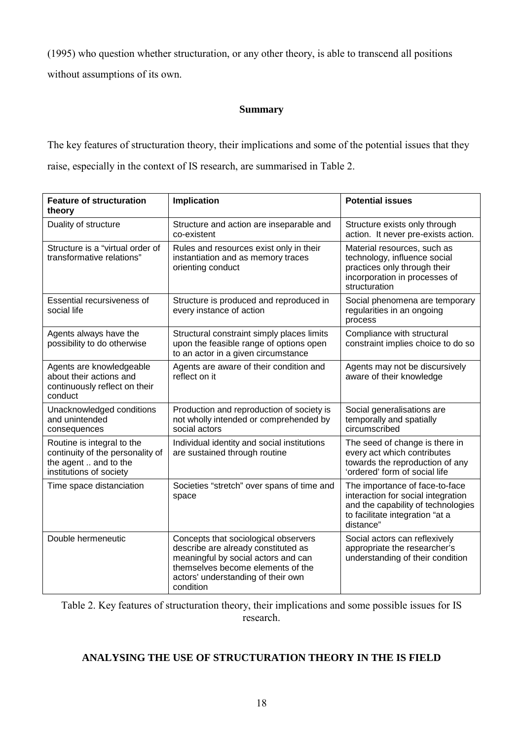(1995) who question whether structuration, or any other theory, is able to transcend all positions without assumptions of its own.

### Summary

The key features of structuration theory, their implications and some of the potential issues that they raise, especially in the context of IS research, are summarised in Table 2.

| **Feature of structuration theory** | **Implication** | **Potential issues** |
|---|---|---|
| Duality of structure | Structure and action are inseparable and co-existent | Structure exists only through action. It never pre-exists action. |
| Structure is a "virtual order of transformative relations" | Rules and resources exist only in their instantiation and as memory traces orienting conduct | Material resources, such as technology, influence social practices only through their incorporation in processes of structuration |
| Essential recursiveness of social life | Structure is produced and reproduced in every instance of action | Social phenomena are temporary regularities in an ongoing process |
| Agents always have the possibility to do otherwise | Structural constraint simply places limits upon the feasible range of options open to an actor in a given circumstance | Compliance with structural constraint implies choice to do so |
| Agents are knowledgeable about their actions and continuously reflect on their conduct | Agents are aware of their condition and reflect on it | Agents may not be discursively aware of their knowledge |
| Unacknowledged conditions and unintended consequences | Production and reproduction of society is not wholly intended or comprehended by social actors | Social generalisations are temporally and spatially circumscribed |
| Routine is integral to the continuity of the personality of the agent .. and to the institutions of society | Individual identity and social institutions are sustained through routine | The seed of change is there in every act which contributes towards the reproduction of any 'ordered' form of social life |
| Time space distanciation | Societies "stretch" over spans of time and space | The importance of face-to-face interaction for social integration and the capability of technologies to facilitate integration "at a distance" |
| Double hermeneutic | Concepts that sociological observers describe are already constituted as meaningful by social actors and can themselves become elements of the actors' understanding of their own condition | Social actors can reflexively appropriate the researcher's understanding of their condition |

Table 2. Key features of structuration theory, their implications and some possible issues for IS research.

## ANALYSING THE USE OF STRUCTURATION THEORY IN THE IS FIELD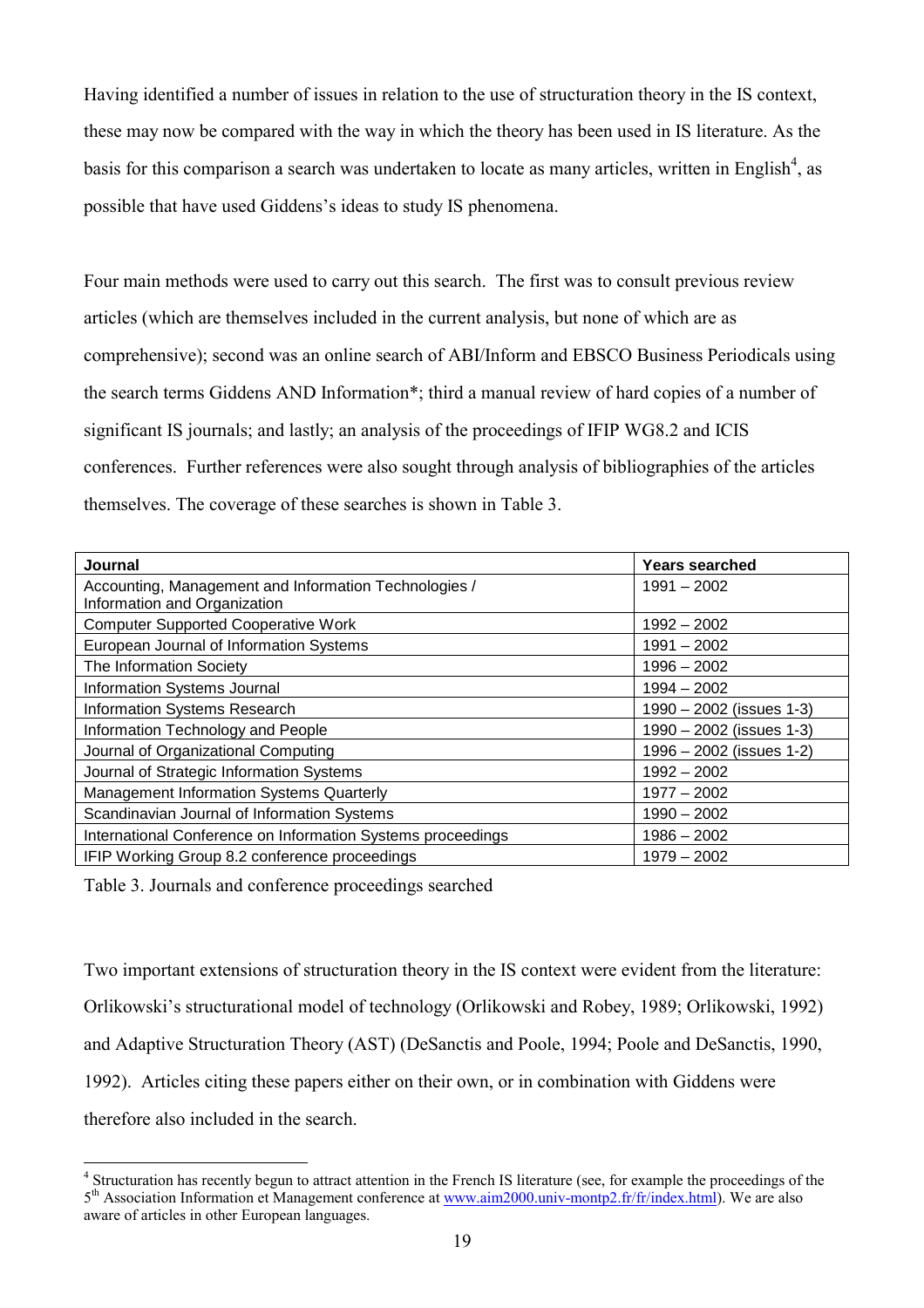Having identified a number of issues in relation to the use of structuration theory in the IS context, these may now be compared with the way in which the theory has been used in IS literature. As the basis for this comparison a search was undertaken to locate as many articles, written in English[4], as possible that have used Giddens's ideas to study IS phenomena.

Four main methods were used to carry out this search. The first was to consult previous review articles (which are themselves included in the current analysis, but none of which are as comprehensive); second was an online search of ABI/Inform and EBSCO Business Periodicals using the search terms Giddens AND Information*; third a manual review of hard copies of a number of significant IS journals; and lastly; an analysis of the proceedings of IFIP WG8.2 and ICIS conferences. Further references were also sought through analysis of bibliographies of the articles themselves. The coverage of these searches is shown in Table 3.

| Journal | Years searched |
|---|---|
| Accounting, Management and Information Technologies / Information and Organization | 1991 – 2002 |
| Computer Supported Cooperative Work | 1992 – 2002 |
| European Journal of Information Systems | 1991 – 2002 |
| The Information Society | 1996 – 2002 |
| Information Systems Journal | 1994 – 2002 |
| Information Systems Research | 1990 – 2002 (issues 1-3) |
| Information Technology and People | 1990 – 2002 (issues 1-3) |
| Journal of Organizational Computing | 1996 – 2002 (issues 1-2) |
| Journal of Strategic Information Systems | 1992 – 2002 |
| Management Information Systems Quarterly | 1977 – 2002 |
| Scandinavian Journal of Information Systems | 1990 – 2002 |
| International Conference on Information Systems proceedings | 1986 – 2002 |
| IFIP Working Group 8.2 conference proceedings | 1979 – 2002 |

Table 3. Journals and conference proceedings searched

Two important extensions of structuration theory in the IS context were evident from the literature: Orlikowski's structurational model of technology (Orlikowski and Robey, 1989; Orlikowski, 1992) and Adaptive Structuration Theory (AST) (DeSanctis and Poole, 1994; Poole and DeSanctis, 1990, 1992). Articles citing these papers either on their own, or in combination with Giddens were therefore also included in the search.

---

[4] Structuration has recently begun to attract attention in the French IS literature (see, for example the proceedings of the 5th Association Information et Management conference at www.aim2000.univ-montp2.fr/fr/index.html). We are also aware of articles in other European languages.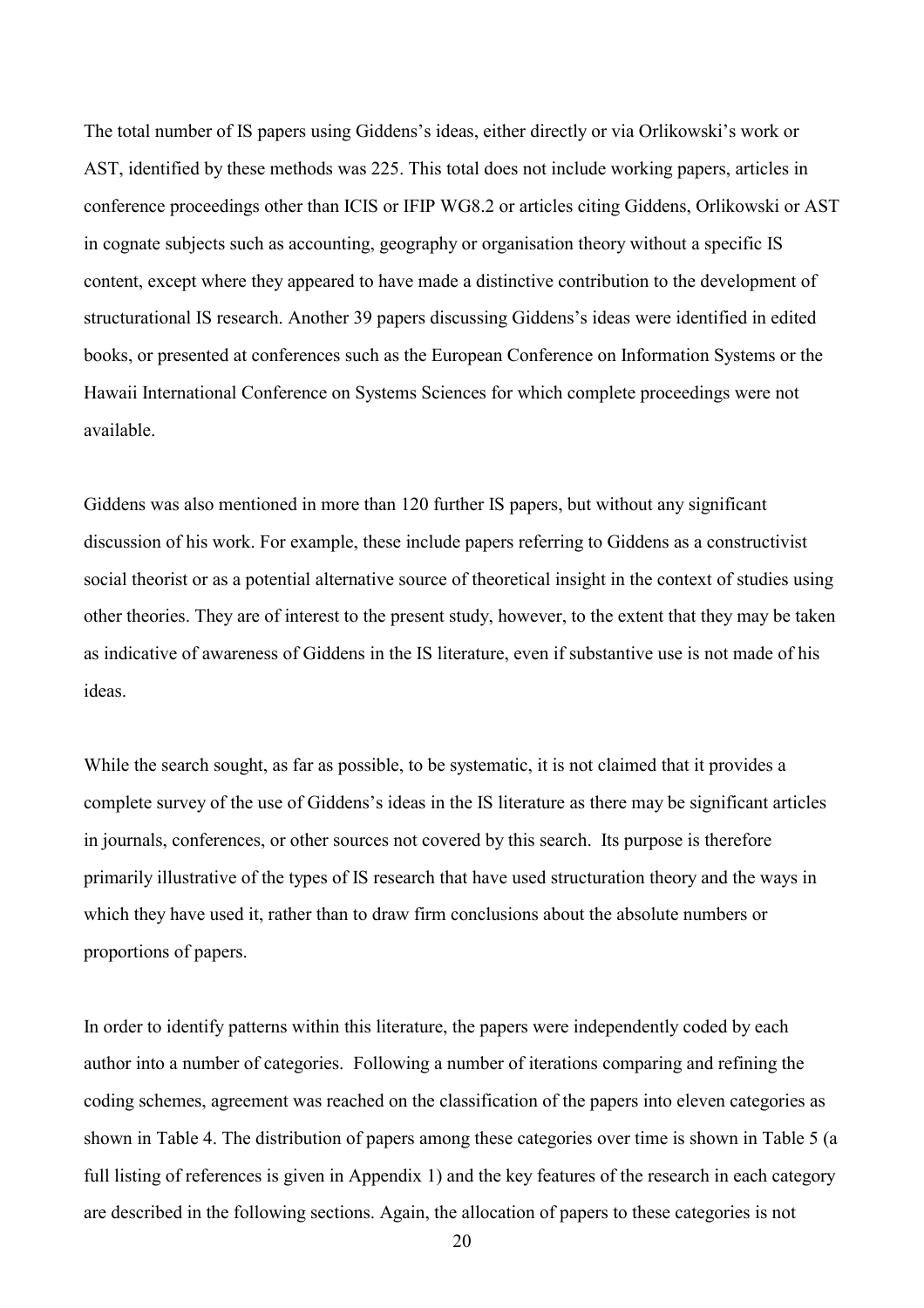The total number of IS papers using Giddens's ideas, either directly or via Orlikowski's work or AST, identified by these methods was 225. This total does not include working papers, articles in conference proceedings other than ICIS or IFIP WG8.2 or articles citing Giddens, Orlikowski or AST in cognate subjects such as accounting, geography or organisation theory without a specific IS content, except where they appeared to have made a distinctive contribution to the development of structurational IS research. Another 39 papers discussing Giddens's ideas were identified in edited books, or presented at conferences such as the European Conference on Information Systems or the Hawaii International Conference on Systems Sciences for which complete proceedings were not available.

Giddens was also mentioned in more than 120 further IS papers, but without any significant discussion of his work. For example, these include papers referring to Giddens as a constructivist social theorist or as a potential alternative source of theoretical insight in the context of studies using other theories. They are of interest to the present study, however, to the extent that they may be taken as indicative of awareness of Giddens in the IS literature, even if substantive use is not made of his ideas.

While the search sought, as far as possible, to be systematic, it is not claimed that it provides a complete survey of the use of Giddens's ideas in the IS literature as there may be significant articles in journals, conferences, or other sources not covered by this search. Its purpose is therefore primarily illustrative of the types of IS research that have used structuration theory and the ways in which they have used it, rather than to draw firm conclusions about the absolute numbers or proportions of papers.

In order to identify patterns within this literature, the papers were independently coded by each author into a number of categories. Following a number of iterations comparing and refining the coding schemes, agreement was reached on the classification of the papers into eleven categories as shown in Table 4. The distribution of papers among these categories over time is shown in Table 5 (a full listing of references is given in Appendix 1) and the key features of the research in each category are described in the following sections. Again, the allocation of papers to these categories is not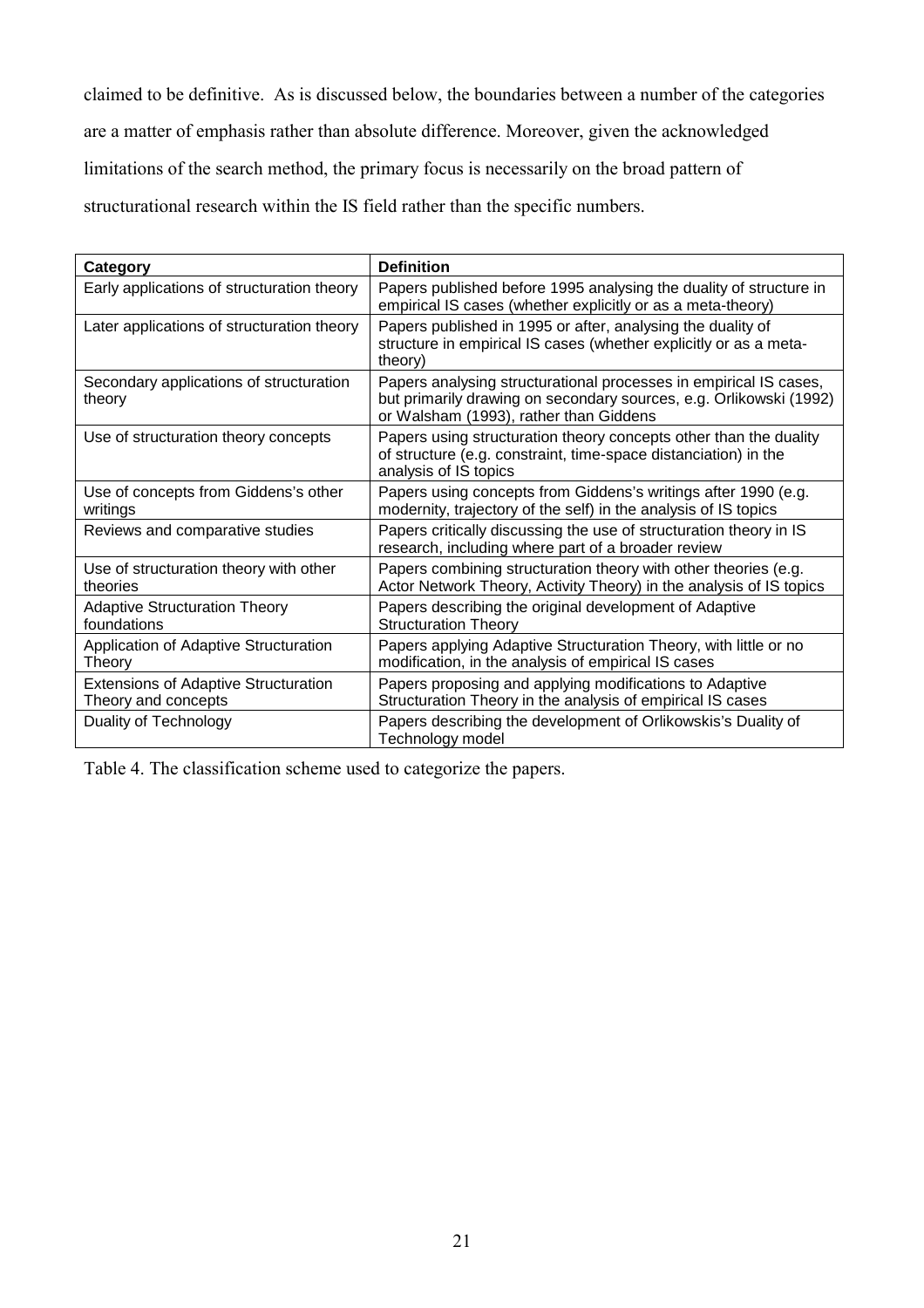claimed to be definitive. As is discussed below, the boundaries between a number of the categories are a matter of emphasis rather than absolute difference. Moreover, given the acknowledged limitations of the search method, the primary focus is necessarily on the broad pattern of structurational research within the IS field rather than the specific numbers.

| Category | Definition |
|---|---|
| Early applications of structuration theory | Papers published before 1995 analysing the duality of structure in empirical IS cases (whether explicitly or as a meta-theory) |
| Later applications of structuration theory | Papers published in 1995 or after, analysing the duality of structure in empirical IS cases (whether explicitly or as a meta-theory) |
| Secondary applications of structuration theory | Papers analysing structurational processes in empirical IS cases, but primarily drawing on secondary sources, e.g. Orlikowski (1992) or Walsham (1993), rather than Giddens |
| Use of structuration theory concepts | Papers using structuration theory concepts other than the duality of structure (e.g. constraint, time-space distanciation) in the analysis of IS topics |
| Use of concepts from Giddens's other writings | Papers using concepts from Giddens's writings after 1990 (e.g. modernity, trajectory of the self) in the analysis of IS topics |
| Reviews and comparative studies | Papers critically discussing the use of structuration theory in IS research, including where part of a broader review |
| Use of structuration theory with other theories | Papers combining structuration theory with other theories (e.g. Actor Network Theory, Activity Theory) in the analysis of IS topics |
| Adaptive Structuration Theory foundations | Papers describing the original development of Adaptive Structuration Theory |
| Application of Adaptive Structuration Theory | Papers applying Adaptive Structuration Theory, with little or no modification, in the analysis of empirical IS cases |
| Extensions of Adaptive Structuration Theory and concepts | Papers proposing and applying modifications to Adaptive Structuration Theory in the analysis of empirical IS cases |
| Duality of Technology | Papers describing the development of Orlikowskis's Duality of Technology model |

Table 4. The classification scheme used to categorize the papers.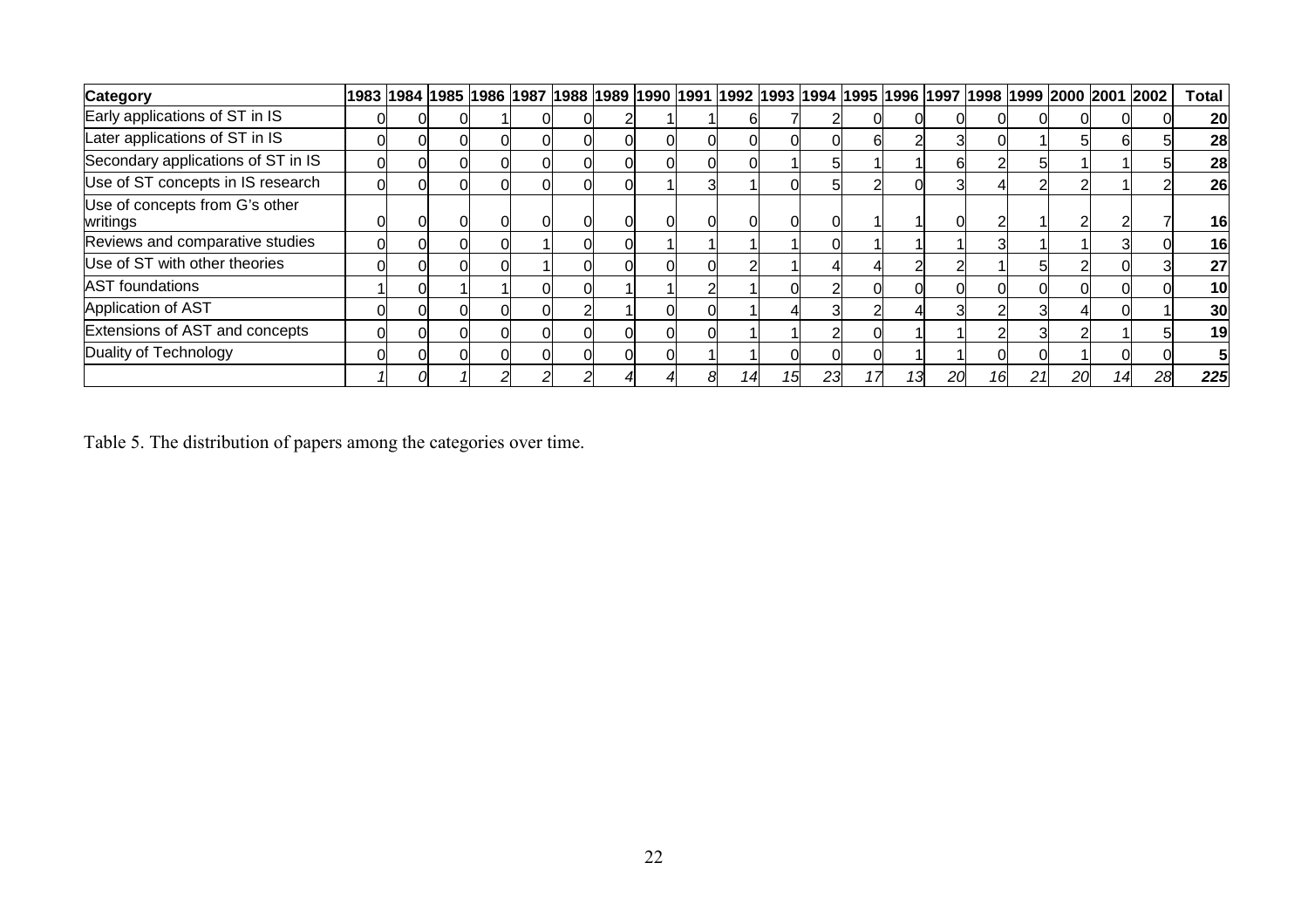| Category | 1983 | 1984 | 1985 | 1986 | 1987 | 1988 | 1989 | 1990 | 1991 | 1992 | 1993 | 1994 | 1995 | 1996 | 1997 | 1998 | 1999 | 2000 | 2001 | 2002 | Total |
|---|---|---|---|---|---|---|---|---|---|---|---|---|---|---|---|---|---|---|---|---|---|
| Early applications of ST in IS | 0 | 0 | 0 | 1 | 0 | 0 | 2 | 1 | 1 | 6 | 7 | 2 | 0 | 0 | 0 | 0 | 0 | 0 | 0 | 0 | **20** |
| Later applications of ST in IS | 0 | 0 | 0 | 0 | 0 | 0 | 0 | 0 | 0 | 0 | 0 | 0 | 6 | 2 | 3 | 0 | 1 | 5 | 6 | 5 | **28** |
| Secondary applications of ST in IS | 0 | 0 | 0 | 0 | 0 | 0 | 0 | 0 | 0 | 0 | 1 | 5 | 1 | 1 | 6 | 2 | 5 | 1 | 1 | 5 | **28** |
| Use of ST concepts in IS research | 0 | 0 | 0 | 0 | 0 | 0 | 0 | 1 | 3 | 1 | 0 | 5 | 2 | 0 | 3 | 4 | 2 | 2 | 1 | 2 | **26** |
| Use of concepts from G's other writings | 0 | 0 | 0 | 0 | 0 | 0 | 0 | 0 | 0 | 0 | 0 | 0 | 1 | 1 | 0 | 2 | 1 | 2 | 2 | 7 | **16** |
| Reviews and comparative studies | 0 | 0 | 0 | 0 | 1 | 0 | 0 | 1 | 1 | 1 | 1 | 0 | 1 | 1 | 1 | 3 | 1 | 1 | 3 | 0 | **16** |
| Use of ST with other theories | 0 | 0 | 0 | 0 | 1 | 0 | 0 | 0 | 0 | 2 | 1 | 4 | 4 | 2 | 2 | 1 | 5 | 2 | 0 | 3 | **27** |
| AST foundations | 1 | 0 | 1 | 1 | 0 | 0 | 1 | 1 | 2 | 1 | 0 | 2 | 0 | 0 | 0 | 0 | 0 | 0 | 0 | 0 | **10** |
| Application of AST | 0 | 0 | 0 | 0 | 0 | 2 | 1 | 0 | 0 | 1 | 4 | 3 | 2 | 4 | 3 | 2 | 3 | 4 | 0 | 1 | **30** |
| Extensions of AST and concepts | 0 | 0 | 0 | 0 | 0 | 0 | 0 | 0 | 0 | 1 | 1 | 2 | 0 | 1 | 1 | 2 | 3 | 2 | 1 | 5 | **19** |
| Duality of Technology | 0 | 0 | 0 | 0 | 0 | 0 | 0 | 0 | 1 | 1 | 0 | 0 | 0 | 1 | 1 | 0 | 0 | 1 | 0 | 0 | **5** |
| | *1* | *0* | *1* | *2* | *2* | *2* | *4* | *4* | *8* | *14* | *15* | *23* | *17* | *13* | *20* | *16* | *21* | *20* | *14* | *28* | ***225*** |

Table 5. The distribution of papers among the categories over time.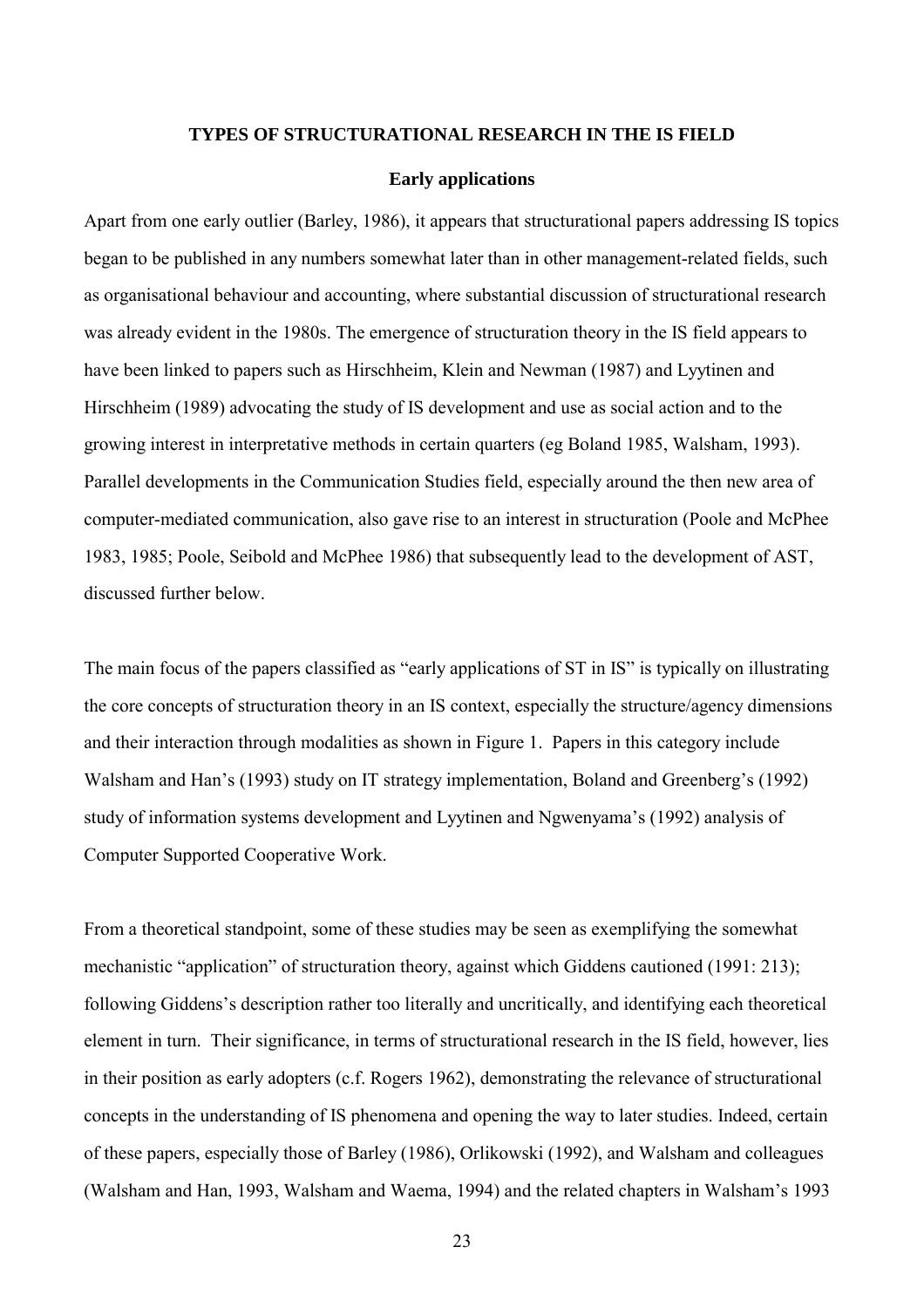## TYPES OF STRUCTURATIONAL RESEARCH IN THE IS FIELD

### Early applications

Apart from one early outlier (Barley, 1986), it appears that structurational papers addressing IS topics began to be published in any numbers somewhat later than in other management-related fields, such as organisational behaviour and accounting, where substantial discussion of structurational research was already evident in the 1980s. The emergence of structuration theory in the IS field appears to have been linked to papers such as Hirschheim, Klein and Newman (1987) and Lyytinen and Hirschheim (1989) advocating the study of IS development and use as social action and to the growing interest in interpretative methods in certain quarters (eg Boland 1985, Walsham, 1993). Parallel developments in the Communication Studies field, especially around the then new area of computer-mediated communication, also gave rise to an interest in structuration (Poole and McPhee 1983, 1985; Poole, Seibold and McPhee 1986) that subsequently lead to the development of AST, discussed further below.

The main focus of the papers classified as "early applications of ST in IS" is typically on illustrating the core concepts of structuration theory in an IS context, especially the structure/agency dimensions and their interaction through modalities as shown in Figure 1. Papers in this category include Walsham and Han's (1993) study on IT strategy implementation, Boland and Greenberg's (1992) study of information systems development and Lyytinen and Ngwenyama's (1992) analysis of Computer Supported Cooperative Work.

From a theoretical standpoint, some of these studies may be seen as exemplifying the somewhat mechanistic "application" of structuration theory, against which Giddens cautioned (1991: 213); following Giddens's description rather too literally and uncritically, and identifying each theoretical element in turn. Their significance, in terms of structurational research in the IS field, however, lies in their position as early adopters (c.f. Rogers 1962), demonstrating the relevance of structurational concepts in the understanding of IS phenomena and opening the way to later studies. Indeed, certain of these papers, especially those of Barley (1986), Orlikowski (1992), and Walsham and colleagues (Walsham and Han, 1993, Walsham and Waema, 1994) and the related chapters in Walsham's 1993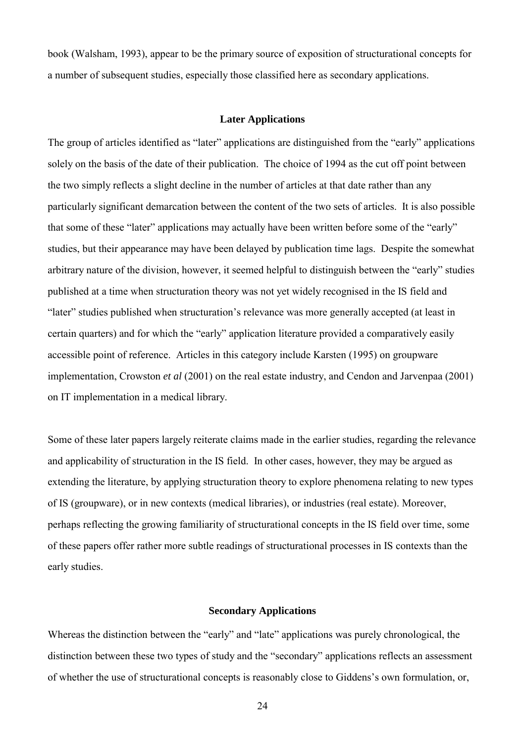book (Walsham, 1993), appear to be the primary source of exposition of structurational concepts for a number of subsequent studies, especially those classified here as secondary applications.

### Later Applications

The group of articles identified as "later" applications are distinguished from the "early" applications solely on the basis of the date of their publication. The choice of 1994 as the cut off point between the two simply reflects a slight decline in the number of articles at that date rather than any particularly significant demarcation between the content of the two sets of articles. It is also possible that some of these "later" applications may actually have been written before some of the "early" studies, but their appearance may have been delayed by publication time lags. Despite the somewhat arbitrary nature of the division, however, it seemed helpful to distinguish between the "early" studies published at a time when structuration theory was not yet widely recognised in the IS field and "later" studies published when structuration's relevance was more generally accepted (at least in certain quarters) and for which the "early" application literature provided a comparatively easily accessible point of reference. Articles in this category include Karsten (1995) on groupware implementation, Crowston *et al* (2001) on the real estate industry, and Cendon and Jarvenpaa (2001) on IT implementation in a medical library.

Some of these later papers largely reiterate claims made in the earlier studies, regarding the relevance and applicability of structuration in the IS field. In other cases, however, they may be argued as extending the literature, by applying structuration theory to explore phenomena relating to new types of IS (groupware), or in new contexts (medical libraries), or industries (real estate). Moreover, perhaps reflecting the growing familiarity of structurational concepts in the IS field over time, some of these papers offer rather more subtle readings of structurational processes in IS contexts than the early studies.

### Secondary Applications

Whereas the distinction between the "early" and "late" applications was purely chronological, the distinction between these two types of study and the "secondary" applications reflects an assessment of whether the use of structurational concepts is reasonably close to Giddens's own formulation, or,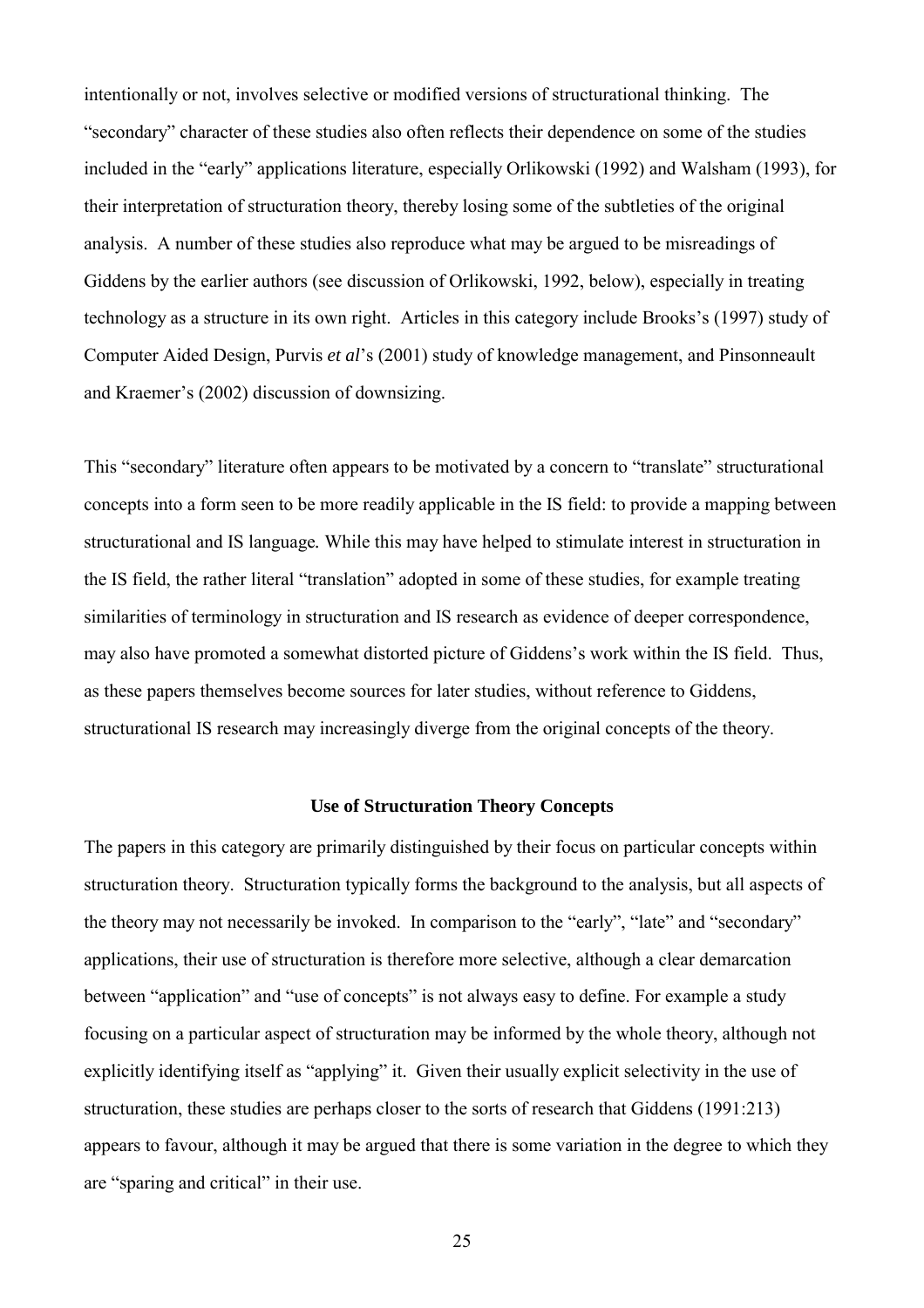intentionally or not, involves selective or modified versions of structurational thinking. The "secondary" character of these studies also often reflects their dependence on some of the studies included in the "early" applications literature, especially Orlikowski (1992) and Walsham (1993), for their interpretation of structuration theory, thereby losing some of the subtleties of the original analysis. A number of these studies also reproduce what may be argued to be misreadings of Giddens by the earlier authors (see discussion of Orlikowski, 1992, below), especially in treating technology as a structure in its own right. Articles in this category include Brooks's (1997) study of Computer Aided Design, Purvis *et al*'s (2001) study of knowledge management, and Pinsonneault and Kraemer's (2002) discussion of downsizing.

This "secondary" literature often appears to be motivated by a concern to "translate" structurational concepts into a form seen to be more readily applicable in the IS field: to provide a mapping between structurational and IS language. While this may have helped to stimulate interest in structuration in the IS field, the rather literal "translation" adopted in some of these studies, for example treating similarities of terminology in structuration and IS research as evidence of deeper correspondence, may also have promoted a somewhat distorted picture of Giddens's work within the IS field. Thus, as these papers themselves become sources for later studies, without reference to Giddens, structurational IS research may increasingly diverge from the original concepts of the theory.

### Use of Structuration Theory Concepts

The papers in this category are primarily distinguished by their focus on particular concepts within structuration theory. Structuration typically forms the background to the analysis, but all aspects of the theory may not necessarily be invoked. In comparison to the "early", "late" and "secondary" applications, their use of structuration is therefore more selective, although a clear demarcation between "application" and "use of concepts" is not always easy to define. For example a study focusing on a particular aspect of structuration may be informed by the whole theory, although not explicitly identifying itself as "applying" it. Given their usually explicit selectivity in the use of structuration, these studies are perhaps closer to the sorts of research that Giddens (1991:213) appears to favour, although it may be argued that there is some variation in the degree to which they are "sparing and critical" in their use.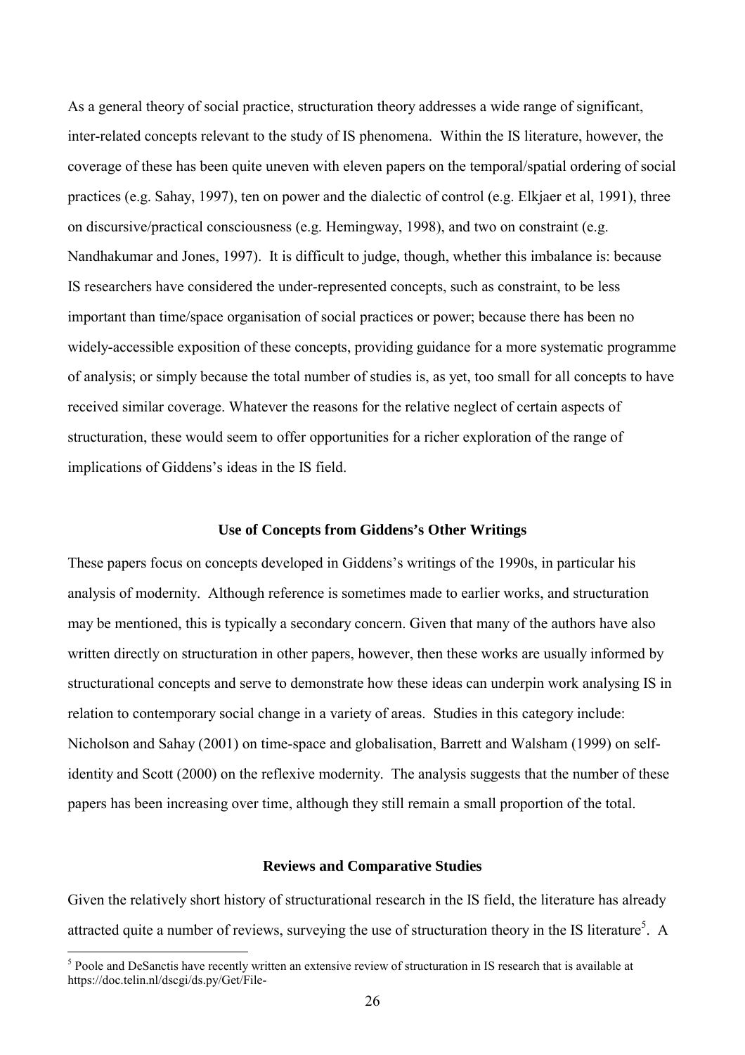As a general theory of social practice, structuration theory addresses a wide range of significant, inter-related concepts relevant to the study of IS phenomena. Within the IS literature, however, the coverage of these has been quite uneven with eleven papers on the temporal/spatial ordering of social practices (e.g. Sahay, 1997), ten on power and the dialectic of control (e.g. Elkjaer et al, 1991), three on discursive/practical consciousness (e.g. Hemingway, 1998), and two on constraint (e.g. Nandhakumar and Jones, 1997). It is difficult to judge, though, whether this imbalance is: because IS researchers have considered the under-represented concepts, such as constraint, to be less important than time/space organisation of social practices or power; because there has been no widely-accessible exposition of these concepts, providing guidance for a more systematic programme of analysis; or simply because the total number of studies is, as yet, too small for all concepts to have received similar coverage. Whatever the reasons for the relative neglect of certain aspects of structuration, these would seem to offer opportunities for a richer exploration of the range of implications of Giddens's ideas in the IS field.

### Use of Concepts from Giddens's Other Writings

These papers focus on concepts developed in Giddens's writings of the 1990s, in particular his analysis of modernity. Although reference is sometimes made to earlier works, and structuration may be mentioned, this is typically a secondary concern. Given that many of the authors have also written directly on structuration in other papers, however, then these works are usually informed by structurational concepts and serve to demonstrate how these ideas can underpin work analysing IS in relation to contemporary social change in a variety of areas. Studies in this category include: Nicholson and Sahay (2001) on time-space and globalisation, Barrett and Walsham (1999) on self-identity and Scott (2000) on the reflexive modernity. The analysis suggests that the number of these papers has been increasing over time, although they still remain a small proportion of the total.

### Reviews and Comparative Studies

Given the relatively short history of structurational research in the IS field, the literature has already attracted quite a number of reviews, surveying the use of structuration theory in the IS literature[5]. A

[5] Poole and DeSanctis have recently written an extensive review of structuration in IS research that is available at https://doc.telin.nl/dscgi/ds.py/Get/File-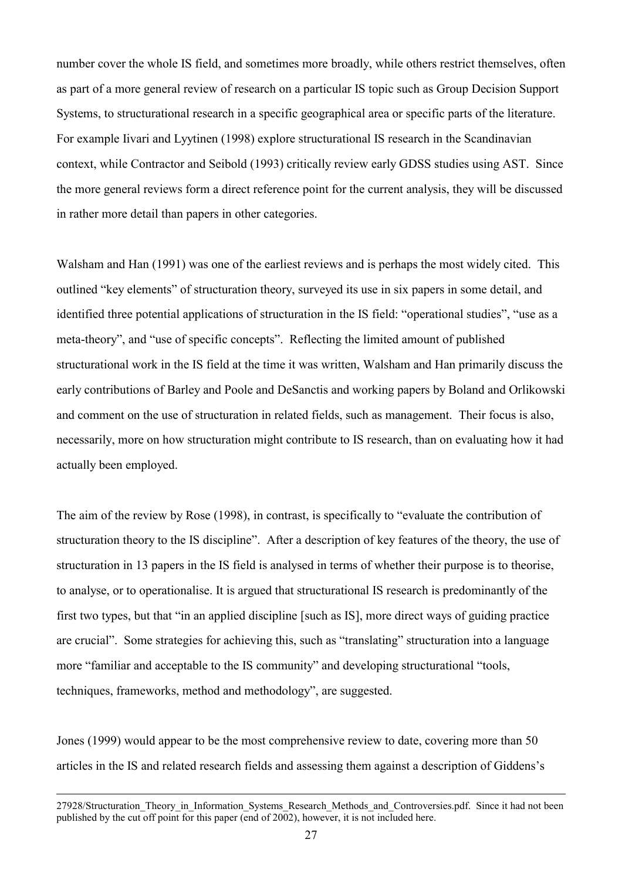number cover the whole IS field, and sometimes more broadly, while others restrict themselves, often as part of a more general review of research on a particular IS topic such as Group Decision Support Systems, to structurational research in a specific geographical area or specific parts of the literature. For example Iivari and Lyytinen (1998) explore structurational IS research in the Scandinavian context, while Contractor and Seibold (1993) critically review early GDSS studies using AST. Since the more general reviews form a direct reference point for the current analysis, they will be discussed in rather more detail than papers in other categories.

Walsham and Han (1991) was one of the earliest reviews and is perhaps the most widely cited. This outlined "key elements" of structuration theory, surveyed its use in six papers in some detail, and identified three potential applications of structuration in the IS field: "operational studies", "use as a meta-theory", and "use of specific concepts". Reflecting the limited amount of published structurational work in the IS field at the time it was written, Walsham and Han primarily discuss the early contributions of Barley and Poole and DeSanctis and working papers by Boland and Orlikowski and comment on the use of structuration in related fields, such as management. Their focus is also, necessarily, more on how structuration might contribute to IS research, than on evaluating how it had actually been employed.

The aim of the review by Rose (1998), in contrast, is specifically to "evaluate the contribution of structuration theory to the IS discipline". After a description of key features of the theory, the use of structuration in 13 papers in the IS field is analysed in terms of whether their purpose is to theorise, to analyse, or to operationalise. It is argued that structurational IS research is predominantly of the first two types, but that "in an applied discipline [such as IS], more direct ways of guiding practice are crucial". Some strategies for achieving this, such as "translating" structuration into a language more "familiar and acceptable to the IS community" and developing structurational "tools, techniques, frameworks, method and methodology", are suggested.

Jones (1999) would appear to be the most comprehensive review to date, covering more than 50 articles in the IS and related research fields and assessing them against a description of Giddens's

27928/Structuration_Theory_in_Information_Systems_Research_Methods_and_Controversies.pdf. Since it had not been published by the cut off point for this paper (end of 2002), however, it is not included here.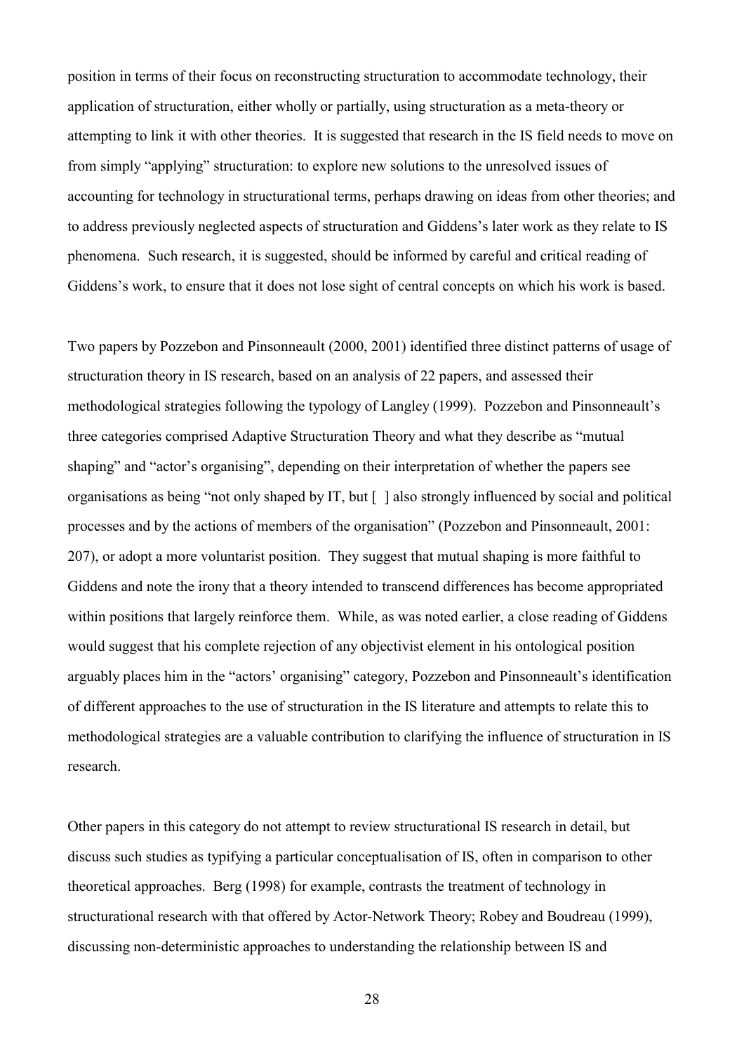position in terms of their focus on reconstructing structuration to accommodate technology, their application of structuration, either wholly or partially, using structuration as a meta-theory or attempting to link it with other theories. It is suggested that research in the IS field needs to move on from simply "applying" structuration: to explore new solutions to the unresolved issues of accounting for technology in structurational terms, perhaps drawing on ideas from other theories; and to address previously neglected aspects of structuration and Giddens's later work as they relate to IS phenomena. Such research, it is suggested, should be informed by careful and critical reading of Giddens's work, to ensure that it does not lose sight of central concepts on which his work is based.

Two papers by Pozzebon and Pinsonneault (2000, 2001) identified three distinct patterns of usage of structuration theory in IS research, based on an analysis of 22 papers, and assessed their methodological strategies following the typology of Langley (1999). Pozzebon and Pinsonneault's three categories comprised Adaptive Structuration Theory and what they describe as "mutual shaping" and "actor's organising", depending on their interpretation of whether the papers see organisations as being "not only shaped by IT, but [ ] also strongly influenced by social and political processes and by the actions of members of the organisation" (Pozzebon and Pinsonneault, 2001: 207), or adopt a more voluntarist position. They suggest that mutual shaping is more faithful to Giddens and note the irony that a theory intended to transcend differences has become appropriated within positions that largely reinforce them. While, as was noted earlier, a close reading of Giddens would suggest that his complete rejection of any objectivist element in his ontological position arguably places him in the "actors' organising" category, Pozzebon and Pinsonneault's identification of different approaches to the use of structuration in the IS literature and attempts to relate this to methodological strategies are a valuable contribution to clarifying the influence of structuration in IS research.

Other papers in this category do not attempt to review structurational IS research in detail, but discuss such studies as typifying a particular conceptualisation of IS, often in comparison to other theoretical approaches. Berg (1998) for example, contrasts the treatment of technology in structurational research with that offered by Actor-Network Theory; Robey and Boudreau (1999), discussing non-deterministic approaches to understanding the relationship between IS and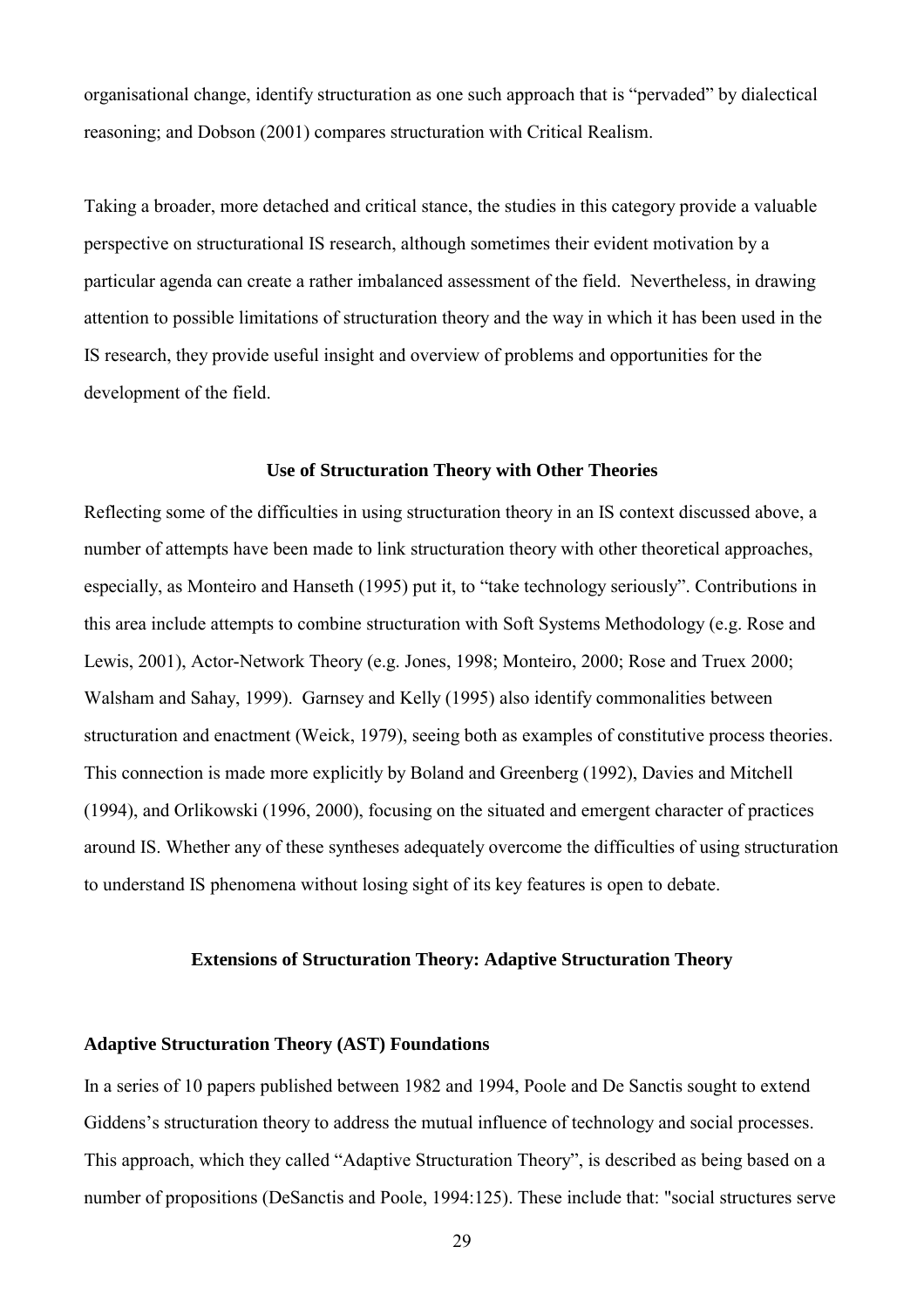organisational change, identify structuration as one such approach that is "pervaded" by dialectical reasoning; and Dobson (2001) compares structuration with Critical Realism.

Taking a broader, more detached and critical stance, the studies in this category provide a valuable perspective on structurational IS research, although sometimes their evident motivation by a particular agenda can create a rather imbalanced assessment of the field. Nevertheless, in drawing attention to possible limitations of structuration theory and the way in which it has been used in the IS research, they provide useful insight and overview of problems and opportunities for the development of the field.

## Use of Structuration Theory with Other Theories

Reflecting some of the difficulties in using structuration theory in an IS context discussed above, a number of attempts have been made to link structuration theory with other theoretical approaches, especially, as Monteiro and Hanseth (1995) put it, to "take technology seriously". Contributions in this area include attempts to combine structuration with Soft Systems Methodology (e.g. Rose and Lewis, 2001), Actor-Network Theory (e.g. Jones, 1998; Monteiro, 2000; Rose and Truex 2000; Walsham and Sahay, 1999). Garnsey and Kelly (1995) also identify commonalities between structuration and enactment (Weick, 1979), seeing both as examples of constitutive process theories. This connection is made more explicitly by Boland and Greenberg (1992), Davies and Mitchell (1994), and Orlikowski (1996, 2000), focusing on the situated and emergent character of practices around IS. Whether any of these syntheses adequately overcome the difficulties of using structuration to understand IS phenomena without losing sight of its key features is open to debate.

## Extensions of Structuration Theory: Adaptive Structuration Theory

### Adaptive Structuration Theory (AST) Foundations

In a series of 10 papers published between 1982 and 1994, Poole and De Sanctis sought to extend Giddens's structuration theory to address the mutual influence of technology and social processes. This approach, which they called "Adaptive Structuration Theory", is described as being based on a number of propositions (DeSanctis and Poole, 1994:125). These include that: "social structures serve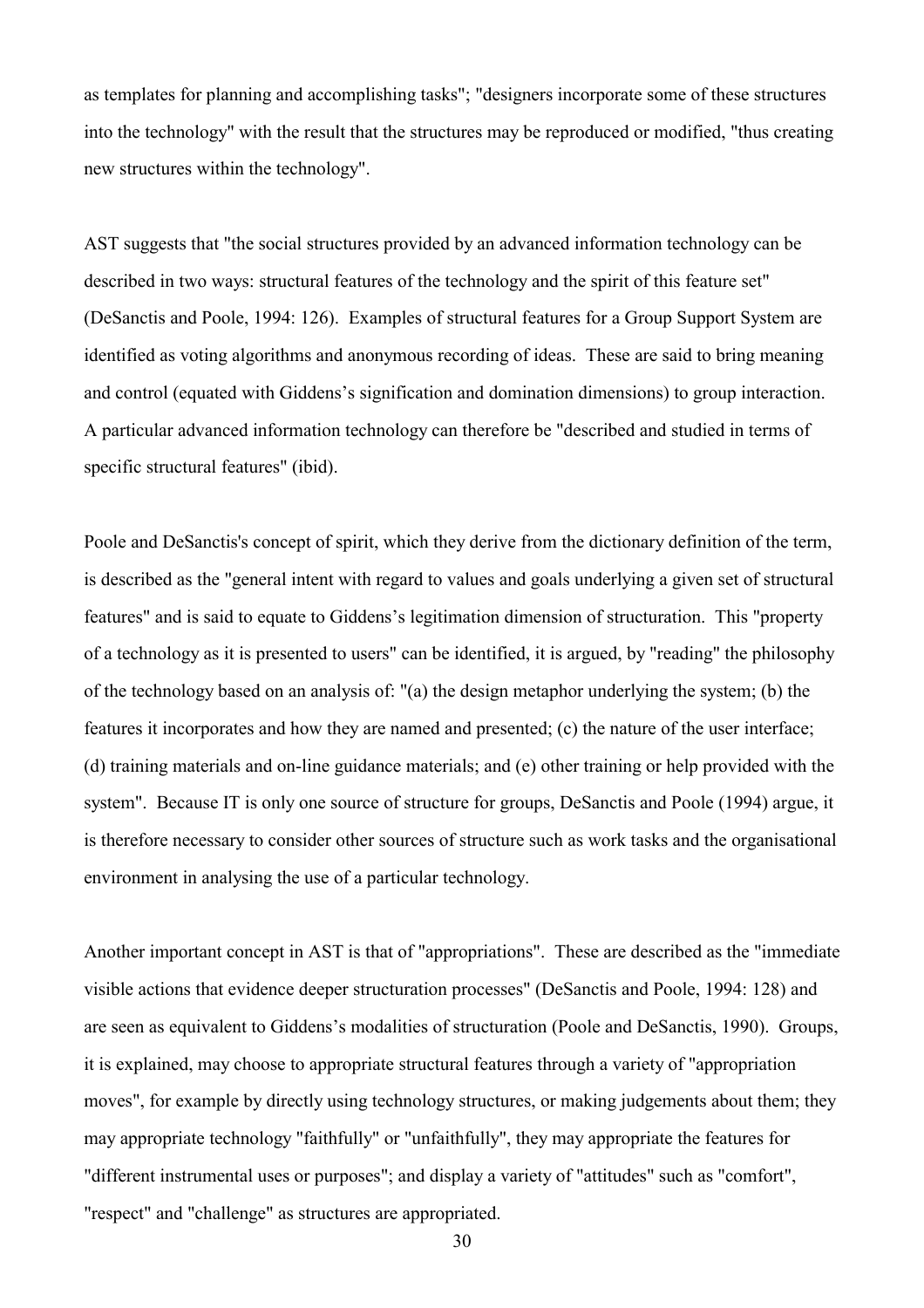as templates for planning and accomplishing tasks"; "designers incorporate some of these structures into the technology" with the result that the structures may be reproduced or modified, "thus creating new structures within the technology".

AST suggests that "the social structures provided by an advanced information technology can be described in two ways: structural features of the technology and the spirit of this feature set" (DeSanctis and Poole, 1994: 126). Examples of structural features for a Group Support System are identified as voting algorithms and anonymous recording of ideas. These are said to bring meaning and control (equated with Giddens's signification and domination dimensions) to group interaction. A particular advanced information technology can therefore be "described and studied in terms of specific structural features" (ibid).

Poole and DeSanctis's concept of spirit, which they derive from the dictionary definition of the term, is described as the "general intent with regard to values and goals underlying a given set of structural features" and is said to equate to Giddens's legitimation dimension of structuration. This "property of a technology as it is presented to users" can be identified, it is argued, by "reading" the philosophy of the technology based on an analysis of: "(a) the design metaphor underlying the system; (b) the features it incorporates and how they are named and presented; (c) the nature of the user interface; (d) training materials and on-line guidance materials; and (e) other training or help provided with the system". Because IT is only one source of structure for groups, DeSanctis and Poole (1994) argue, it is therefore necessary to consider other sources of structure such as work tasks and the organisational environment in analysing the use of a particular technology.

Another important concept in AST is that of "appropriations". These are described as the "immediate visible actions that evidence deeper structuration processes" (DeSanctis and Poole, 1994: 128) and are seen as equivalent to Giddens's modalities of structuration (Poole and DeSanctis, 1990). Groups, it is explained, may choose to appropriate structural features through a variety of "appropriation moves", for example by directly using technology structures, or making judgements about them; they may appropriate technology "faithfully" or "unfaithfully", they may appropriate the features for "different instrumental uses or purposes"; and display a variety of "attitudes" such as "comfort", "respect" and "challenge" as structures are appropriated.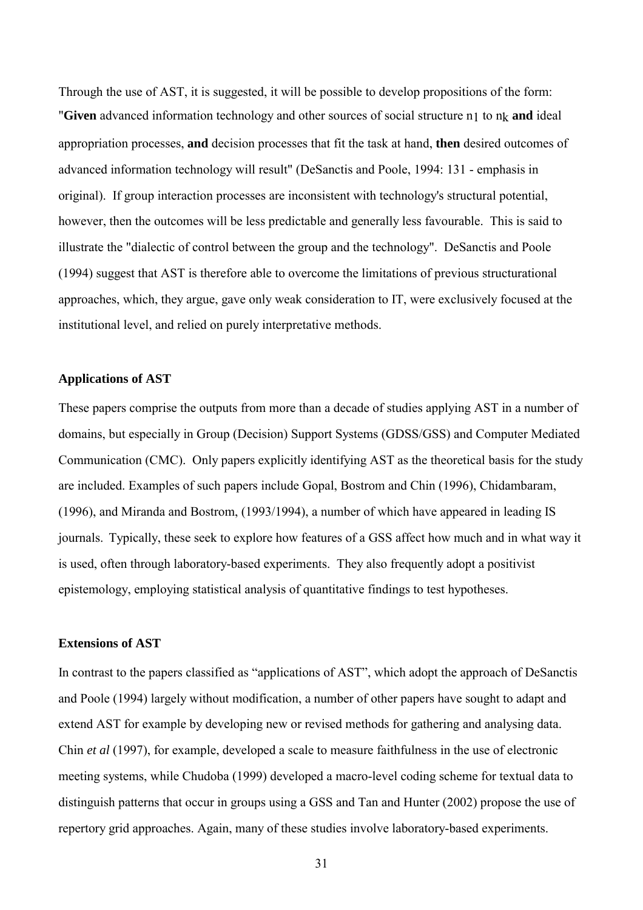Through the use of AST, it is suggested, it will be possible to develop propositions of the form: "**Given** advanced information technology and other sources of social structure $n_1$ to $n_k$ **and** ideal appropriation processes, **and** decision processes that fit the task at hand, **then** desired outcomes of advanced information technology will result" (DeSanctis and Poole, 1994: 131 - emphasis in original). If group interaction processes are inconsistent with technology's structural potential, however, then the outcomes will be less predictable and generally less favourable. This is said to illustrate the "dialectic of control between the group and the technology". DeSanctis and Poole (1994) suggest that AST is therefore able to overcome the limitations of previous structurational approaches, which, they argue, gave only weak consideration to IT, were exclusively focused at the institutional level, and relied on purely interpretative methods.

### Applications of AST

These papers comprise the outputs from more than a decade of studies applying AST in a number of domains, but especially in Group (Decision) Support Systems (GDSS/GSS) and Computer Mediated Communication (CMC). Only papers explicitly identifying AST as the theoretical basis for the study are included. Examples of such papers include Gopal, Bostrom and Chin (1996), Chidambaram, (1996), and Miranda and Bostrom, (1993/1994), a number of which have appeared in leading IS journals. Typically, these seek to explore how features of a GSS affect how much and in what way it is used, often through laboratory-based experiments. They also frequently adopt a positivist epistemology, employing statistical analysis of quantitative findings to test hypotheses.

### Extensions of AST

In contrast to the papers classified as "applications of AST", which adopt the approach of DeSanctis and Poole (1994) largely without modification, a number of other papers have sought to adapt and extend AST for example by developing new or revised methods for gathering and analysing data. Chin *et al* (1997), for example, developed a scale to measure faithfulness in the use of electronic meeting systems, while Chudoba (1999) developed a macro-level coding scheme for textual data to distinguish patterns that occur in groups using a GSS and Tan and Hunter (2002) propose the use of repertory grid approaches. Again, many of these studies involve laboratory-based experiments.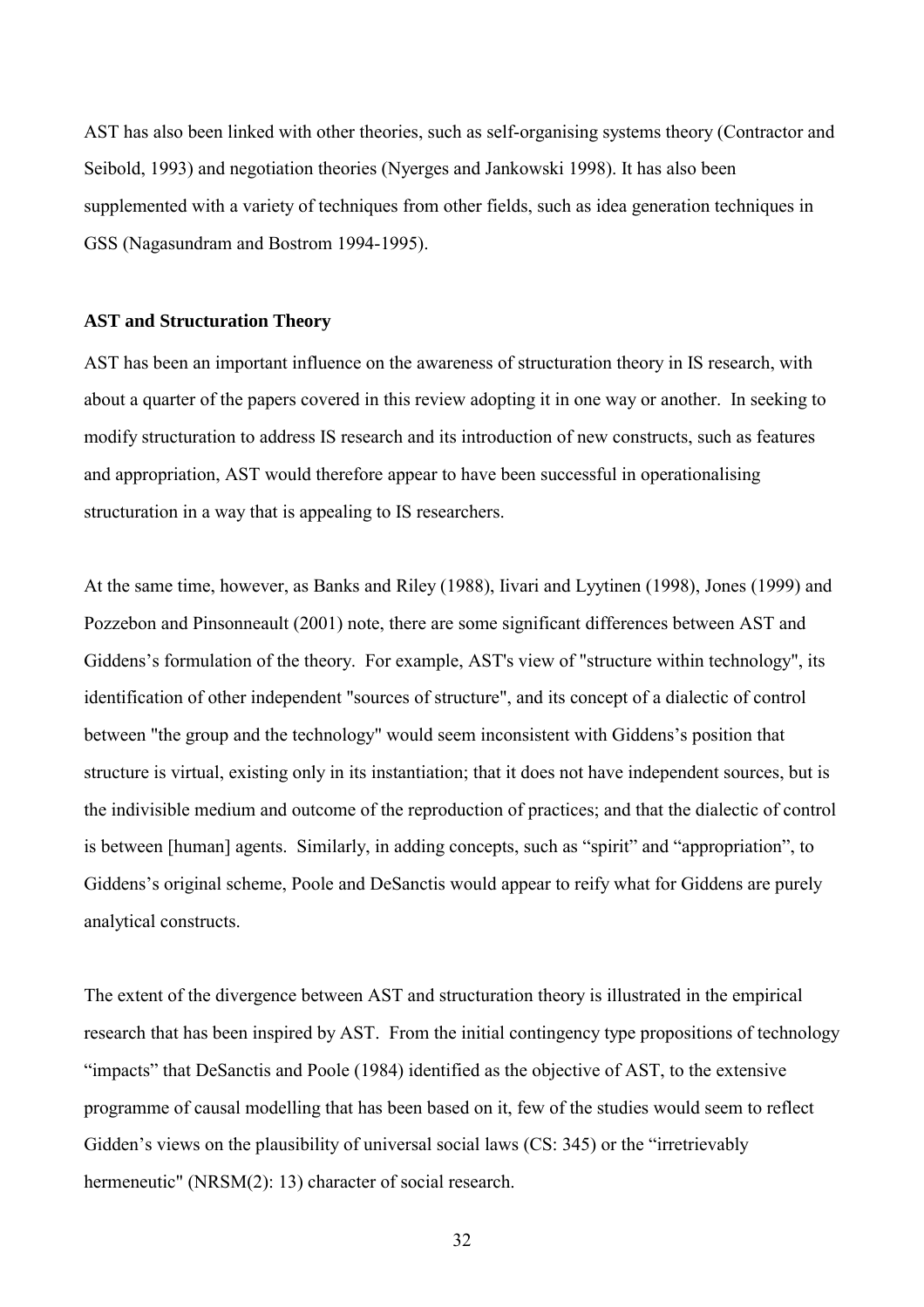AST has also been linked with other theories, such as self-organising systems theory (Contractor and Seibold, 1993) and negotiation theories (Nyerges and Jankowski 1998). It has also been supplemented with a variety of techniques from other fields, such as idea generation techniques in GSS (Nagasundram and Bostrom 1994-1995).

### AST and Structuration Theory

AST has been an important influence on the awareness of structuration theory in IS research, with about a quarter of the papers covered in this review adopting it in one way or another. In seeking to modify structuration to address IS research and its introduction of new constructs, such as features and appropriation, AST would therefore appear to have been successful in operationalising structuration in a way that is appealing to IS researchers.

At the same time, however, as Banks and Riley (1988), Iivari and Lyytinen (1998), Jones (1999) and Pozzebon and Pinsonneault (2001) note, there are some significant differences between AST and Giddens's formulation of the theory. For example, AST's view of "structure within technology", its identification of other independent "sources of structure", and its concept of a dialectic of control between "the group and the technology" would seem inconsistent with Giddens's position that structure is virtual, existing only in its instantiation; that it does not have independent sources, but is the indivisible medium and outcome of the reproduction of practices; and that the dialectic of control is between [human] agents. Similarly, in adding concepts, such as "spirit" and "appropriation", to Giddens's original scheme, Poole and DeSanctis would appear to reify what for Giddens are purely analytical constructs.

The extent of the divergence between AST and structuration theory is illustrated in the empirical research that has been inspired by AST. From the initial contingency type propositions of technology "impacts" that DeSanctis and Poole (1984) identified as the objective of AST, to the extensive programme of causal modelling that has been based on it, few of the studies would seem to reflect Gidden's views on the plausibility of universal social laws (CS: 345) or the "irretrievably hermeneutic" (NRSM(2): 13) character of social research.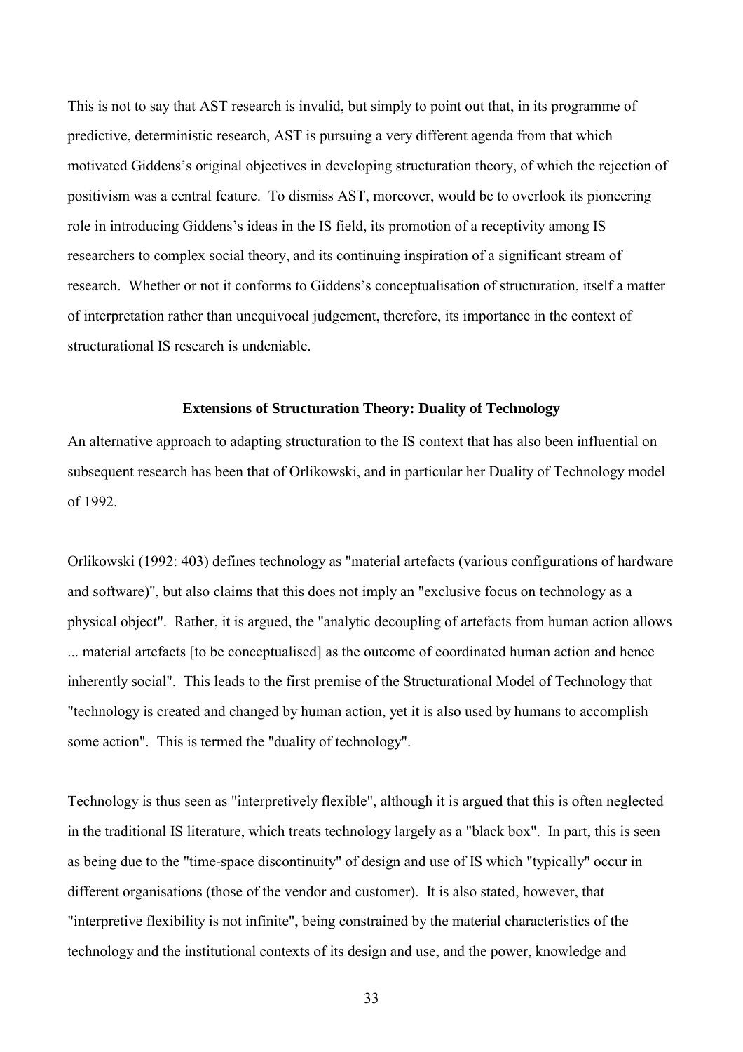This is not to say that AST research is invalid, but simply to point out that, in its programme of predictive, deterministic research, AST is pursuing a very different agenda from that which motivated Giddens's original objectives in developing structuration theory, of which the rejection of positivism was a central feature. To dismiss AST, moreover, would be to overlook its pioneering role in introducing Giddens's ideas in the IS field, its promotion of a receptivity among IS researchers to complex social theory, and its continuing inspiration of a significant stream of research. Whether or not it conforms to Giddens's conceptualisation of structuration, itself a matter of interpretation rather than unequivocal judgement, therefore, its importance in the context of structurational IS research is undeniable.

### Extensions of Structuration Theory: Duality of Technology

An alternative approach to adapting structuration to the IS context that has also been influential on subsequent research has been that of Orlikowski, and in particular her Duality of Technology model of 1992.

Orlikowski (1992: 403) defines technology as "material artefacts (various configurations of hardware and software)", but also claims that this does not imply an "exclusive focus on technology as a physical object". Rather, it is argued, the "analytic decoupling of artefacts from human action allows ... material artefacts [to be conceptualised] as the outcome of coordinated human action and hence inherently social". This leads to the first premise of the Structurational Model of Technology that "technology is created and changed by human action, yet it is also used by humans to accomplish some action". This is termed the "duality of technology".

Technology is thus seen as "interpretively flexible", although it is argued that this is often neglected in the traditional IS literature, which treats technology largely as a "black box". In part, this is seen as being due to the "time-space discontinuity" of design and use of IS which "typically" occur in different organisations (those of the vendor and customer). It is also stated, however, that "interpretive flexibility is not infinite", being constrained by the material characteristics of the technology and the institutional contexts of its design and use, and the power, knowledge and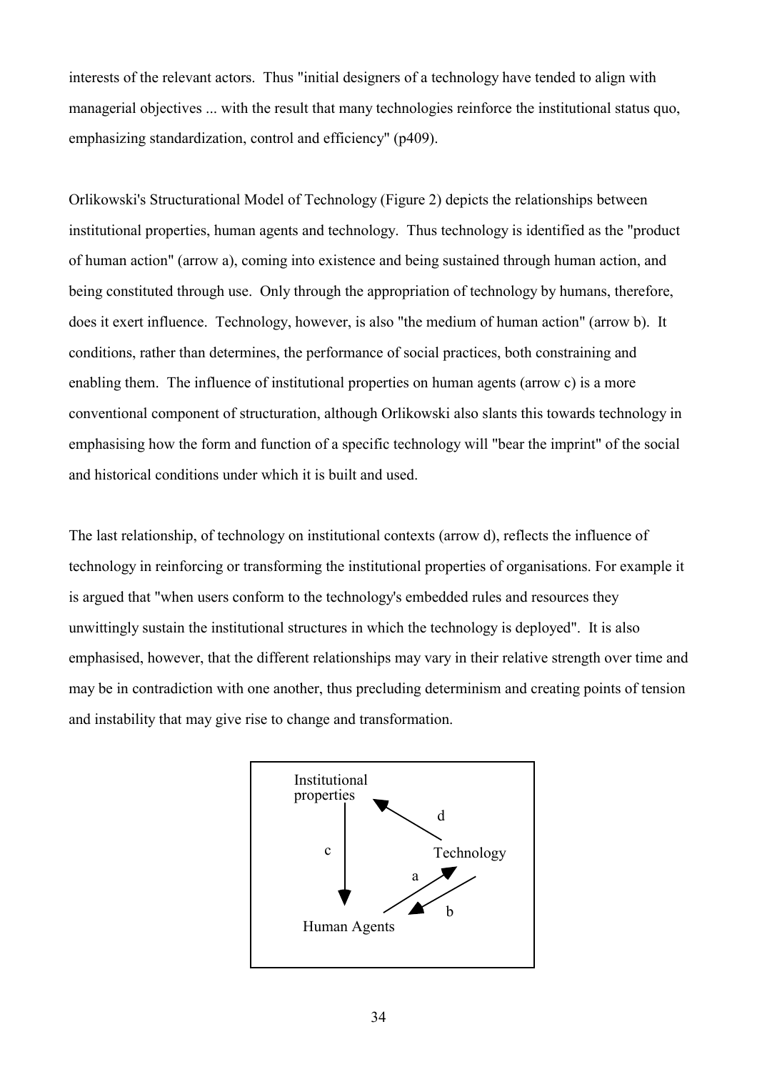interests of the relevant actors. Thus "initial designers of a technology have tended to align with managerial objectives ... with the result that many technologies reinforce the institutional status quo, emphasizing standardization, control and efficiency" (p409).

Orlikowski's Structurational Model of Technology (Figure 2) depicts the relationships between institutional properties, human agents and technology. Thus technology is identified as the "product of human action" (arrow a), coming into existence and being sustained through human action, and being constituted through use. Only through the appropriation of technology by humans, therefore, does it exert influence. Technology, however, is also "the medium of human action" (arrow b). It conditions, rather than determines, the performance of social practices, both constraining and enabling them. The influence of institutional properties on human agents (arrow c) is a more conventional component of structuration, although Orlikowski also slants this towards technology in emphasising how the form and function of a specific technology will "bear the imprint" of the social and historical conditions under which it is built and used.

The last relationship, of technology on institutional contexts (arrow d), reflects the influence of technology in reinforcing or transforming the institutional properties of organisations. For example it is argued that "when users conform to the technology's embedded rules and resources they unwittingly sustain the institutional structures in which the technology is deployed". It is also emphasised, however, that the different relationships may vary in their relative strength over time and may be in contradiction with one another, thus precluding determinism and creating points of tension and instability that may give rise to change and transformation.

Institutional properties

d

c

Technology

a

b

Human Agents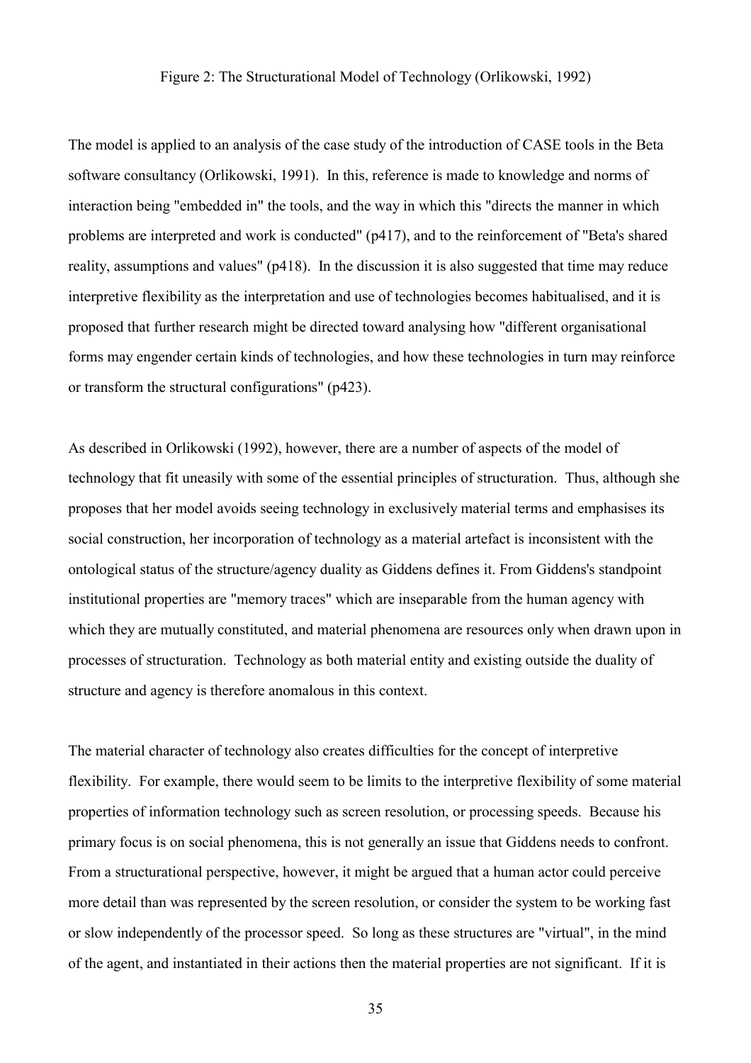Figure 2: The Structurational Model of Technology (Orlikowski, 1992)

The model is applied to an analysis of the case study of the introduction of CASE tools in the Beta software consultancy (Orlikowski, 1991). In this, reference is made to knowledge and norms of interaction being "embedded in" the tools, and the way in which this "directs the manner in which problems are interpreted and work is conducted" (p417), and to the reinforcement of "Beta's shared reality, assumptions and values" (p418). In the discussion it is also suggested that time may reduce interpretive flexibility as the interpretation and use of technologies becomes habitualised, and it is proposed that further research might be directed toward analysing how "different organisational forms may engender certain kinds of technologies, and how these technologies in turn may reinforce or transform the structural configurations" (p423).

As described in Orlikowski (1992), however, there are a number of aspects of the model of technology that fit uneasily with some of the essential principles of structuration. Thus, although she proposes that her model avoids seeing technology in exclusively material terms and emphasises its social construction, her incorporation of technology as a material artefact is inconsistent with the ontological status of the structure/agency duality as Giddens defines it. From Giddens's standpoint institutional properties are "memory traces" which are inseparable from the human agency with which they are mutually constituted, and material phenomena are resources only when drawn upon in processes of structuration. Technology as both material entity and existing outside the duality of structure and agency is therefore anomalous in this context.

The material character of technology also creates difficulties for the concept of interpretive flexibility. For example, there would seem to be limits to the interpretive flexibility of some material properties of information technology such as screen resolution, or processing speeds. Because his primary focus is on social phenomena, this is not generally an issue that Giddens needs to confront. From a structurational perspective, however, it might be argued that a human actor could perceive more detail than was represented by the screen resolution, or consider the system to be working fast or slow independently of the processor speed. So long as these structures are "virtual", in the mind of the agent, and instantiated in their actions then the material properties are not significant. If it is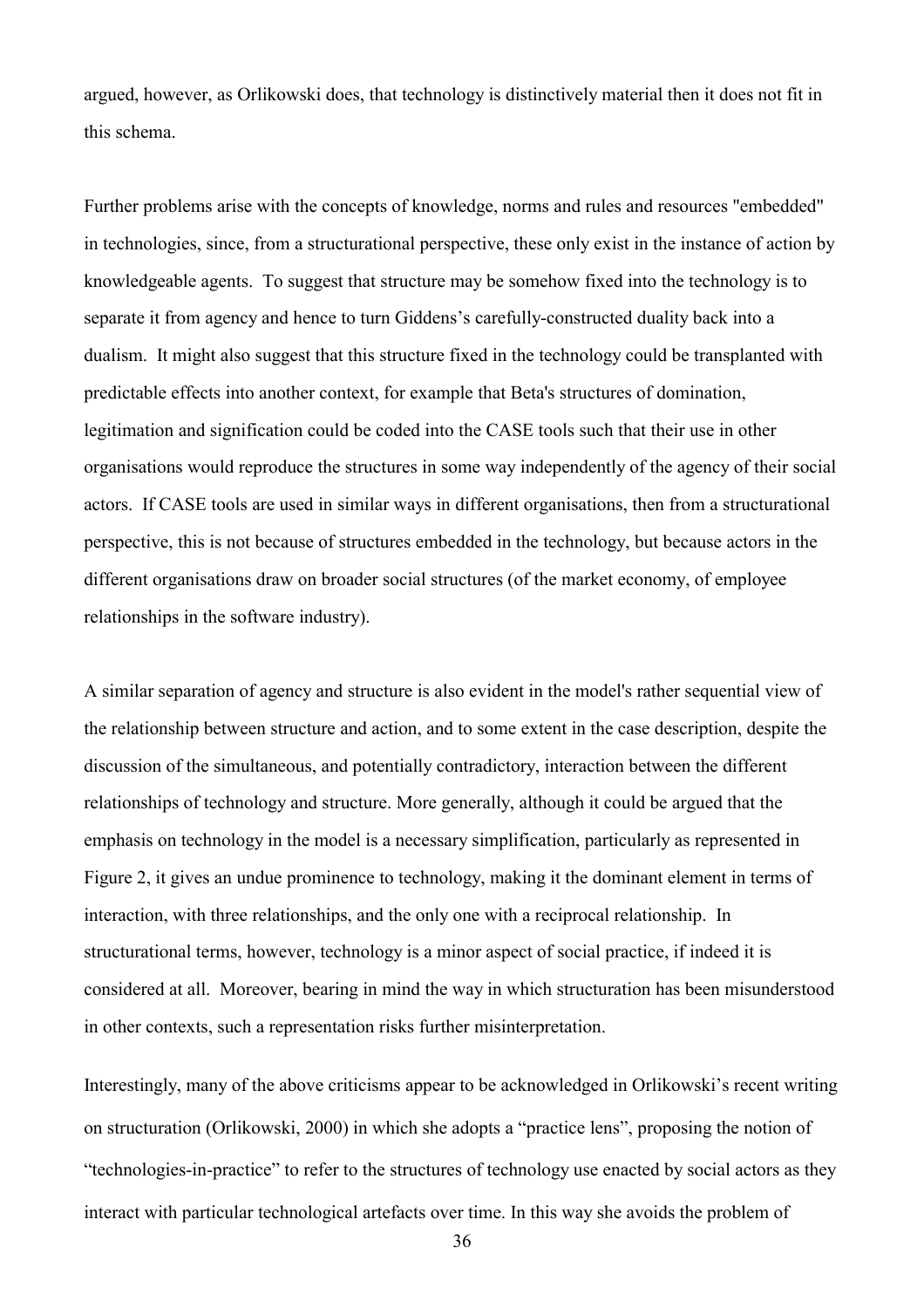argued, however, as Orlikowski does, that technology is distinctively material then it does not fit in this schema.

Further problems arise with the concepts of knowledge, norms and rules and resources "embedded" in technologies, since, from a structurational perspective, these only exist in the instance of action by knowledgeable agents. To suggest that structure may be somehow fixed into the technology is to separate it from agency and hence to turn Giddens's carefully-constructed duality back into a dualism. It might also suggest that this structure fixed in the technology could be transplanted with predictable effects into another context, for example that Beta's structures of domination, legitimation and signification could be coded into the CASE tools such that their use in other organisations would reproduce the structures in some way independently of the agency of their social actors. If CASE tools are used in similar ways in different organisations, then from a structurational perspective, this is not because of structures embedded in the technology, but because actors in the different organisations draw on broader social structures (of the market economy, of employee relationships in the software industry).

A similar separation of agency and structure is also evident in the model's rather sequential view of the relationship between structure and action, and to some extent in the case description, despite the discussion of the simultaneous, and potentially contradictory, interaction between the different relationships of technology and structure. More generally, although it could be argued that the emphasis on technology in the model is a necessary simplification, particularly as represented in Figure 2, it gives an undue prominence to technology, making it the dominant element in terms of interaction, with three relationships, and the only one with a reciprocal relationship. In structurational terms, however, technology is a minor aspect of social practice, if indeed it is considered at all. Moreover, bearing in mind the way in which structuration has been misunderstood in other contexts, such a representation risks further misinterpretation.

Interestingly, many of the above criticisms appear to be acknowledged in Orlikowski's recent writing on structuration (Orlikowski, 2000) in which she adopts a "practice lens", proposing the notion of "technologies-in-practice" to refer to the structures of technology use enacted by social actors as they interact with particular technological artefacts over time. In this way she avoids the problem of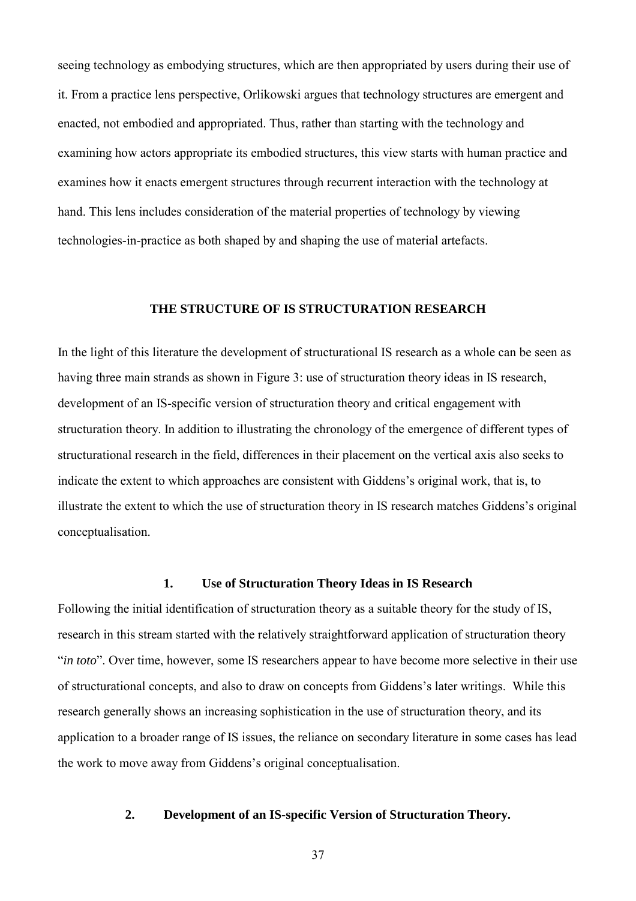seeing technology as embodying structures, which are then appropriated by users during their use of it. From a practice lens perspective, Orlikowski argues that technology structures are emergent and enacted, not embodied and appropriated. Thus, rather than starting with the technology and examining how actors appropriate its embodied structures, this view starts with human practice and examines how it enacts emergent structures through recurrent interaction with the technology at hand. This lens includes consideration of the material properties of technology by viewing technologies-in-practice as both shaped by and shaping the use of material artefacts.

## THE STRUCTURE OF IS STRUCTURATION RESEARCH

In the light of this literature the development of structurational IS research as a whole can be seen as having three main strands as shown in Figure 3: use of structuration theory ideas in IS research, development of an IS-specific version of structuration theory and critical engagement with structuration theory. In addition to illustrating the chronology of the emergence of different types of structurational research in the field, differences in their placement on the vertical axis also seeks to indicate the extent to which approaches are consistent with Giddens's original work, that is, to illustrate the extent to which the use of structuration theory in IS research matches Giddens's original conceptualisation.

### 1. Use of Structuration Theory Ideas in IS Research

Following the initial identification of structuration theory as a suitable theory for the study of IS, research in this stream started with the relatively straightforward application of structuration theory "*in toto*". Over time, however, some IS researchers appear to have become more selective in their use of structurational concepts, and also to draw on concepts from Giddens's later writings. While this research generally shows an increasing sophistication in the use of structuration theory, and its application to a broader range of IS issues, the reliance on secondary literature in some cases has lead the work to move away from Giddens's original conceptualisation.

### 2. Development of an IS-specific Version of Structuration Theory.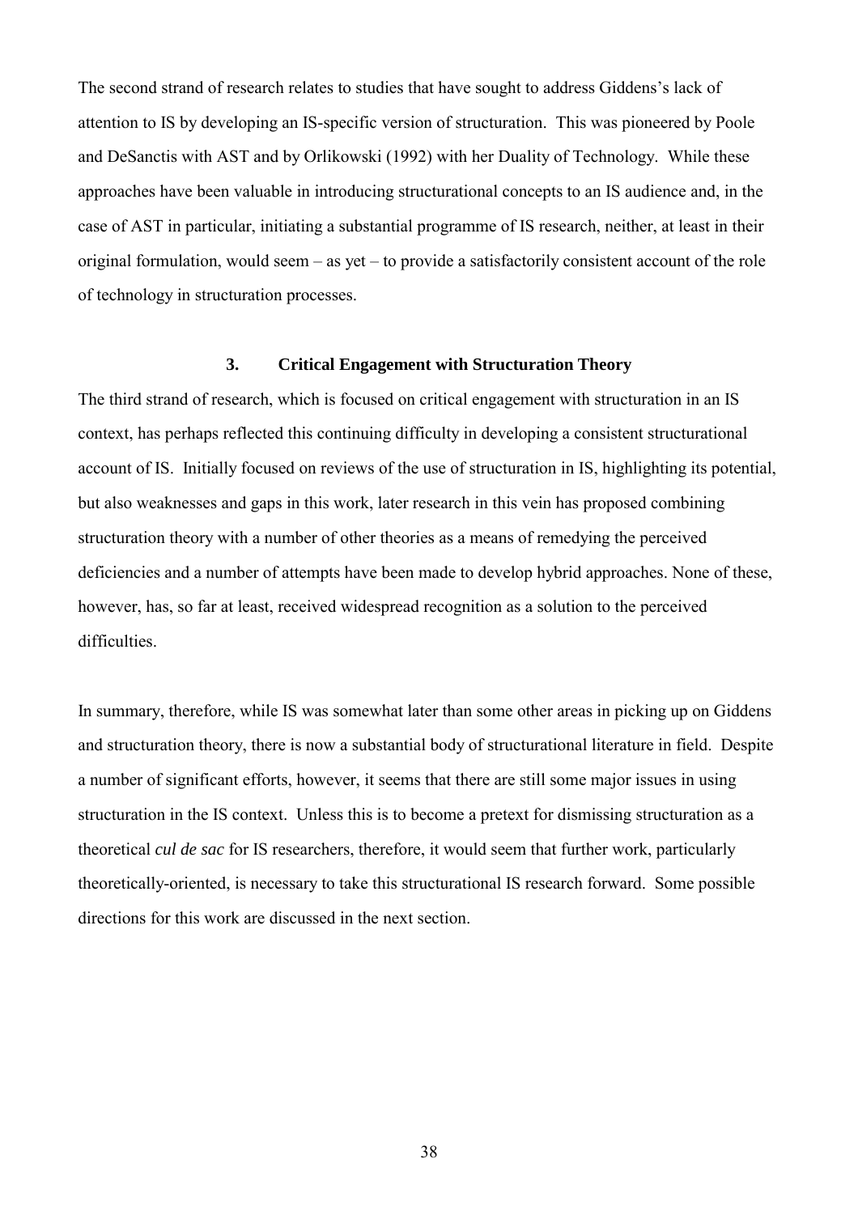The second strand of research relates to studies that have sought to address Giddens's lack of attention to IS by developing an IS-specific version of structuration. This was pioneered by Poole and DeSanctis with AST and by Orlikowski (1992) with her Duality of Technology. While these approaches have been valuable in introducing structurational concepts to an IS audience and, in the case of AST in particular, initiating a substantial programme of IS research, neither, at least in their original formulation, would seem – as yet – to provide a satisfactorily consistent account of the role of technology in structuration processes.

### 3. Critical Engagement with Structuration Theory

The third strand of research, which is focused on critical engagement with structuration in an IS context, has perhaps reflected this continuing difficulty in developing a consistent structurational account of IS. Initially focused on reviews of the use of structuration in IS, highlighting its potential, but also weaknesses and gaps in this work, later research in this vein has proposed combining structuration theory with a number of other theories as a means of remedying the perceived deficiencies and a number of attempts have been made to develop hybrid approaches. None of these, however, has, so far at least, received widespread recognition as a solution to the perceived difficulties.

In summary, therefore, while IS was somewhat later than some other areas in picking up on Giddens and structuration theory, there is now a substantial body of structurational literature in field. Despite a number of significant efforts, however, it seems that there are still some major issues in using structuration in the IS context. Unless this is to become a pretext for dismissing structuration as a theoretical *cul de sac* for IS researchers, therefore, it would seem that further work, particularly theoretically-oriented, is necessary to take this structurational IS research forward. Some possible directions for this work are discussed in the next section.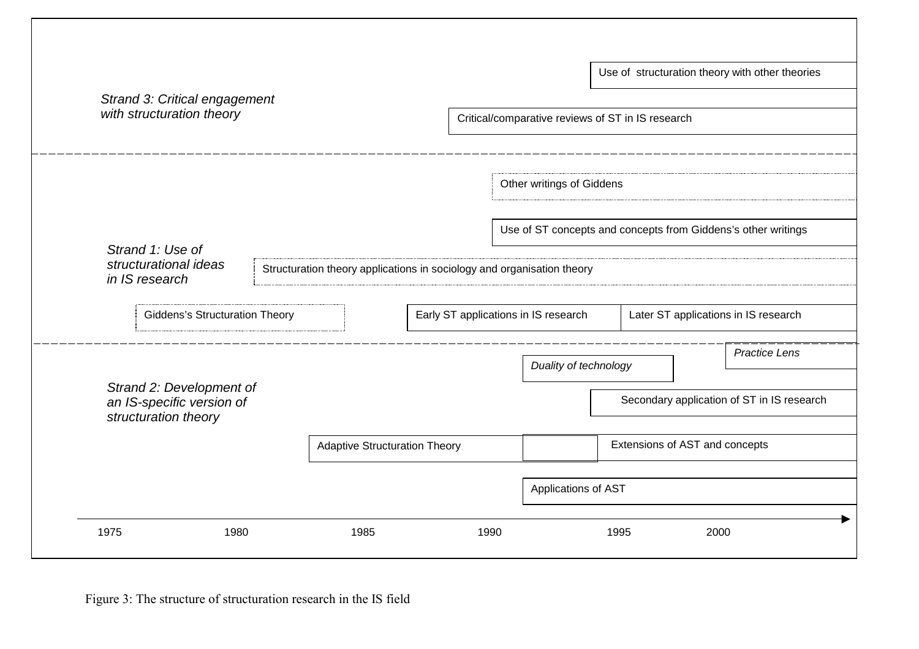Strand 3: Critical engagement with structuration theory

- Use of structuration theory with other theories
- Critical/comparative reviews of ST in IS research

Strand 1: Use of structurational ideas in IS research

- Other writings of Giddens
- Use of ST concepts and concepts from Giddens's other writings
- Structuration theory applications in sociology and organisation theory
- Giddens's Structuration Theory
- Early ST applications in IS research
- Later ST applications in IS research

Strand 2: Development of an IS-specific version of structuration theory

- *Practice Lens*
- *Duality of technology*
- Secondary application of ST in IS research
- Adaptive Structuration Theory
- Extensions of AST and concepts
- Applications of AST

1975 1980 1985 1990 1995 2000

Figure 3: The structure of structuration research in the IS field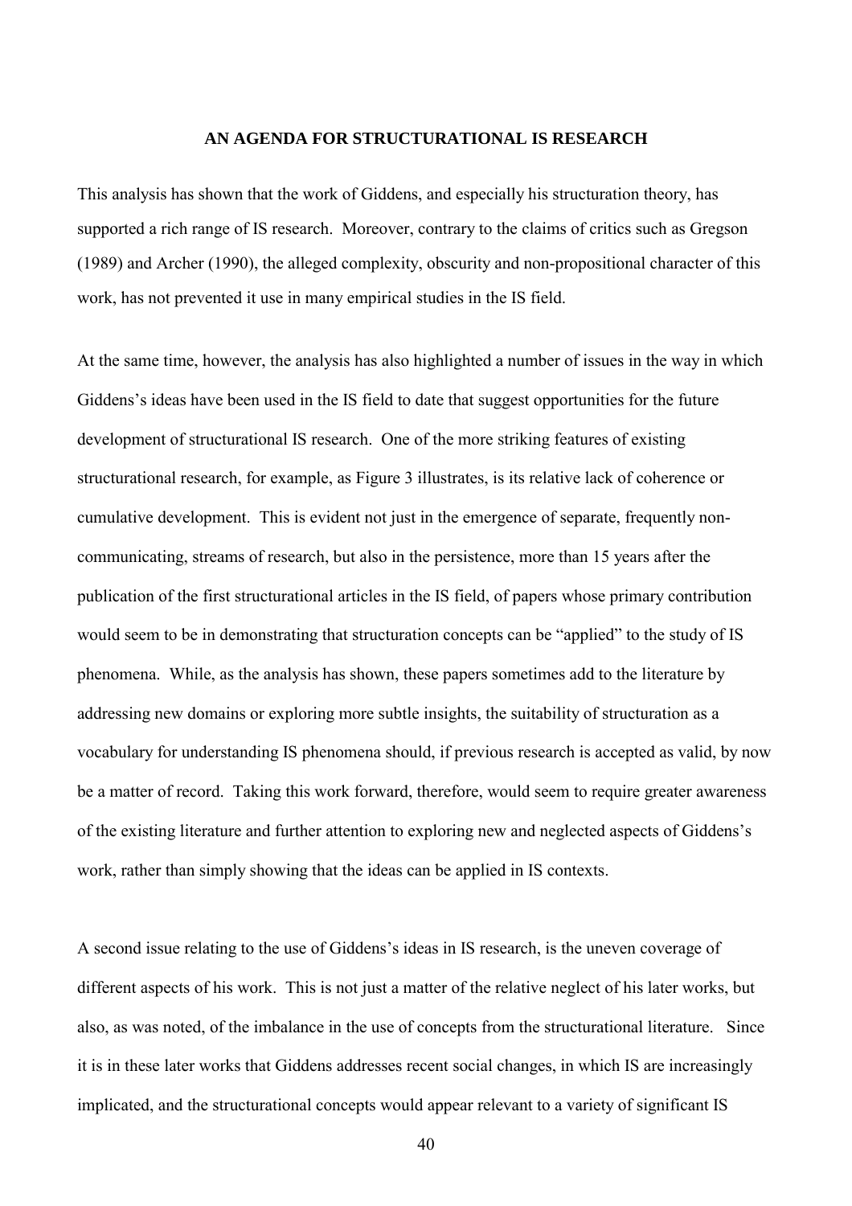## AN AGENDA FOR STRUCTURATIONAL IS RESEARCH

This analysis has shown that the work of Giddens, and especially his structuration theory, has supported a rich range of IS research. Moreover, contrary to the claims of critics such as Gregson (1989) and Archer (1990), the alleged complexity, obscurity and non-propositional character of this work, has not prevented it use in many empirical studies in the IS field.

At the same time, however, the analysis has also highlighted a number of issues in the way in which Giddens's ideas have been used in the IS field to date that suggest opportunities for the future development of structurational IS research. One of the more striking features of existing structurational research, for example, as Figure 3 illustrates, is its relative lack of coherence or cumulative development. This is evident not just in the emergence of separate, frequently non-communicating, streams of research, but also in the persistence, more than 15 years after the publication of the first structurational articles in the IS field, of papers whose primary contribution would seem to be in demonstrating that structuration concepts can be "applied" to the study of IS phenomena. While, as the analysis has shown, these papers sometimes add to the literature by addressing new domains or exploring more subtle insights, the suitability of structuration as a vocabulary for understanding IS phenomena should, if previous research is accepted as valid, by now be a matter of record. Taking this work forward, therefore, would seem to require greater awareness of the existing literature and further attention to exploring new and neglected aspects of Giddens's work, rather than simply showing that the ideas can be applied in IS contexts.

A second issue relating to the use of Giddens's ideas in IS research, is the uneven coverage of different aspects of his work. This is not just a matter of the relative neglect of his later works, but also, as was noted, of the imbalance in the use of concepts from the structurational literature. Since it is in these later works that Giddens addresses recent social changes, in which IS are increasingly implicated, and the structurational concepts would appear relevant to a variety of significant IS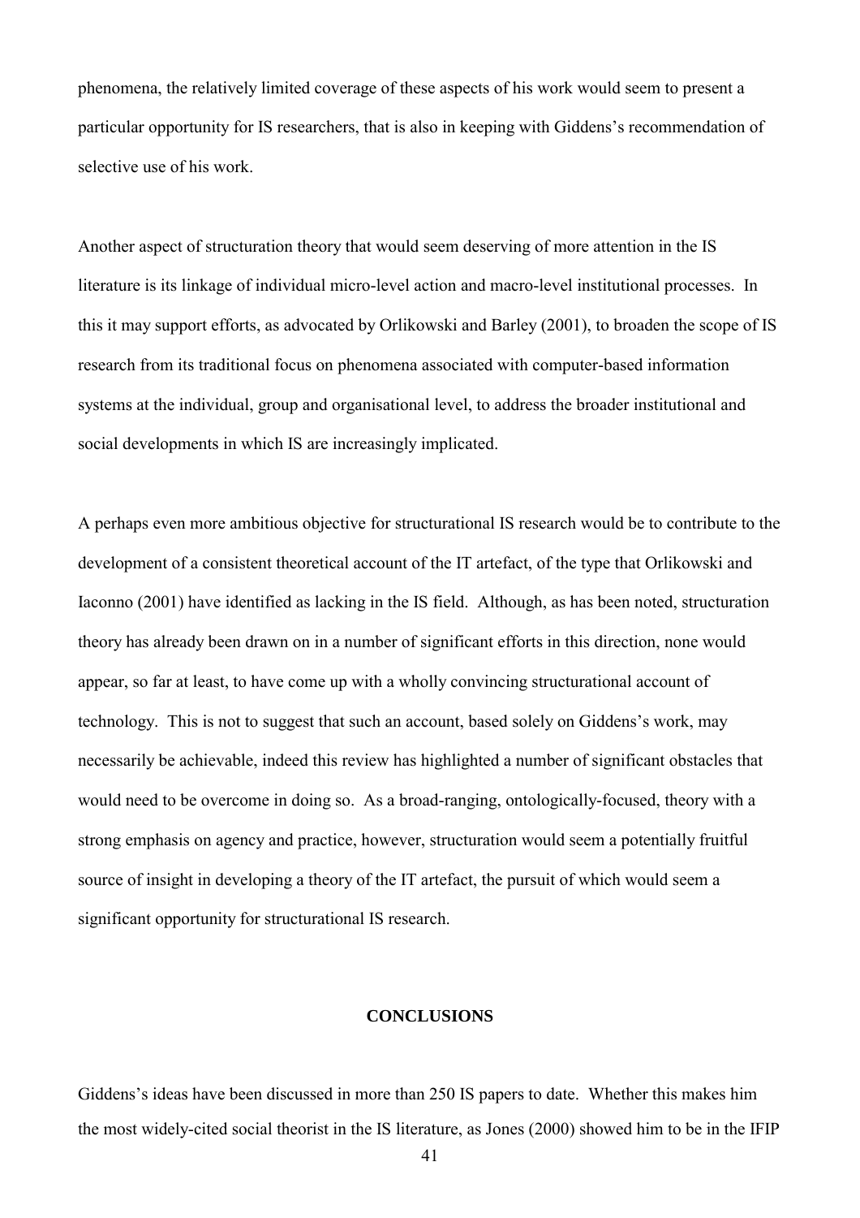phenomena, the relatively limited coverage of these aspects of his work would seem to present a particular opportunity for IS researchers, that is also in keeping with Giddens's recommendation of selective use of his work.

Another aspect of structuration theory that would seem deserving of more attention in the IS literature is its linkage of individual micro-level action and macro-level institutional processes. In this it may support efforts, as advocated by Orlikowski and Barley (2001), to broaden the scope of IS research from its traditional focus on phenomena associated with computer-based information systems at the individual, group and organisational level, to address the broader institutional and social developments in which IS are increasingly implicated.

A perhaps even more ambitious objective for structurational IS research would be to contribute to the development of a consistent theoretical account of the IT artefact, of the type that Orlikowski and Iaconno (2001) have identified as lacking in the IS field. Although, as has been noted, structuration theory has already been drawn on in a number of significant efforts in this direction, none would appear, so far at least, to have come up with a wholly convincing structurational account of technology. This is not to suggest that such an account, based solely on Giddens's work, may necessarily be achievable, indeed this review has highlighted a number of significant obstacles that would need to be overcome in doing so. As a broad-ranging, ontologically-focused, theory with a strong emphasis on agency and practice, however, structuration would seem a potentially fruitful source of insight in developing a theory of the IT artefact, the pursuit of which would seem a significant opportunity for structurational IS research.

## CONCLUSIONS

Giddens's ideas have been discussed in more than 250 IS papers to date. Whether this makes him the most widely-cited social theorist in the IS literature, as Jones (2000) showed him to be in the IFIP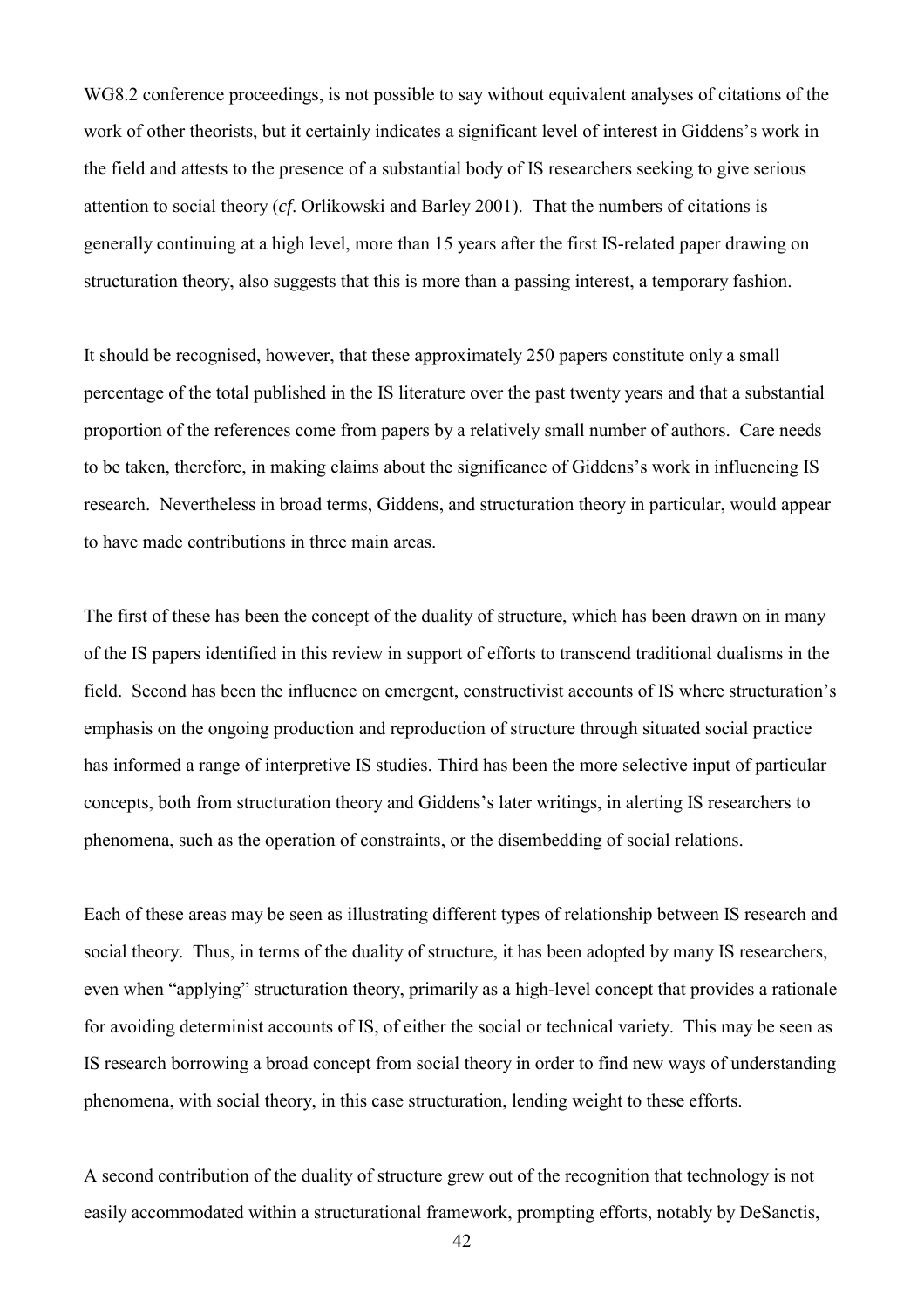WG8.2 conference proceedings, is not possible to say without equivalent analyses of citations of the work of other theorists, but it certainly indicates a significant level of interest in Giddens's work in the field and attests to the presence of a substantial body of IS researchers seeking to give serious attention to social theory (*cf*. Orlikowski and Barley 2001). That the numbers of citations is generally continuing at a high level, more than 15 years after the first IS-related paper drawing on structuration theory, also suggests that this is more than a passing interest, a temporary fashion.

It should be recognised, however, that these approximately 250 papers constitute only a small percentage of the total published in the IS literature over the past twenty years and that a substantial proportion of the references come from papers by a relatively small number of authors. Care needs to be taken, therefore, in making claims about the significance of Giddens's work in influencing IS research. Nevertheless in broad terms, Giddens, and structuration theory in particular, would appear to have made contributions in three main areas.

The first of these has been the concept of the duality of structure, which has been drawn on in many of the IS papers identified in this review in support of efforts to transcend traditional dualisms in the field. Second has been the influence on emergent, constructivist accounts of IS where structuration's emphasis on the ongoing production and reproduction of structure through situated social practice has informed a range of interpretive IS studies. Third has been the more selective input of particular concepts, both from structuration theory and Giddens's later writings, in alerting IS researchers to phenomena, such as the operation of constraints, or the disembedding of social relations.

Each of these areas may be seen as illustrating different types of relationship between IS research and social theory. Thus, in terms of the duality of structure, it has been adopted by many IS researchers, even when "applying" structuration theory, primarily as a high-level concept that provides a rationale for avoiding determinist accounts of IS, of either the social or technical variety. This may be seen as IS research borrowing a broad concept from social theory in order to find new ways of understanding phenomena, with social theory, in this case structuration, lending weight to these efforts.

A second contribution of the duality of structure grew out of the recognition that technology is not easily accommodated within a structurational framework, prompting efforts, notably by DeSanctis,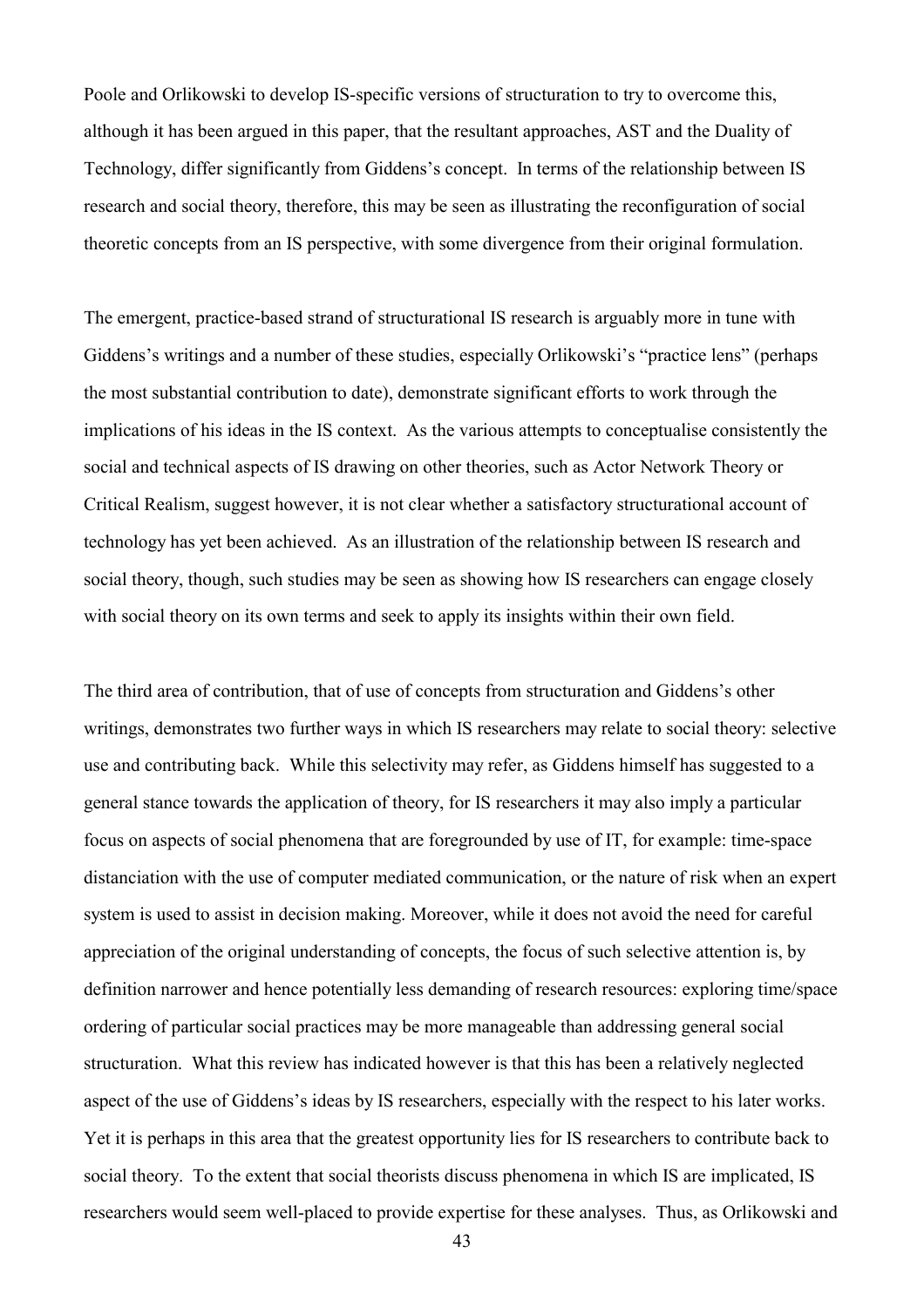Poole and Orlikowski to develop IS-specific versions of structuration to try to overcome this, although it has been argued in this paper, that the resultant approaches, AST and the Duality of Technology, differ significantly from Giddens's concept. In terms of the relationship between IS research and social theory, therefore, this may be seen as illustrating the reconfiguration of social theoretic concepts from an IS perspective, with some divergence from their original formulation.

The emergent, practice-based strand of structurational IS research is arguably more in tune with Giddens's writings and a number of these studies, especially Orlikowski's "practice lens" (perhaps the most substantial contribution to date), demonstrate significant efforts to work through the implications of his ideas in the IS context. As the various attempts to conceptualise consistently the social and technical aspects of IS drawing on other theories, such as Actor Network Theory or Critical Realism, suggest however, it is not clear whether a satisfactory structurational account of technology has yet been achieved. As an illustration of the relationship between IS research and social theory, though, such studies may be seen as showing how IS researchers can engage closely with social theory on its own terms and seek to apply its insights within their own field.

The third area of contribution, that of use of concepts from structuration and Giddens's other writings, demonstrates two further ways in which IS researchers may relate to social theory: selective use and contributing back. While this selectivity may refer, as Giddens himself has suggested to a general stance towards the application of theory, for IS researchers it may also imply a particular focus on aspects of social phenomena that are foregrounded by use of IT, for example: time-space distanciation with the use of computer mediated communication, or the nature of risk when an expert system is used to assist in decision making. Moreover, while it does not avoid the need for careful appreciation of the original understanding of concepts, the focus of such selective attention is, by definition narrower and hence potentially less demanding of research resources: exploring time/space ordering of particular social practices may be more manageable than addressing general social structuration. What this review has indicated however is that this has been a relatively neglected aspect of the use of Giddens's ideas by IS researchers, especially with the respect to his later works. Yet it is perhaps in this area that the greatest opportunity lies for IS researchers to contribute back to social theory. To the extent that social theorists discuss phenomena in which IS are implicated, IS researchers would seem well-placed to provide expertise for these analyses. Thus, as Orlikowski and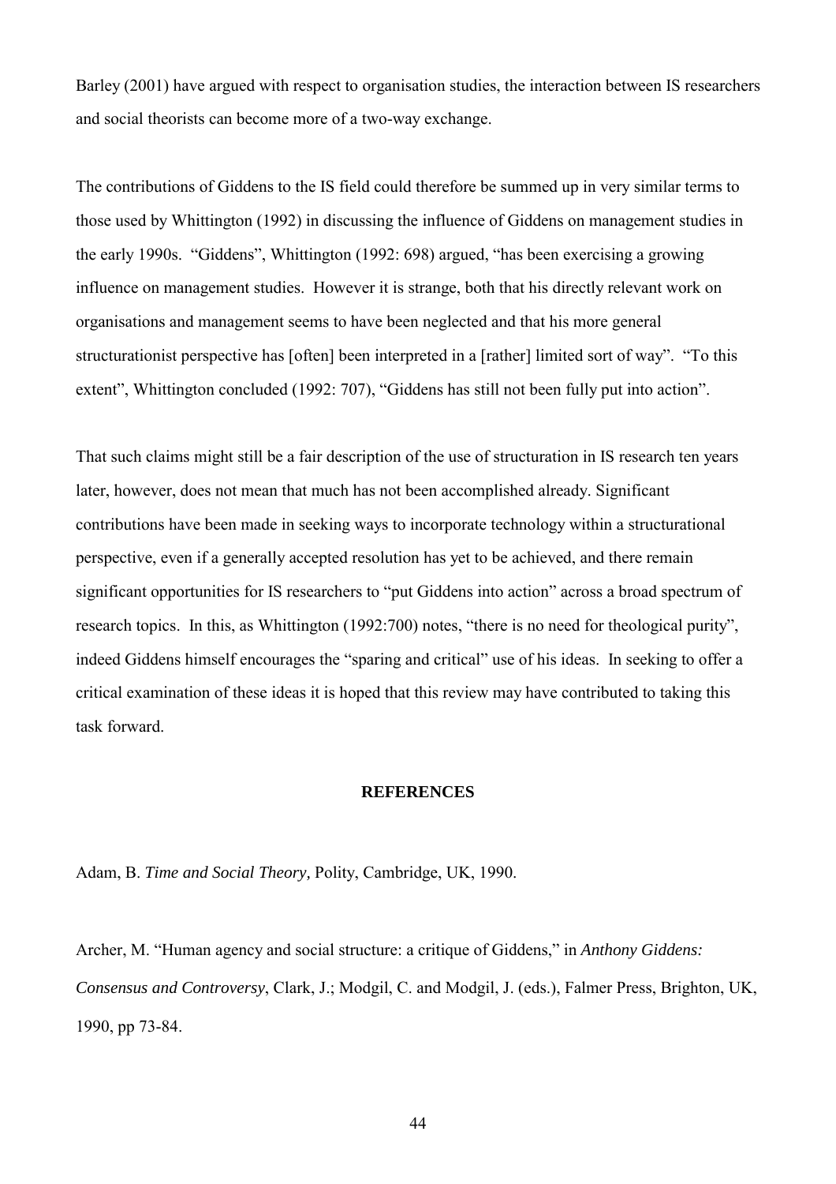Barley (2001) have argued with respect to organisation studies, the interaction between IS researchers and social theorists can become more of a two-way exchange.

The contributions of Giddens to the IS field could therefore be summed up in very similar terms to those used by Whittington (1992) in discussing the influence of Giddens on management studies in the early 1990s. "Giddens", Whittington (1992: 698) argued, "has been exercising a growing influence on management studies. However it is strange, both that his directly relevant work on organisations and management seems to have been neglected and that his more general structurationist perspective has [often] been interpreted in a [rather] limited sort of way". "To this extent", Whittington concluded (1992: 707), "Giddens has still not been fully put into action".

That such claims might still be a fair description of the use of structuration in IS research ten years later, however, does not mean that much has not been accomplished already. Significant contributions have been made in seeking ways to incorporate technology within a structurational perspective, even if a generally accepted resolution has yet to be achieved, and there remain significant opportunities for IS researchers to "put Giddens into action" across a broad spectrum of research topics. In this, as Whittington (1992:700) notes, "there is no need for theological purity", indeed Giddens himself encourages the "sparing and critical" use of his ideas. In seeking to offer a critical examination of these ideas it is hoped that this review may have contributed to taking this task forward.

## REFERENCES

Adam, B. *Time and Social Theory,* Polity, Cambridge, UK, 1990.

Archer, M. "Human agency and social structure: a critique of Giddens," in *Anthony Giddens: Consensus and Controversy*, Clark, J.; Modgil, C. and Modgil, J. (eds.), Falmer Press, Brighton, UK, 1990, pp 73-84.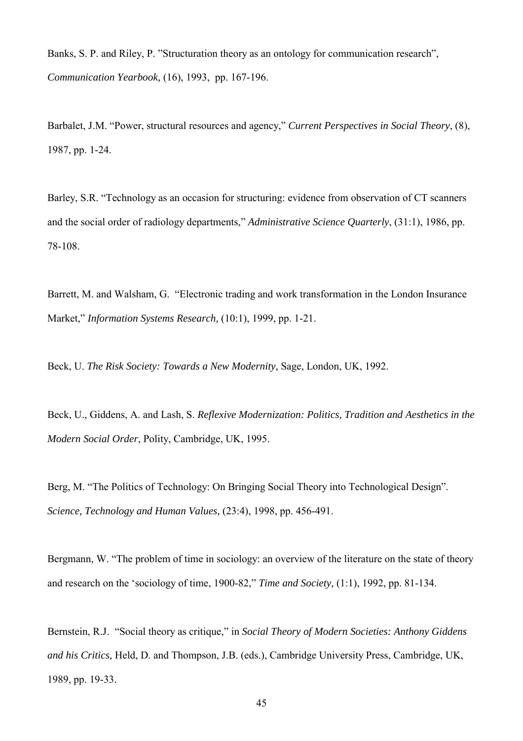Banks, S. P. and Riley, P. "Structuration theory as an ontology for communication research", *Communication Yearbook,* (16), 1993, pp. 167-196.

Barbalet, J.M. "Power, structural resources and agency," *Current Perspectives in Social Theory*, (8), 1987, pp. 1-24.

Barley, S.R. "Technology as an occasion for structuring: evidence from observation of CT scanners and the social order of radiology departments," *Administrative Science Quarterly*, (31:1), 1986, pp. 78-108.

Barrett, M. and Walsham, G. "Electronic trading and work transformation in the London Insurance Market," *Information Systems Research,* (10:1), 1999, pp. 1-21.

Beck, U. *The Risk Society: Towards a New Modernity,* Sage, London, UK, 1992.

Beck, U., Giddens, A. and Lash, S. *Reflexive Modernization: Politics, Tradition and Aesthetics in the Modern Social Order*, Polity, Cambridge, UK, 1995.

Berg, M. "The Politics of Technology: On Bringing Social Theory into Technological Design". *Science, Technology and Human Values,* (23:4), 1998, pp. 456-491.

Bergmann, W. "The problem of time in sociology: an overview of the literature on the state of theory and research on the 'sociology of time, 1900-82," *Time and Society,* (1:1), 1992, pp. 81-134.

Bernstein, R.J. "Social theory as critique," in *Social Theory of Modern Societies: Anthony Giddens and his Critics,* Held, D. and Thompson, J.B. (eds.), Cambridge University Press, Cambridge, UK, 1989, pp. 19-33.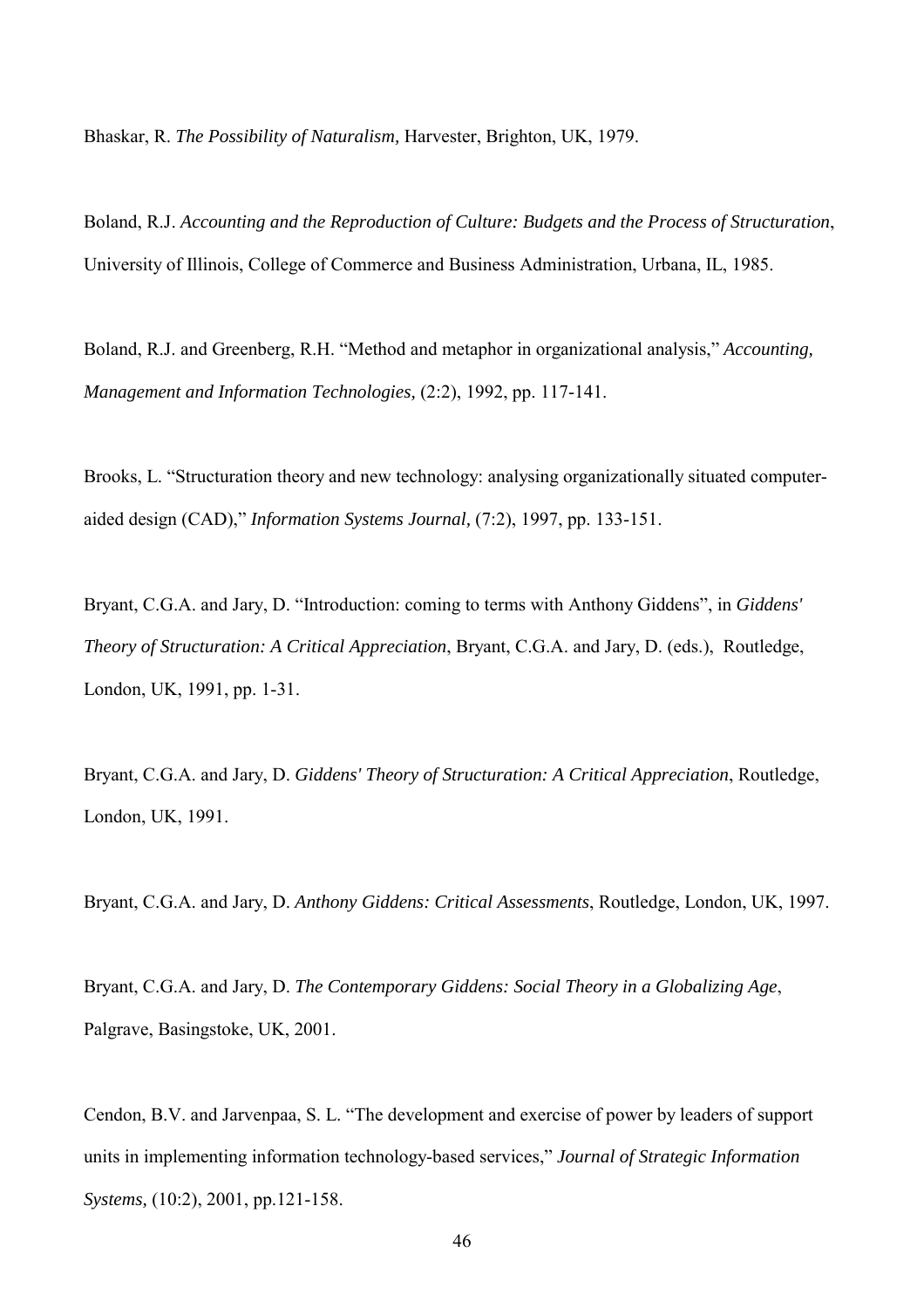Bhaskar, R. *The Possibility of Naturalism,* Harvester, Brighton, UK, 1979.

Boland, R.J. *Accounting and the Reproduction of Culture: Budgets and the Process of Structuration*, University of Illinois, College of Commerce and Business Administration, Urbana, IL, 1985.

Boland, R.J. and Greenberg, R.H. "Method and metaphor in organizational analysis," *Accounting, Management and Information Technologies,* (2:2), 1992, pp. 117-141.

Brooks, L. "Structuration theory and new technology: analysing organizationally situated computer-aided design (CAD)," *Information Systems Journal,* (7:2), 1997, pp. 133-151.

Bryant, C.G.A. and Jary, D. "Introduction: coming to terms with Anthony Giddens", in *Giddens' Theory of Structuration: A Critical Appreciation*, Bryant, C.G.A. and Jary, D. (eds.), Routledge, London, UK, 1991, pp. 1-31.

Bryant, C.G.A. and Jary, D. *Giddens' Theory of Structuration: A Critical Appreciation*, Routledge, London, UK, 1991.

Bryant, C.G.A. and Jary, D. *Anthony Giddens: Critical Assessments*, Routledge, London, UK, 1997.

Bryant, C.G.A. and Jary, D. *The Contemporary Giddens: Social Theory in a Globalizing Age*, Palgrave, Basingstoke, UK, 2001.

Cendon, B.V. and Jarvenpaa, S. L. "The development and exercise of power by leaders of support units in implementing information technology-based services," *Journal of Strategic Information Systems,* (10:2), 2001, pp.121-158.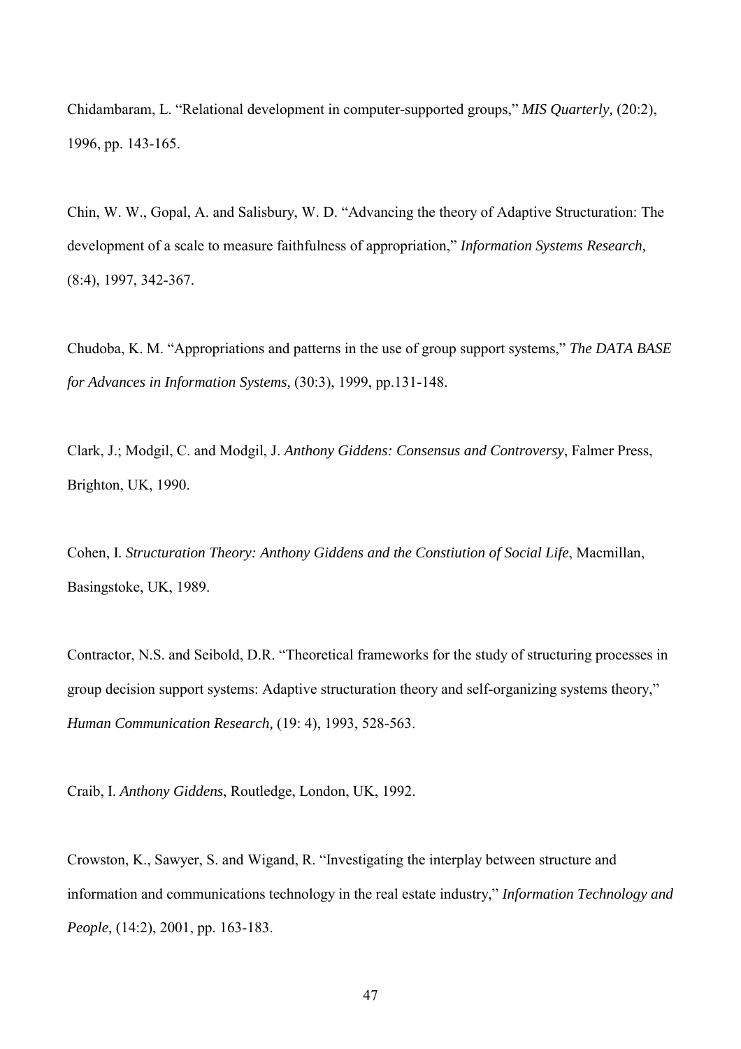Chidambaram, L. “Relational development in computer-supported groups,” *MIS Quarterly,* (20:2), 1996, pp. 143-165.

Chin, W. W., Gopal, A. and Salisbury, W. D. “Advancing the theory of Adaptive Structuration: The development of a scale to measure faithfulness of appropriation,” *Information Systems Research,* (8:4), 1997, 342-367.

Chudoba, K. M. “Appropriations and patterns in the use of group support systems,” *The DATA BASE for Advances in Information Systems,* (30:3), 1999, pp.131-148.

Clark, J.; Modgil, C. and Modgil, J. *Anthony Giddens: Consensus and Controversy*, Falmer Press, Brighton, UK, 1990.

Cohen, I. *Structuration Theory: Anthony Giddens and the Constiution of Social Life*, Macmillan, Basingstoke, UK, 1989.

Contractor, N.S. and Seibold, D.R. “Theoretical frameworks for the study of structuring processes in group decision support systems: Adaptive structuration theory and self-organizing systems theory,” *Human Communication Research,* (19: 4), 1993, 528-563.

Craib, I. *Anthony Giddens*, Routledge, London, UK, 1992.

Crowston, K., Sawyer, S. and Wigand, R. “Investigating the interplay between structure and information and communications technology in the real estate industry,” *Information Technology and People,* (14:2), 2001, pp. 163-183.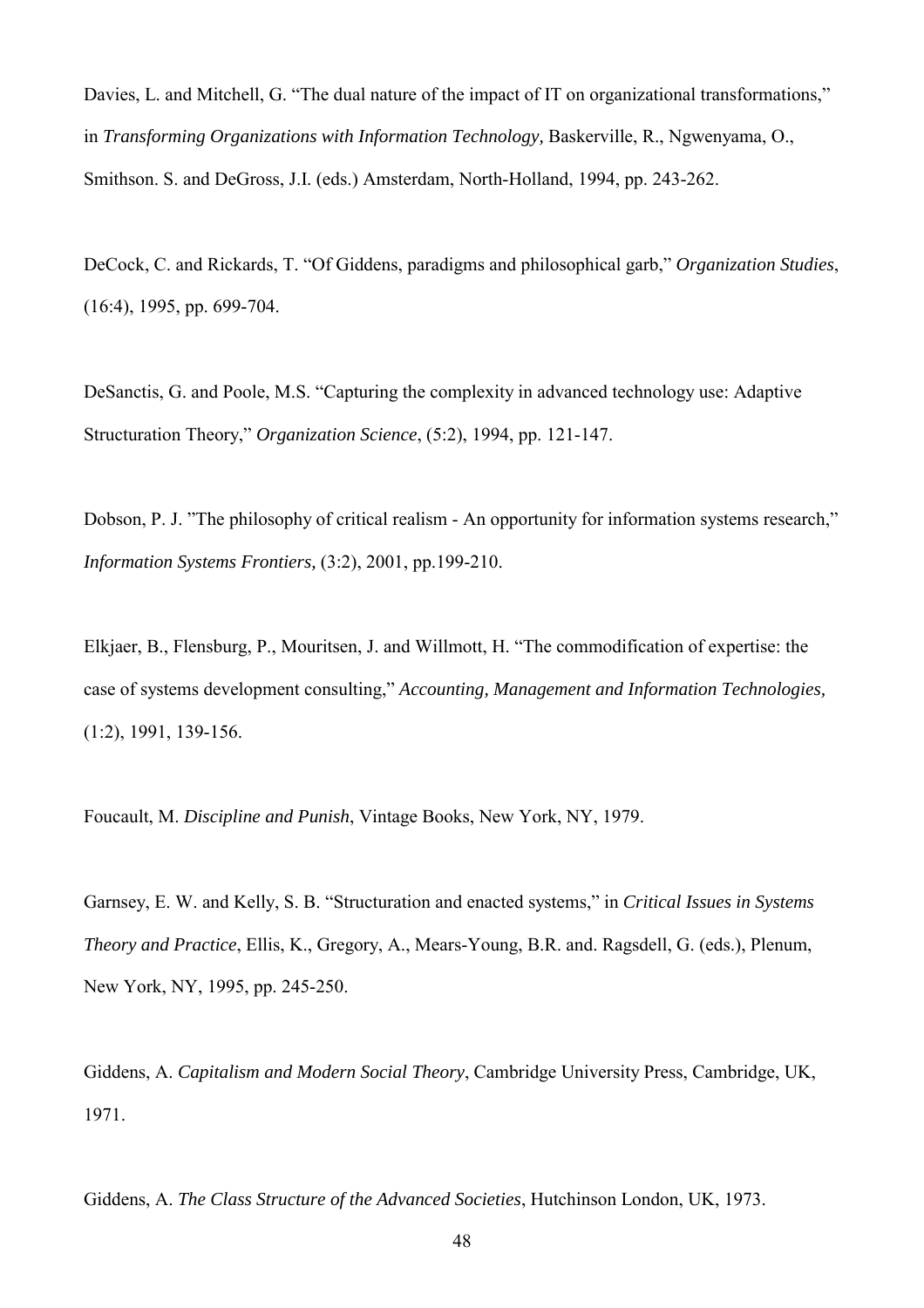Davies, L. and Mitchell, G. "The dual nature of the impact of IT on organizational transformations," in *Transforming Organizations with Information Technology,* Baskerville, R., Ngwenyama, O., Smithson. S. and DeGross, J.I. (eds.) Amsterdam, North-Holland, 1994, pp. 243-262.

DeCock, C. and Rickards, T. "Of Giddens, paradigms and philosophical garb," *Organization Studies*, (16:4), 1995, pp. 699-704.

DeSanctis, G. and Poole, M.S. "Capturing the complexity in advanced technology use: Adaptive Structuration Theory," *Organization Science*, (5:2), 1994, pp. 121-147.

Dobson, P. J. "The philosophy of critical realism - An opportunity for information systems research," *Information Systems Frontiers,* (3:2), 2001, pp.199-210.

Elkjaer, B., Flensburg, P., Mouritsen, J. and Willmott, H. "The commodification of expertise: the case of systems development consulting," *Accounting, Management and Information Technologies,* (1:2), 1991, 139-156.

Foucault, M. *Discipline and Punish*, Vintage Books, New York, NY, 1979.

Garnsey, E. W. and Kelly, S. B. "Structuration and enacted systems," in *Critical Issues in Systems Theory and Practice*, Ellis, K., Gregory, A., Mears-Young, B.R. and. Ragsdell, G. (eds.), Plenum, New York, NY, 1995, pp. 245-250.

Giddens, A. *Capitalism and Modern Social Theory*, Cambridge University Press, Cambridge, UK, 1971.

Giddens, A. *The Class Structure of the Advanced Societies*, Hutchinson London, UK, 1973.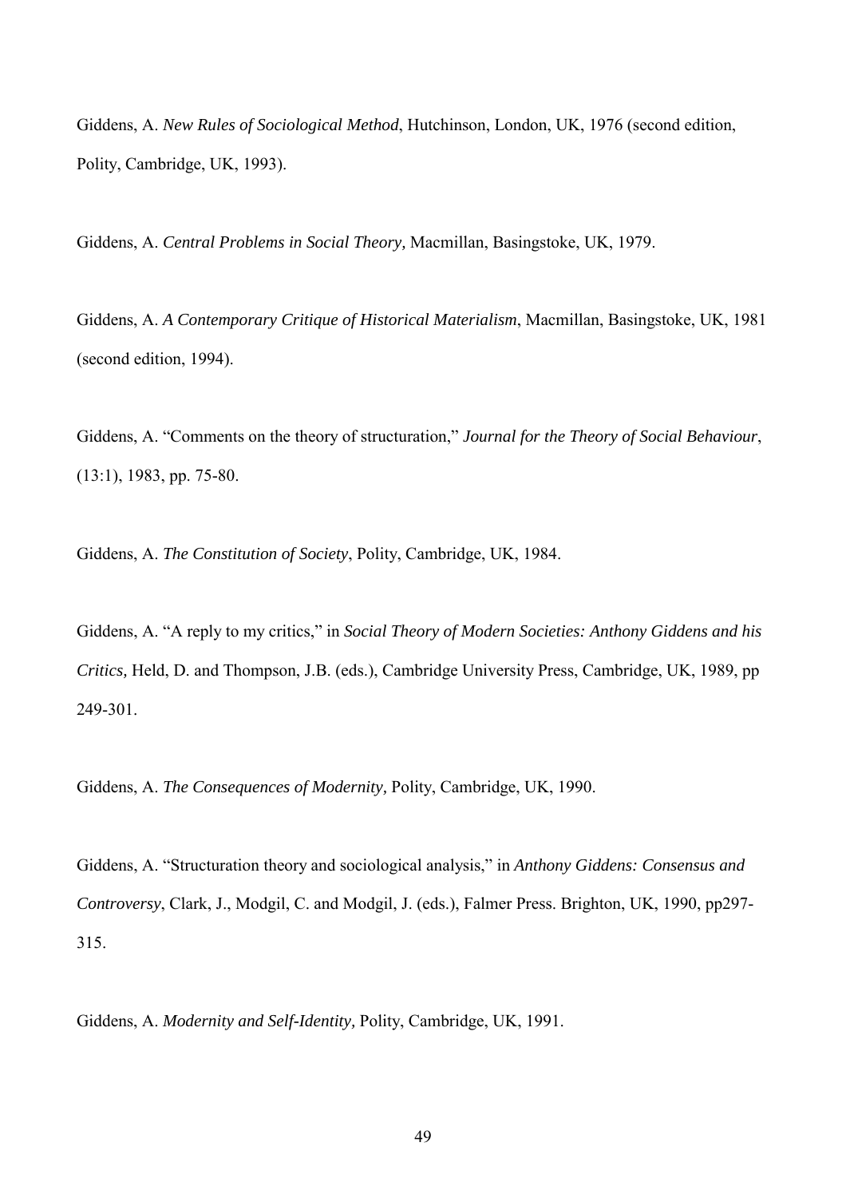Giddens, A. *New Rules of Sociological Method*, Hutchinson, London, UK, 1976 (second edition, Polity, Cambridge, UK, 1993).

Giddens, A. *Central Problems in Social Theory,* Macmillan, Basingstoke, UK, 1979.

Giddens, A. *A Contemporary Critique of Historical Materialism*, Macmillan, Basingstoke, UK, 1981 (second edition, 1994).

Giddens, A. "Comments on the theory of structuration," *Journal for the Theory of Social Behaviour*, (13:1), 1983, pp. 75-80.

Giddens, A. *The Constitution of Society*, Polity, Cambridge, UK, 1984.

Giddens, A. "A reply to my critics," in *Social Theory of Modern Societies: Anthony Giddens and his Critics,* Held, D. and Thompson, J.B. (eds.), Cambridge University Press, Cambridge, UK, 1989, pp 249-301.

Giddens, A. *The Consequences of Modernity,* Polity, Cambridge, UK, 1990.

Giddens, A. "Structuration theory and sociological analysis," in *Anthony Giddens: Consensus and Controversy*, Clark, J., Modgil, C. and Modgil, J. (eds.), Falmer Press. Brighton, UK, 1990, pp297-315.

Giddens, A. *Modernity and Self-Identity,* Polity, Cambridge, UK, 1991.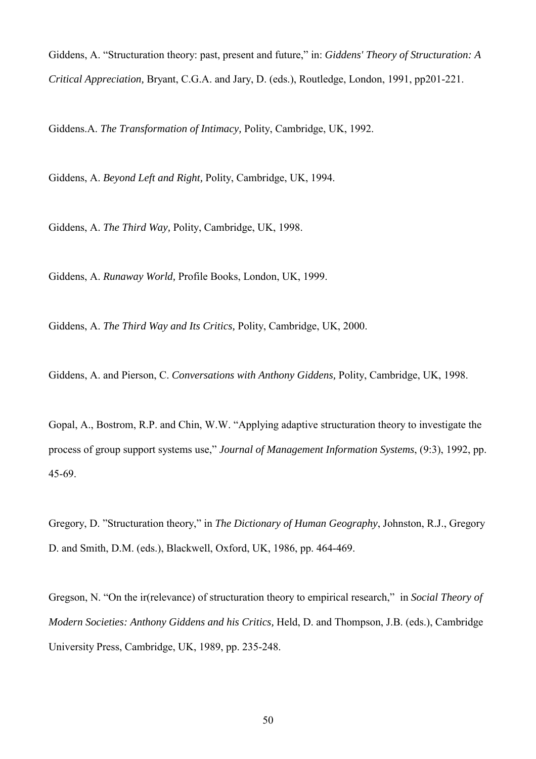Giddens, A. "Structuration theory: past, present and future," in: *Giddens' Theory of Structuration: A Critical Appreciation,* Bryant, C.G.A. and Jary, D. (eds.), Routledge, London, 1991, pp201-221.

Giddens.A. *The Transformation of Intimacy,* Polity, Cambridge, UK, 1992.

Giddens, A. *Beyond Left and Right,* Polity, Cambridge, UK, 1994.

Giddens, A. *The Third Way,* Polity, Cambridge, UK, 1998.

Giddens, A. *Runaway World,* Profile Books, London, UK, 1999.

Giddens, A. *The Third Way and Its Critics,* Polity, Cambridge, UK, 2000.

Giddens, A. and Pierson, C. *Conversations with Anthony Giddens,* Polity, Cambridge, UK, 1998.

Gopal, A., Bostrom, R.P. and Chin, W.W. "Applying adaptive structuration theory to investigate the process of group support systems use," *Journal of Management Information Systems*, (9:3), 1992, pp. 45-69.

Gregory, D. "Structuration theory," in *The Dictionary of Human Geography*, Johnston, R.J., Gregory D. and Smith, D.M. (eds.), Blackwell, Oxford, UK, 1986, pp. 464-469.

Gregson, N. "On the ir(relevance) of structuration theory to empirical research," in *Social Theory of Modern Societies: Anthony Giddens and his Critics,* Held, D. and Thompson, J.B. (eds.), Cambridge University Press, Cambridge, UK, 1989, pp. 235-248.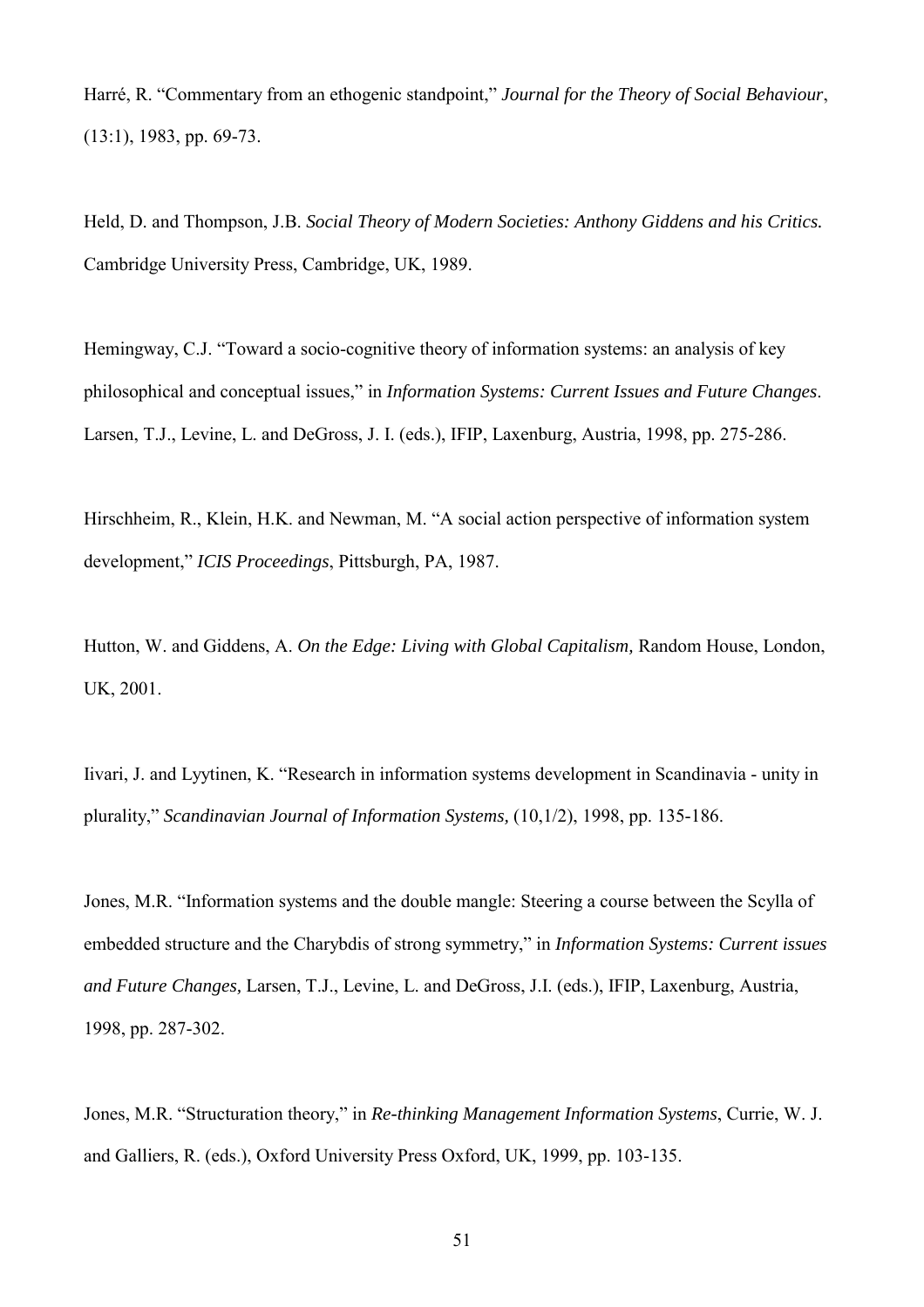Harré, R. "Commentary from an ethogenic standpoint," *Journal for the Theory of Social Behaviour*, (13:1), 1983, pp. 69-73.

Held, D. and Thompson, J.B. *Social Theory of Modern Societies: Anthony Giddens and his Critics.* Cambridge University Press, Cambridge, UK, 1989.

Hemingway, C.J. "Toward a socio-cognitive theory of information systems: an analysis of key philosophical and conceptual issues," in *Information Systems: Current Issues and Future Changes*. Larsen, T.J., Levine, L. and DeGross, J. I. (eds.), IFIP, Laxenburg, Austria, 1998, pp. 275-286.

Hirschheim, R., Klein, H.K. and Newman, M. "A social action perspective of information system development," *ICIS Proceedings*, Pittsburgh, PA, 1987.

Hutton, W. and Giddens, A. *On the Edge: Living with Global Capitalism,* Random House, London, UK, 2001.

Iivari, J. and Lyytinen, K. "Research in information systems development in Scandinavia - unity in plurality," *Scandinavian Journal of Information Systems,* (10,1/2), 1998, pp. 135-186.

Jones, M.R. "Information systems and the double mangle: Steering a course between the Scylla of embedded structure and the Charybdis of strong symmetry," in *Information Systems: Current issues and Future Changes,* Larsen, T.J., Levine, L. and DeGross, J.I. (eds.), IFIP, Laxenburg, Austria, 1998, pp. 287-302.

Jones, M.R. "Structuration theory," in *Re-thinking Management Information Systems*, Currie, W. J. and Galliers, R. (eds.), Oxford University Press Oxford, UK, 1999, pp. 103-135.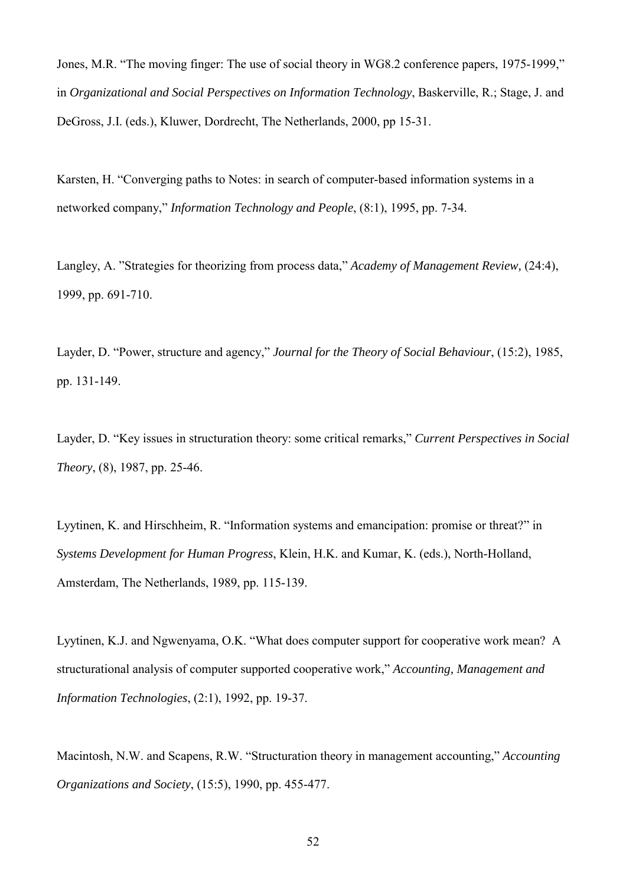Jones, M.R. “The moving finger: The use of social theory in WG8.2 conference papers, 1975-1999,” in *Organizational and Social Perspectives on Information Technology*, Baskerville, R.; Stage, J. and DeGross, J.I. (eds.), Kluwer, Dordrecht, The Netherlands, 2000, pp 15-31.

Karsten, H. “Converging paths to Notes: in search of computer-based information systems in a networked company,” *Information Technology and People*, (8:1), 1995, pp. 7-34.

Langley, A. ”Strategies for theorizing from process data,” *Academy of Management Review,* (24:4), 1999, pp. 691-710.

Layder, D. “Power, structure and agency,” *Journal for the Theory of Social Behaviour*, (15:2), 1985, pp. 131-149.

Layder, D. “Key issues in structuration theory: some critical remarks,” *Current Perspectives in Social Theory*, (8), 1987, pp. 25-46.

Lyytinen, K. and Hirschheim, R. “Information systems and emancipation: promise or threat?” in *Systems Development for Human Progress*, Klein, H.K. and Kumar, K. (eds.), North-Holland, Amsterdam, The Netherlands, 1989, pp. 115-139.

Lyytinen, K.J. and Ngwenyama, O.K. “What does computer support for cooperative work mean? A structurational analysis of computer supported cooperative work,” *Accounting, Management and Information Technologies*, (2:1), 1992, pp. 19-37.

Macintosh, N.W. and Scapens, R.W. “Structuration theory in management accounting,” *Accounting Organizations and Society*, (15:5), 1990, pp. 455-477.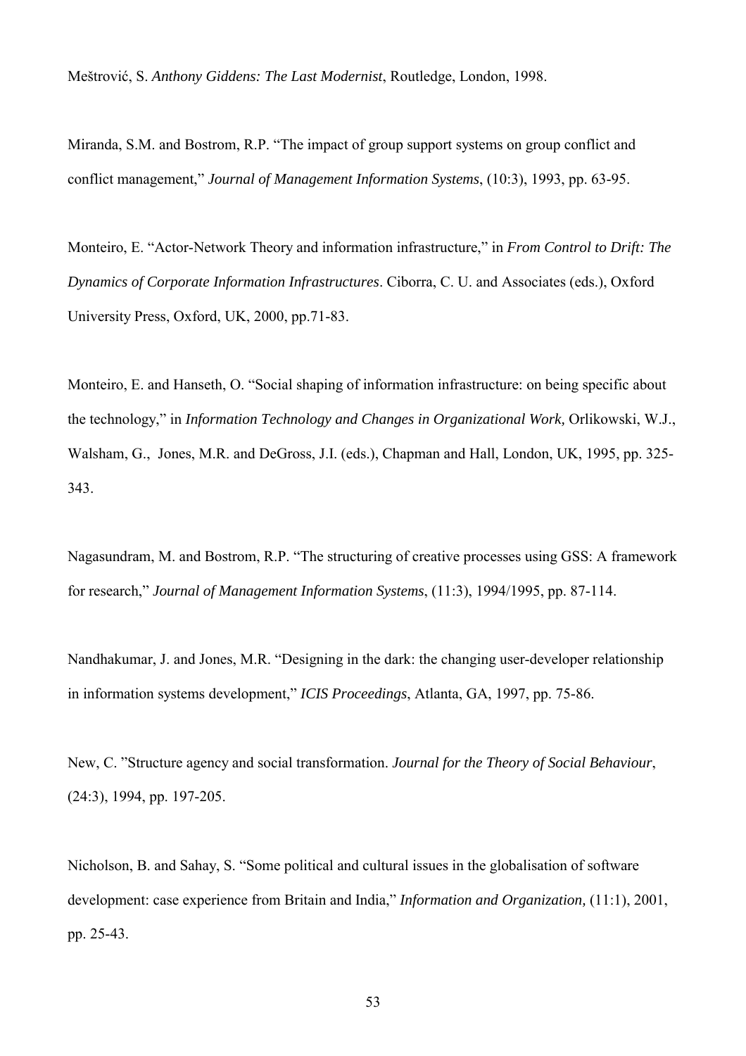Meštrović, S. *Anthony Giddens: The Last Modernist*, Routledge, London, 1998.

Miranda, S.M. and Bostrom, R.P. "The impact of group support systems on group conflict and conflict management," *Journal of Management Information Systems*, (10:3), 1993, pp. 63-95.

Monteiro, E. "Actor-Network Theory and information infrastructure," in *From Control to Drift: The Dynamics of Corporate Information Infrastructures*. Ciborra, C. U. and Associates (eds.), Oxford University Press, Oxford, UK, 2000, pp.71-83.

Monteiro, E. and Hanseth, O. "Social shaping of information infrastructure: on being specific about the technology," in *Information Technology and Changes in Organizational Work,* Orlikowski, W.J., Walsham, G., Jones, M.R. and DeGross, J.I. (eds.), Chapman and Hall, London, UK, 1995, pp. 325-343.

Nagasundram, M. and Bostrom, R.P. "The structuring of creative processes using GSS: A framework for research," *Journal of Management Information Systems*, (11:3), 1994/1995, pp. 87-114.

Nandhakumar, J. and Jones, M.R. "Designing in the dark: the changing user-developer relationship in information systems development," *ICIS Proceedings*, Atlanta, GA, 1997, pp. 75-86.

New, C. "Structure agency and social transformation. *Journal for the Theory of Social Behaviour*, (24:3), 1994, pp. 197-205.

Nicholson, B. and Sahay, S. "Some political and cultural issues in the globalisation of software development: case experience from Britain and India," *Information and Organization,* (11:1), 2001, pp. 25-43.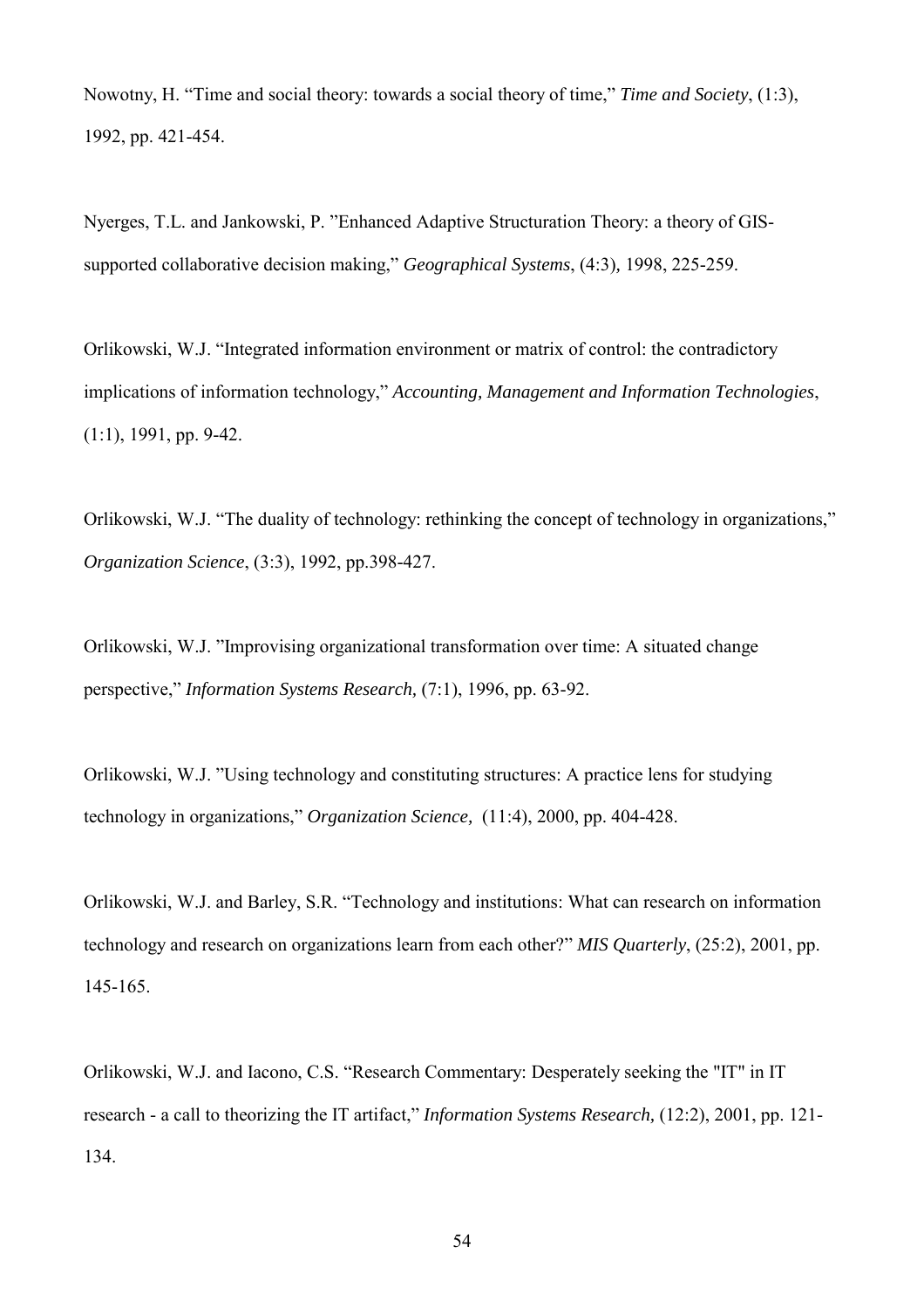Nowotny, H. “Time and social theory: towards a social theory of time,” *Time and Society*, (1:3), 1992, pp. 421-454.

Nyerges, T.L. and Jankowski, P. ”Enhanced Adaptive Structuration Theory: a theory of GIS-supported collaborative decision making,” *Geographical Systems*, (4:3), 1998, 225-259.

Orlikowski, W.J. “Integrated information environment or matrix of control: the contradictory implications of information technology,” *Accounting, Management and Information Technologies*, (1:1), 1991, pp. 9-42.

Orlikowski, W.J. “The duality of technology: rethinking the concept of technology in organizations,” *Organization Science*, (3:3), 1992, pp.398-427.

Orlikowski, W.J. ”Improvising organizational transformation over time: A situated change perspective,” *Information Systems Research,* (7:1), 1996, pp. 63-92.

Orlikowski, W.J. ”Using technology and constituting structures: A practice lens for studying technology in organizations,” *Organization Science,* (11:4), 2000, pp. 404-428.

Orlikowski, W.J. and Barley, S.R. “Technology and institutions: What can research on information technology and research on organizations learn from each other?” *MIS Quarterly*, (25:2), 2001, pp. 145-165.

Orlikowski, W.J. and Iacono, C.S. “Research Commentary: Desperately seeking the "IT" in IT research - a call to theorizing the IT artifact,” *Information Systems Research,* (12:2), 2001, pp. 121-134.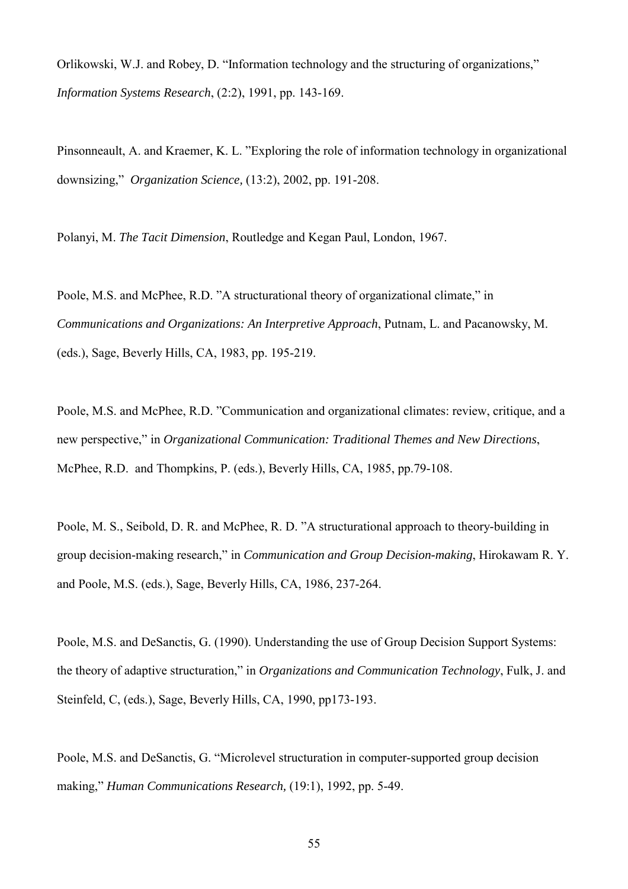Orlikowski, W.J. and Robey, D. “Information technology and the structuring of organizations,” *Information Systems Research*, (2:2), 1991, pp. 143-169.

Pinsonneault, A. and Kraemer, K. L. ”Exploring the role of information technology in organizational downsizing,” *Organization Science,* (13:2), 2002, pp. 191-208.

Polanyi, M. *The Tacit Dimension*, Routledge and Kegan Paul, London, 1967.

Poole, M.S. and McPhee, R.D. ”A structurational theory of organizational climate,” in *Communications and Organizations: An Interpretive Approach*, Putnam, L. and Pacanowsky, M. (eds.), Sage, Beverly Hills, CA, 1983, pp. 195-219.

Poole, M.S. and McPhee, R.D. ”Communication and organizational climates: review, critique, and a new perspective,” in *Organizational Communication: Traditional Themes and New Directions*, McPhee, R.D. and Thompkins, P. (eds.), Beverly Hills, CA, 1985, pp.79-108.

Poole, M. S., Seibold, D. R. and McPhee, R. D. ”A structurational approach to theory-building in group decision-making research,” in *Communication and Group Decision-making*, Hirokawam R. Y. and Poole, M.S. (eds.), Sage, Beverly Hills, CA, 1986, 237-264.

Poole, M.S. and DeSanctis, G. (1990). Understanding the use of Group Decision Support Systems: the theory of adaptive structuration,” in *Organizations and Communication Technology*, Fulk, J. and Steinfeld, C, (eds.), Sage, Beverly Hills, CA, 1990, pp173-193.

Poole, M.S. and DeSanctis, G. “Microlevel structuration in computer-supported group decision making,” *Human Communications Research,* (19:1), 1992, pp. 5-49.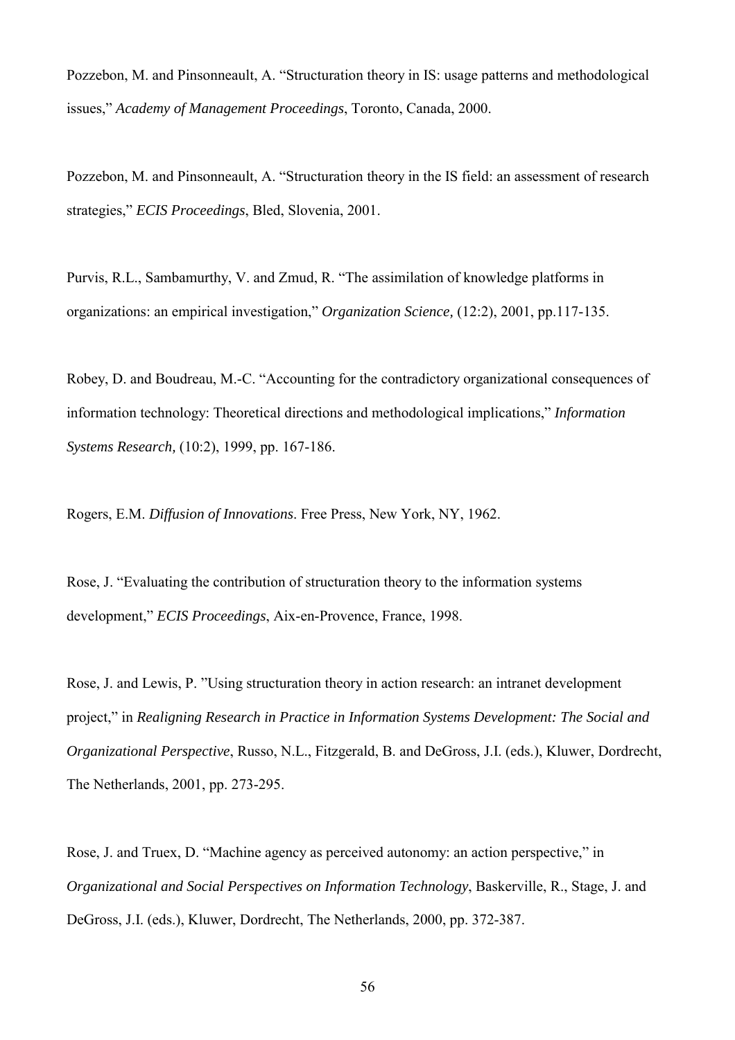Pozzebon, M. and Pinsonneault, A. "Structuration theory in IS: usage patterns and methodological issues," *Academy of Management Proceedings*, Toronto, Canada, 2000.

Pozzebon, M. and Pinsonneault, A. "Structuration theory in the IS field: an assessment of research strategies," *ECIS Proceedings*, Bled, Slovenia, 2001.

Purvis, R.L., Sambamurthy, V. and Zmud, R. "The assimilation of knowledge platforms in organizations: an empirical investigation," *Organization Science,* (12:2), 2001, pp.117-135.

Robey, D. and Boudreau, M.-C. "Accounting for the contradictory organizational consequences of information technology: Theoretical directions and methodological implications," *Information Systems Research,* (10:2), 1999, pp. 167-186.

Rogers, E.M. *Diffusion of Innovations*. Free Press, New York, NY, 1962.

Rose, J. "Evaluating the contribution of structuration theory to the information systems development," *ECIS Proceedings*, Aix-en-Provence, France, 1998.

Rose, J. and Lewis, P. "Using structuration theory in action research: an intranet development project," in *Realigning Research in Practice in Information Systems Development: The Social and Organizational Perspective*, Russo, N.L., Fitzgerald, B. and DeGross, J.I. (eds.), Kluwer, Dordrecht, The Netherlands, 2001, pp. 273-295.

Rose, J. and Truex, D. "Machine agency as perceived autonomy: an action perspective," in *Organizational and Social Perspectives on Information Technology*, Baskerville, R., Stage, J. and DeGross, J.I. (eds.), Kluwer, Dordrecht, The Netherlands, 2000, pp. 372-387.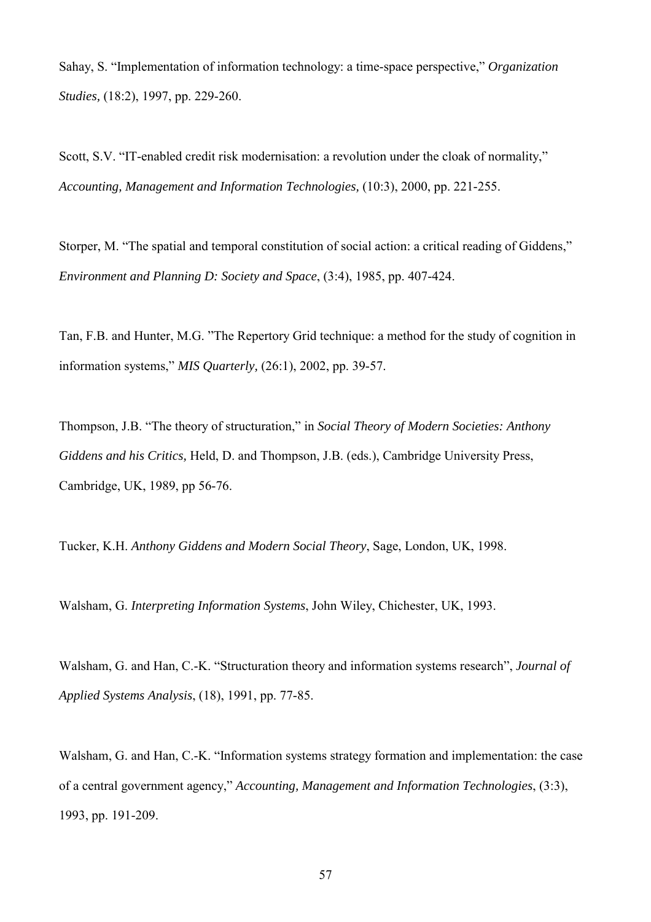Sahay, S. "Implementation of information technology: a time-space perspective," *Organization Studies,* (18:2), 1997, pp. 229-260.

Scott, S.V. "IT-enabled credit risk modernisation: a revolution under the cloak of normality," *Accounting, Management and Information Technologies,* (10:3), 2000, pp. 221-255.

Storper, M. "The spatial and temporal constitution of social action: a critical reading of Giddens," *Environment and Planning D: Society and Space*, (3:4), 1985, pp. 407-424.

Tan, F.B. and Hunter, M.G. "The Repertory Grid technique: a method for the study of cognition in information systems," *MIS Quarterly,* (26:1), 2002, pp. 39-57.

Thompson, J.B. "The theory of structuration," in *Social Theory of Modern Societies: Anthony Giddens and his Critics,* Held, D. and Thompson, J.B. (eds.), Cambridge University Press, Cambridge, UK, 1989, pp 56-76.

Tucker, K.H. *Anthony Giddens and Modern Social Theory*, Sage, London, UK, 1998.

Walsham, G. *Interpreting Information Systems*, John Wiley, Chichester, UK, 1993.

Walsham, G. and Han, C.-K. "Structuration theory and information systems research", *Journal of Applied Systems Analysis*, (18), 1991, pp. 77-85.

Walsham, G. and Han, C.-K. "Information systems strategy formation and implementation: the case of a central government agency," *Accounting, Management and Information Technologies*, (3:3), 1993, pp. 191-209.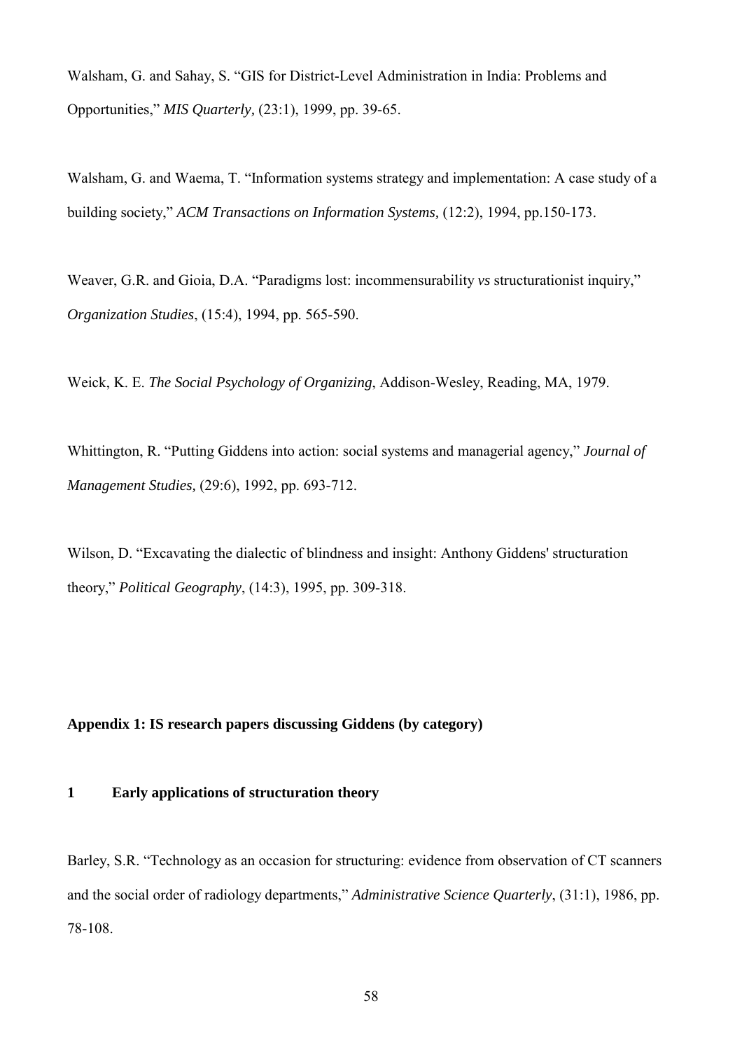Walsham, G. and Sahay, S. "GIS for District-Level Administration in India: Problems and Opportunities," *MIS Quarterly,* (23:1), 1999, pp. 39-65.

Walsham, G. and Waema, T. "Information systems strategy and implementation: A case study of a building society," *ACM Transactions on Information Systems,* (12:2), 1994, pp.150-173.

Weaver, G.R. and Gioia, D.A. "Paradigms lost: incommensurability *vs* structurationist inquiry," *Organization Studies*, (15:4), 1994, pp. 565-590.

Weick, K. E. *The Social Psychology of Organizing*, Addison-Wesley, Reading, MA, 1979.

Whittington, R. "Putting Giddens into action: social systems and managerial agency," *Journal of Management Studies,* (29:6), 1992, pp. 693-712.

Wilson, D. "Excavating the dialectic of blindness and insight: Anthony Giddens' structuration theory," *Political Geography*, (14:3), 1995, pp. 309-318.

## Appendix 1: IS research papers discussing Giddens (by category)

### 1 Early applications of structuration theory

Barley, S.R. "Technology as an occasion for structuring: evidence from observation of CT scanners and the social order of radiology departments," *Administrative Science Quarterly*, (31:1), 1986, pp. 78-108.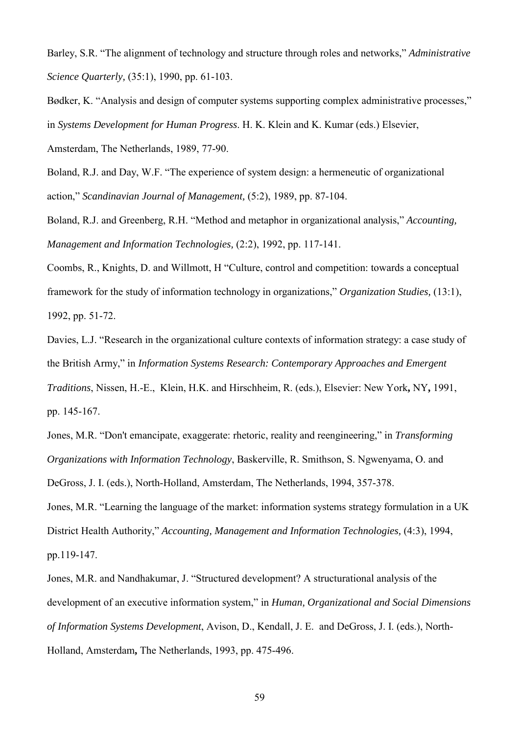Barley, S.R. "The alignment of technology and structure through roles and networks," *Administrative Science Quarterly,* (35:1), 1990, pp. 61-103.

Bødker, K. "Analysis and design of computer systems supporting complex administrative processes," in *Systems Development for Human Progress*. H. K. Klein and K. Kumar (eds.) Elsevier, Amsterdam, The Netherlands, 1989, 77-90.

Boland, R.J. and Day, W.F. "The experience of system design: a hermeneutic of organizational action," *Scandinavian Journal of Management,* (5:2), 1989, pp. 87-104.

Boland, R.J. and Greenberg, R.H. "Method and metaphor in organizational analysis," *Accounting, Management and Information Technologies,* (2:2), 1992, pp. 117-141.

Coombs, R., Knights, D. and Willmott, H "Culture, control and competition: towards a conceptual framework for the study of information technology in organizations," *Organization Studies,* (13:1), 1992, pp. 51-72.

Davies, L.J. "Research in the organizational culture contexts of information strategy: a case study of the British Army," in *Information Systems Research: Contemporary Approaches and Emergent Traditions*, Nissen, H.-E., Klein, H.K. and Hirschheim, R. (eds.), Elsevier: New York**,** NY**,** 1991, pp. 145-167.

Jones, M.R. "Don't emancipate, exaggerate: rhetoric, reality and reengineering," in *Transforming Organizations with Information Technology*, Baskerville, R. Smithson, S. Ngwenyama, O. and DeGross, J. I. (eds.), North-Holland, Amsterdam, The Netherlands, 1994, 357-378.

Jones, M.R. "Learning the language of the market: information systems strategy formulation in a UK District Health Authority," *Accounting, Management and Information Technologies,* (4:3), 1994, pp.119-147.

Jones, M.R. and Nandhakumar, J. "Structured development? A structurational analysis of the development of an executive information system," in *Human, Organizational and Social Dimensions of Information Systems Development*, Avison, D., Kendall, J. E. and DeGross, J. I. (eds.), North-Holland, Amsterdam**,** The Netherlands, 1993, pp. 475-496.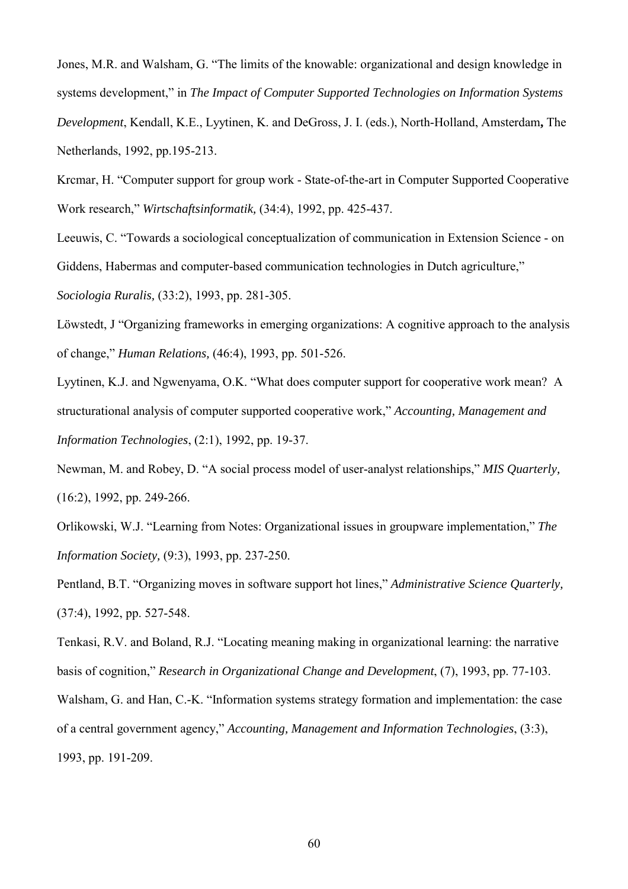Jones, M.R. and Walsham, G. "The limits of the knowable: organizational and design knowledge in systems development," in *The Impact of Computer Supported Technologies on Information Systems Development*, Kendall, K.E., Lyytinen, K. and DeGross, J. I. (eds.), North-Holland, Amsterdam**,** The Netherlands, 1992, pp.195-213.

Krcmar, H. "Computer support for group work - State-of-the-art in Computer Supported Cooperative Work research," *Wirtschaftsinformatik,* (34:4), 1992, pp. 425-437.

Leeuwis, C. "Towards a sociological conceptualization of communication in Extension Science - on Giddens, Habermas and computer-based communication technologies in Dutch agriculture," *Sociologia Ruralis,* (33:2), 1993, pp. 281-305.

Löwstedt, J "Organizing frameworks in emerging organizations: A cognitive approach to the analysis of change," *Human Relations,* (46:4), 1993, pp. 501-526.

Lyytinen, K.J. and Ngwenyama, O.K. "What does computer support for cooperative work mean? A structurational analysis of computer supported cooperative work," *Accounting, Management and Information Technologies*, (2:1), 1992, pp. 19-37.

Newman, M. and Robey, D. "A social process model of user-analyst relationships," *MIS Quarterly,* (16:2), 1992, pp. 249-266.

Orlikowski, W.J. "Learning from Notes: Organizational issues in groupware implementation," *The Information Society,* (9:3), 1993, pp. 237-250.

Pentland, B.T. "Organizing moves in software support hot lines," *Administrative Science Quarterly,* (37:4), 1992, pp. 527-548.

Tenkasi, R.V. and Boland, R.J. "Locating meaning making in organizational learning: the narrative basis of cognition," *Research in Organizational Change and Development*, (7), 1993, pp. 77-103.

Walsham, G. and Han, C.-K. "Information systems strategy formation and implementation: the case of a central government agency," *Accounting, Management and Information Technologies*, (3:3), 1993, pp. 191-209.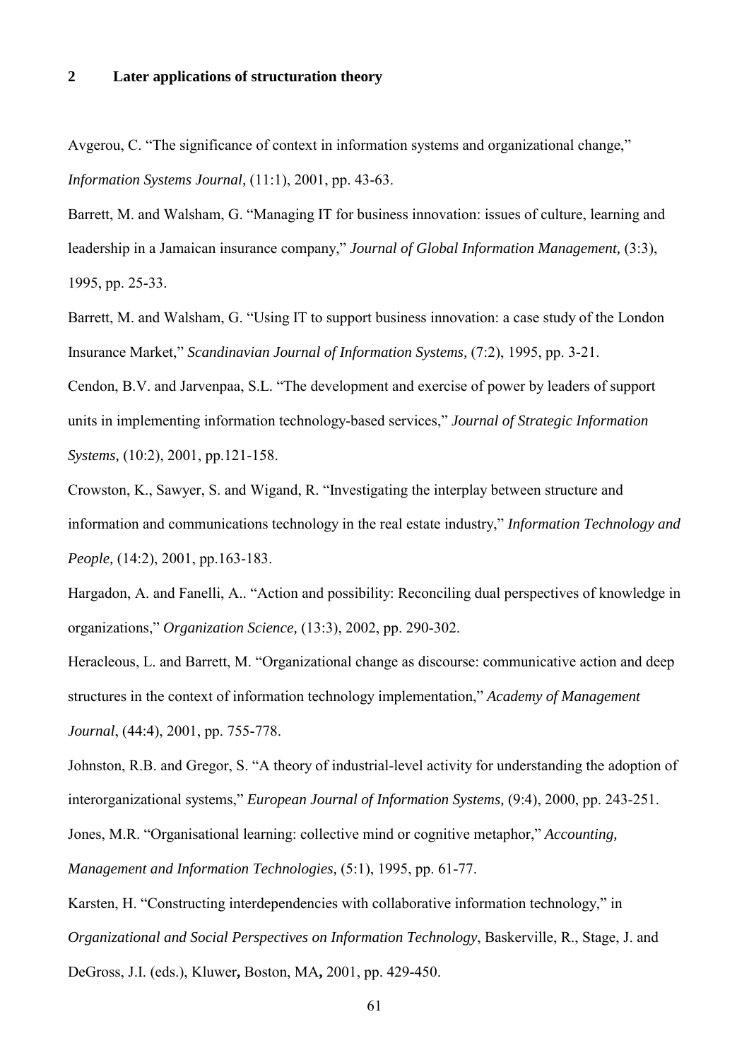## 2 Later applications of structuration theory

Avgerou, C. "The significance of context in information systems and organizational change," *Information Systems Journal,* (11:1), 2001, pp. 43-63.

Barrett, M. and Walsham, G. "Managing IT for business innovation: issues of culture, learning and leadership in a Jamaican insurance company," *Journal of Global Information Management,* (3:3), 1995, pp. 25-33.

Barrett, M. and Walsham, G. "Using IT to support business innovation: a case study of the London Insurance Market," *Scandinavian Journal of Information Systems,* (7:2), 1995, pp. 3-21.

Cendon, B.V. and Jarvenpaa, S.L. "The development and exercise of power by leaders of support units in implementing information technology-based services," *Journal of Strategic Information Systems,* (10:2), 2001, pp.121-158.

Crowston, K., Sawyer, S. and Wigand, R. "Investigating the interplay between structure and information and communications technology in the real estate industry," *Information Technology and People,* (14:2), 2001, pp.163-183.

Hargadon, A. and Fanelli, A.. "Action and possibility: Reconciling dual perspectives of knowledge in organizations," *Organization Science,* (13:3), 2002, pp. 290-302.

Heracleous, L. and Barrett, M. "Organizational change as discourse: communicative action and deep structures in the context of information technology implementation," *Academy of Management Journal*, (44:4), 2001, pp. 755-778.

Johnston, R.B. and Gregor, S. "A theory of industrial-level activity for understanding the adoption of interorganizational systems," *European Journal of Information Systems,* (9:4), 2000, pp. 243-251.

Jones, M.R. "Organisational learning: collective mind or cognitive metaphor," *Accounting, Management and Information Technologies,* (5:1), 1995, pp. 61-77.

Karsten, H. "Constructing interdependencies with collaborative information technology," in *Organizational and Social Perspectives on Information Technology*, Baskerville, R., Stage, J. and DeGross, J.I. (eds.), Kluwer**,** Boston, MA**,** 2001, pp. 429-450.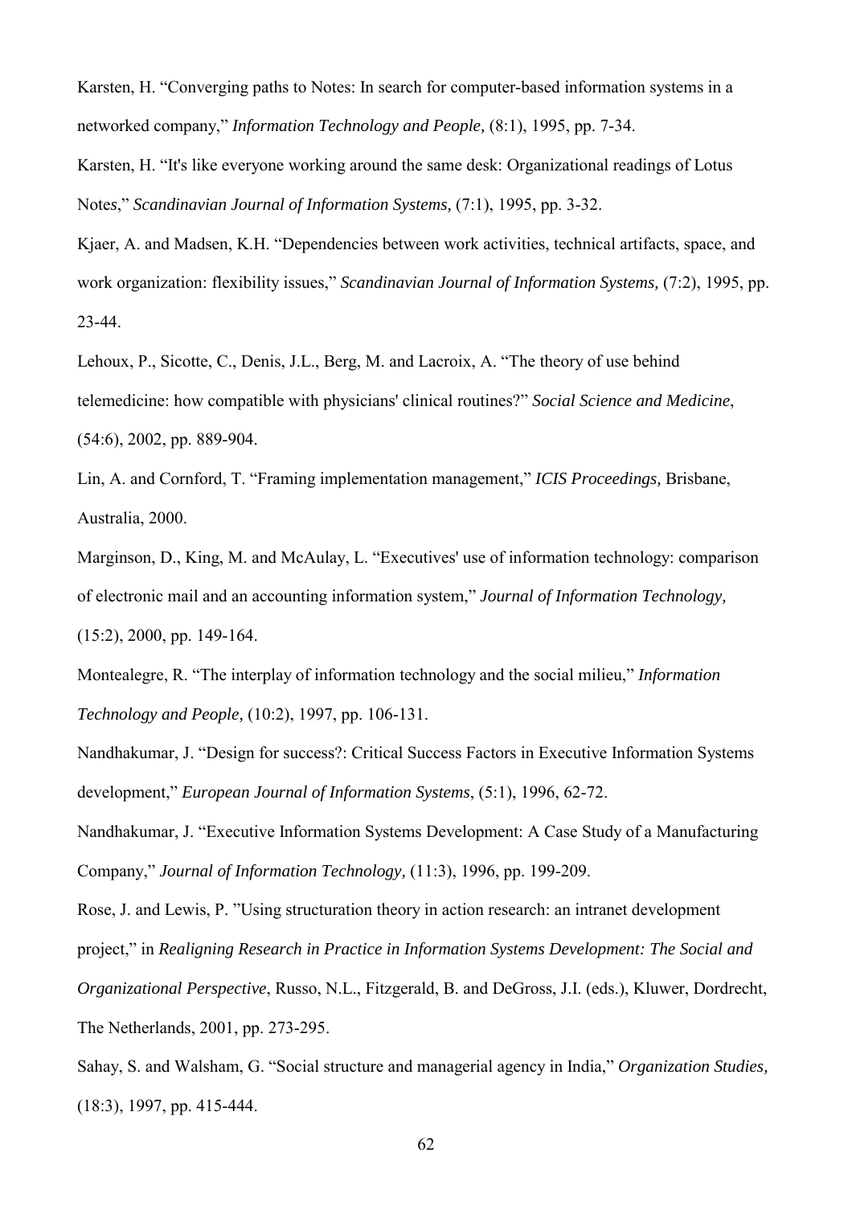Karsten, H. "Converging paths to Notes: In search for computer-based information systems in a networked company," *Information Technology and People,* (8:1), 1995, pp. 7-34.

Karsten, H. "It's like everyone working around the same desk: Organizational readings of Lotus Notes," *Scandinavian Journal of Information Systems,* (7:1), 1995, pp. 3-32.

Kjaer, A. and Madsen, K.H. "Dependencies between work activities, technical artifacts, space, and work organization: flexibility issues," *Scandinavian Journal of Information Systems,* (7:2), 1995, pp. 23-44.

Lehoux, P., Sicotte, C., Denis, J.L., Berg, M. and Lacroix, A. "The theory of use behind telemedicine: how compatible with physicians' clinical routines?" *Social Science and Medicine*, (54:6), 2002, pp. 889-904.

Lin, A. and Cornford, T. "Framing implementation management," *ICIS Proceedings,* Brisbane, Australia, 2000.

Marginson, D., King, M. and McAulay, L. "Executives' use of information technology: comparison of electronic mail and an accounting information system," *Journal of Information Technology,* (15:2), 2000, pp. 149-164.

Montealegre, R. "The interplay of information technology and the social milieu," *Information Technology and People,* (10:2), 1997, pp. 106-131.

Nandhakumar, J. "Design for success?: Critical Success Factors in Executive Information Systems development," *European Journal of Information Systems*, (5:1), 1996, 62-72.

Nandhakumar, J. "Executive Information Systems Development: A Case Study of a Manufacturing Company," *Journal of Information Technology,* (11:3), 1996, pp. 199-209.

Rose, J. and Lewis, P. "Using structuration theory in action research: an intranet development project," in *Realigning Research in Practice in Information Systems Development: The Social and Organizational Perspective*, Russo, N.L., Fitzgerald, B. and DeGross, J.I. (eds.), Kluwer, Dordrecht, The Netherlands, 2001, pp. 273-295.

Sahay, S. and Walsham, G. "Social structure and managerial agency in India," *Organization Studies,* (18:3), 1997, pp. 415-444.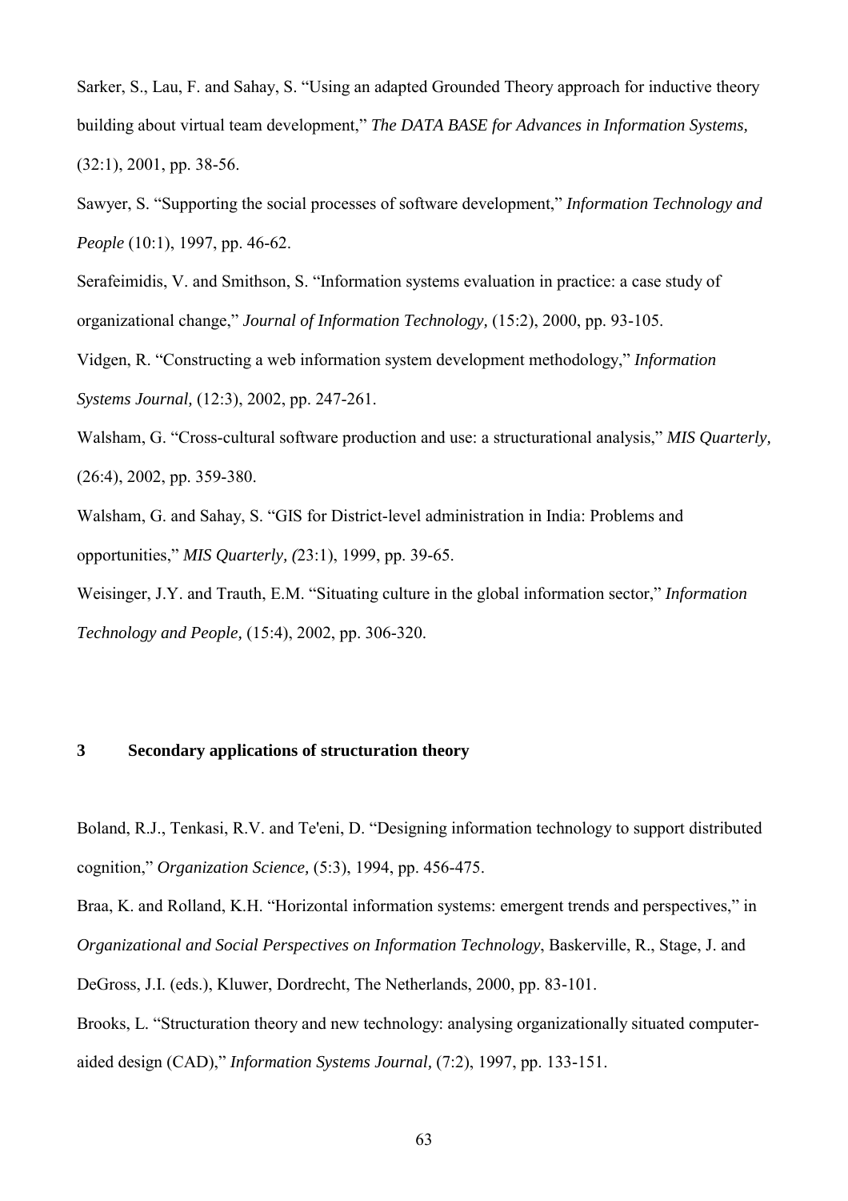Sarker, S., Lau, F. and Sahay, S. "Using an adapted Grounded Theory approach for inductive theory building about virtual team development," *The DATA BASE for Advances in Information Systems,* (32:1), 2001, pp. 38-56.

Sawyer, S. "Supporting the social processes of software development," *Information Technology and People* (10:1), 1997, pp. 46-62.

Serafeimidis, V. and Smithson, S. "Information systems evaluation in practice: a case study of organizational change," *Journal of Information Technology,* (15:2), 2000, pp. 93-105.

Vidgen, R. "Constructing a web information system development methodology," *Information Systems Journal,* (12:3), 2002, pp. 247-261.

Walsham, G. "Cross-cultural software production and use: a structurational analysis," *MIS Quarterly,* (26:4), 2002, pp. 359-380.

Walsham, G. and Sahay, S. "GIS for District-level administration in India: Problems and opportunities," *MIS Quarterly, (*23:1), 1999, pp. 39-65.

Weisinger, J.Y. and Trauth, E.M. "Situating culture in the global information sector," *Information Technology and People,* (15:4), 2002, pp. 306-320.

## 3 Secondary applications of structuration theory

Boland, R.J., Tenkasi, R.V. and Te'eni, D. "Designing information technology to support distributed cognition," *Organization Science,* (5:3), 1994, pp. 456-475.

Braa, K. and Rolland, K.H. "Horizontal information systems: emergent trends and perspectives," in *Organizational and Social Perspectives on Information Technology*, Baskerville, R., Stage, J. and DeGross, J.I. (eds.), Kluwer, Dordrecht, The Netherlands, 2000, pp. 83-101.

Brooks, L. "Structuration theory and new technology: analysing organizationally situated computer-aided design (CAD)," *Information Systems Journal,* (7:2), 1997, pp. 133-151.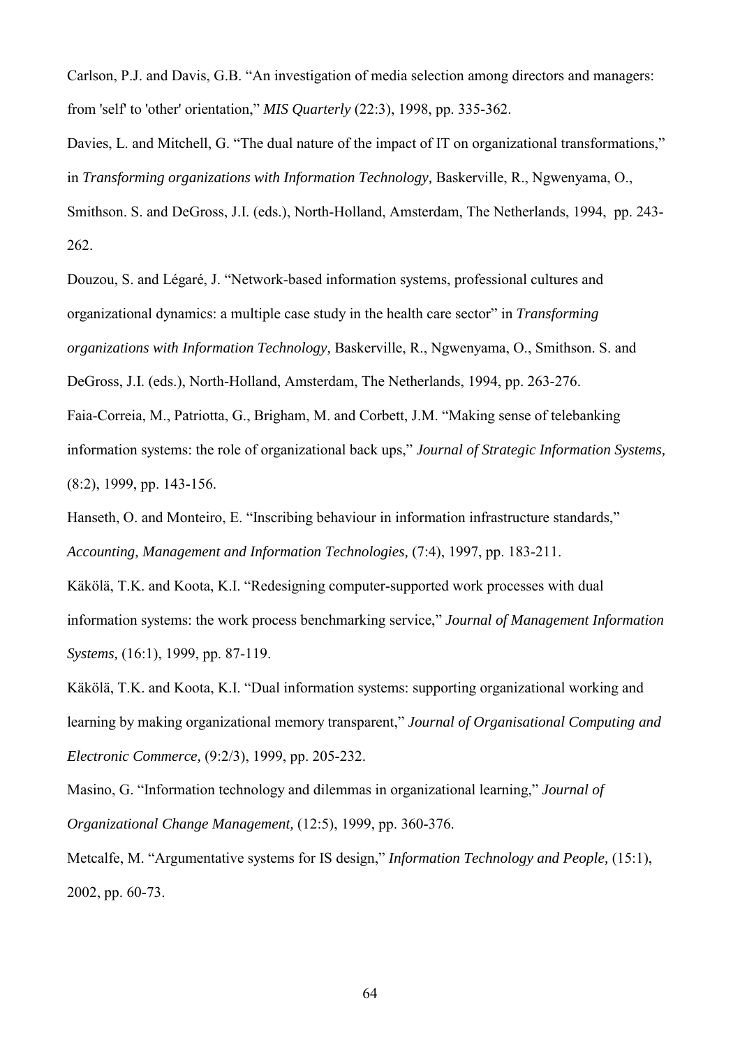Carlson, P.J. and Davis, G.B. "An investigation of media selection among directors and managers: from 'self' to 'other' orientation," *MIS Quarterly* (22:3), 1998, pp. 335-362.

Davies, L. and Mitchell, G. "The dual nature of the impact of IT on organizational transformations," in *Transforming organizations with Information Technology,* Baskerville, R., Ngwenyama, O., Smithson. S. and DeGross, J.I. (eds.), North-Holland, Amsterdam, The Netherlands, 1994, pp. 243-262.

Douzou, S. and Légaré, J. "Network-based information systems, professional cultures and organizational dynamics: a multiple case study in the health care sector" in *Transforming organizations with Information Technology,* Baskerville, R., Ngwenyama, O., Smithson. S. and DeGross, J.I. (eds.), North-Holland, Amsterdam, The Netherlands, 1994, pp. 263-276.

Faia-Correia, M., Patriotta, G., Brigham, M. and Corbett, J.M. "Making sense of telebanking information systems: the role of organizational back ups," *Journal of Strategic Information Systems,* (8:2), 1999, pp. 143-156.

Hanseth, O. and Monteiro, E. "Inscribing behaviour in information infrastructure standards," *Accounting, Management and Information Technologies,* (7:4), 1997, pp. 183-211.

Käkölä, T.K. and Koota, K.I. "Redesigning computer-supported work processes with dual information systems: the work process benchmarking service," *Journal of Management Information Systems,* (16:1), 1999, pp. 87-119.

Käkölä, T.K. and Koota, K.I. "Dual information systems: supporting organizational working and learning by making organizational memory transparent," *Journal of Organisational Computing and Electronic Commerce,* (9:2/3), 1999, pp. 205-232.

Masino, G. "Information technology and dilemmas in organizational learning," *Journal of Organizational Change Management,* (12:5), 1999, pp. 360-376.

Metcalfe, M. "Argumentative systems for IS design," *Information Technology and People,* (15:1), 2002, pp. 60-73.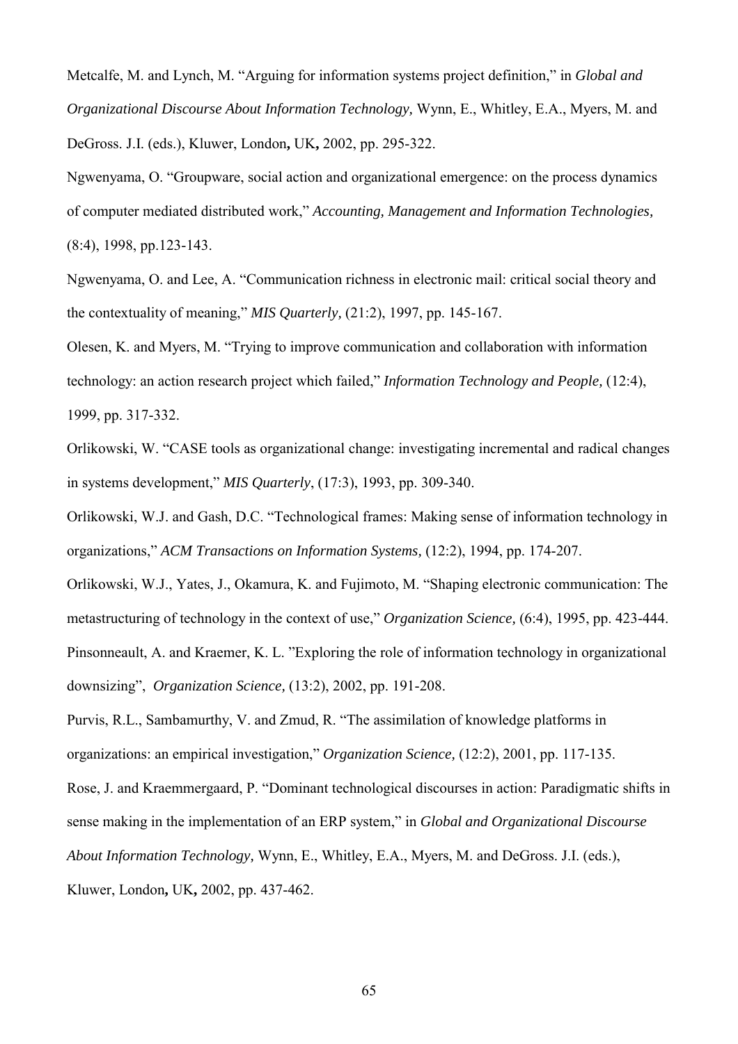Metcalfe, M. and Lynch, M. "Arguing for information systems project definition," in *Global and Organizational Discourse About Information Technology,* Wynn, E., Whitley, E.A., Myers, M. and DeGross. J.I. (eds.), Kluwer, London**,** UK**,** 2002, pp. 295-322.

Ngwenyama, O. "Groupware, social action and organizational emergence: on the process dynamics of computer mediated distributed work," *Accounting, Management and Information Technologies,* (8:4), 1998, pp.123-143.

Ngwenyama, O. and Lee, A. "Communication richness in electronic mail: critical social theory and the contextuality of meaning," *MIS Quarterly,* (21:2), 1997, pp. 145-167.

Olesen, K. and Myers, M. "Trying to improve communication and collaboration with information technology: an action research project which failed," *Information Technology and People,* (12:4), 1999, pp. 317-332.

Orlikowski, W. "CASE tools as organizational change: investigating incremental and radical changes in systems development," *MIS Quarterly*, (17:3), 1993, pp. 309-340.

Orlikowski, W.J. and Gash, D.C. "Technological frames: Making sense of information technology in organizations," *ACM Transactions on Information Systems,* (12:2), 1994, pp. 174-207.

Orlikowski, W.J., Yates, J., Okamura, K. and Fujimoto, M. "Shaping electronic communication: The metastructuring of technology in the context of use," *Organization Science,* (6:4), 1995, pp. 423-444.

Pinsonneault, A. and Kraemer, K. L. "Exploring the role of information technology in organizational downsizing", *Organization Science,* (13:2), 2002, pp. 191-208.

Purvis, R.L., Sambamurthy, V. and Zmud, R. "The assimilation of knowledge platforms in organizations: an empirical investigation," *Organization Science,* (12:2), 2001, pp. 117-135.

Rose, J. and Kraemmergaard, P. "Dominant technological discourses in action: Paradigmatic shifts in sense making in the implementation of an ERP system," in *Global and Organizational Discourse About Information Technology,* Wynn, E., Whitley, E.A., Myers, M. and DeGross. J.I. (eds.), Kluwer, London**,** UK**,** 2002, pp. 437-462.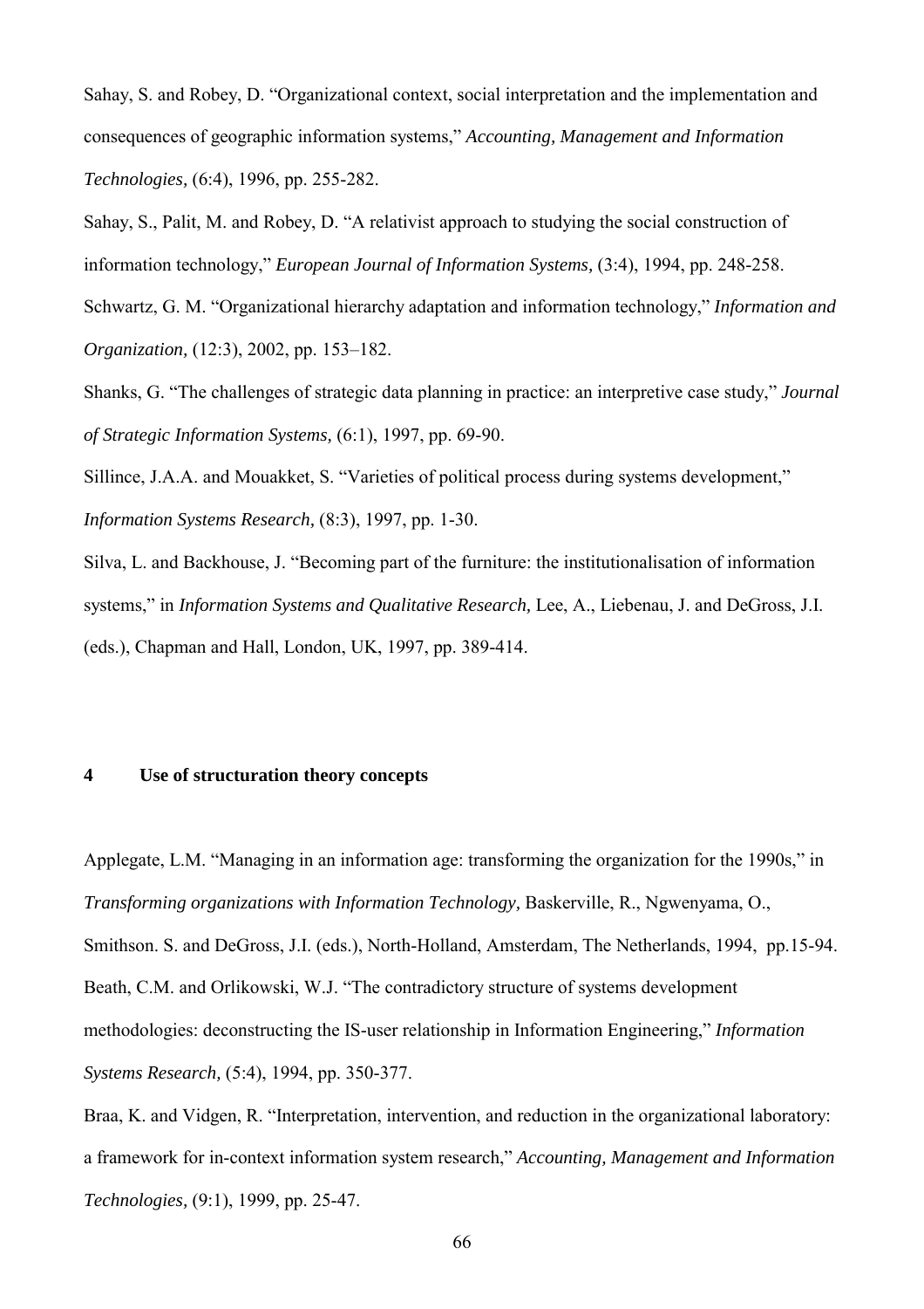Sahay, S. and Robey, D. "Organizational context, social interpretation and the implementation and consequences of geographic information systems," *Accounting, Management and Information Technologies,* (6:4), 1996, pp. 255-282.

Sahay, S., Palit, M. and Robey, D. "A relativist approach to studying the social construction of information technology," *European Journal of Information Systems,* (3:4), 1994, pp. 248-258.

Schwartz, G. M. "Organizational hierarchy adaptation and information technology," *Information and Organization,* (12:3), 2002, pp. 153–182.

Shanks, G. "The challenges of strategic data planning in practice: an interpretive case study," *Journal of Strategic Information Systems,* (6:1), 1997, pp. 69-90.

Sillince, J.A.A. and Mouakket, S. "Varieties of political process during systems development," *Information Systems Research,* (8:3), 1997, pp. 1-30.

Silva, L. and Backhouse, J. "Becoming part of the furniture: the institutionalisation of information systems," in *Information Systems and Qualitative Research,* Lee, A., Liebenau, J. and DeGross, J.I. (eds.), Chapman and Hall, London, UK, 1997, pp. 389-414.

## 4 Use of structuration theory concepts

Applegate, L.M. "Managing in an information age: transforming the organization for the 1990s," in *Transforming organizations with Information Technology,* Baskerville, R., Ngwenyama, O., Smithson. S. and DeGross, J.I. (eds.), North-Holland, Amsterdam, The Netherlands, 1994, pp.15-94.

Beath, C.M. and Orlikowski, W.J. "The contradictory structure of systems development methodologies: deconstructing the IS-user relationship in Information Engineering," *Information Systems Research,* (5:4), 1994, pp. 350-377.

Braa, K. and Vidgen, R. "Interpretation, intervention, and reduction in the organizational laboratory: a framework for in-context information system research," *Accounting, Management and Information Technologies,* (9:1), 1999, pp. 25-47.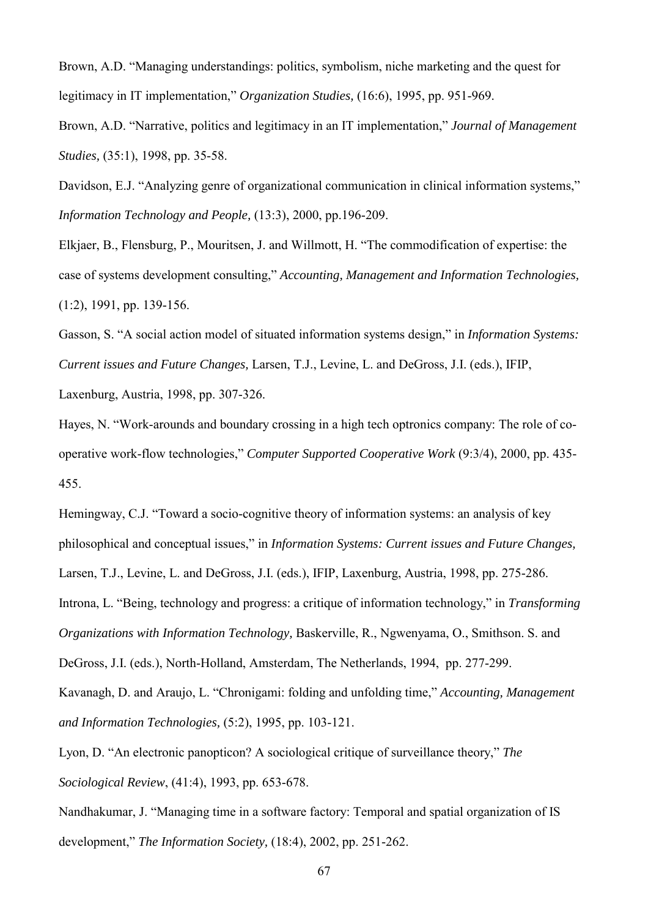Brown, A.D. "Managing understandings: politics, symbolism, niche marketing and the quest for legitimacy in IT implementation," *Organization Studies,* (16:6), 1995, pp. 951-969.

Brown, A.D. "Narrative, politics and legitimacy in an IT implementation," *Journal of Management Studies,* (35:1), 1998, pp. 35-58.

Davidson, E.J. "Analyzing genre of organizational communication in clinical information systems," *Information Technology and People,* (13:3), 2000, pp.196-209.

Elkjaer, B., Flensburg, P., Mouritsen, J. and Willmott, H. "The commodification of expertise: the case of systems development consulting," *Accounting, Management and Information Technologies,* (1:2), 1991, pp. 139-156.

Gasson, S. "A social action model of situated information systems design," in *Information Systems: Current issues and Future Changes,* Larsen, T.J., Levine, L. and DeGross, J.I. (eds.), IFIP, Laxenburg, Austria, 1998, pp. 307-326.

Hayes, N. "Work-arounds and boundary crossing in a high tech optronics company: The role of co-operative work-flow technologies," *Computer Supported Cooperative Work* (9:3/4), 2000, pp. 435-455.

Hemingway, C.J. "Toward a socio-cognitive theory of information systems: an analysis of key philosophical and conceptual issues," in *Information Systems: Current issues and Future Changes,* Larsen, T.J., Levine, L. and DeGross, J.I. (eds.), IFIP, Laxenburg, Austria, 1998, pp. 275-286.

Introna, L. "Being, technology and progress: a critique of information technology," in *Transforming Organizations with Information Technology,* Baskerville, R., Ngwenyama, O., Smithson. S. and DeGross, J.I. (eds.), North-Holland, Amsterdam, The Netherlands, 1994, pp. 277-299.

Kavanagh, D. and Araujo, L. "Chronigami: folding and unfolding time," *Accounting, Management and Information Technologies,* (5:2), 1995, pp. 103-121.

Lyon, D. "An electronic panopticon? A sociological critique of surveillance theory," *The Sociological Review*, (41:4), 1993, pp. 653-678.

Nandhakumar, J. "Managing time in a software factory: Temporal and spatial organization of IS development," *The Information Society,* (18:4), 2002, pp. 251-262.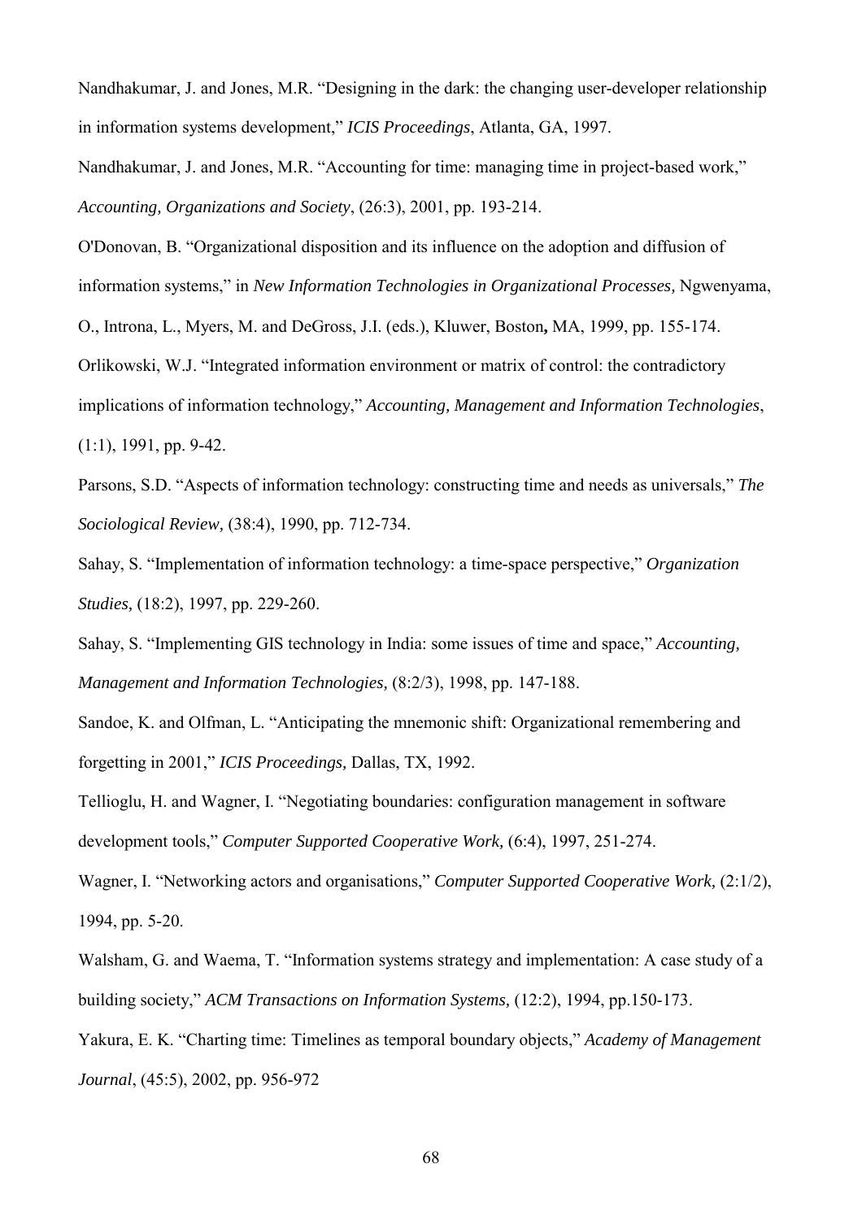Nandhakumar, J. and Jones, M.R. "Designing in the dark: the changing user-developer relationship in information systems development," *ICIS Proceedings*, Atlanta, GA, 1997.

Nandhakumar, J. and Jones, M.R. "Accounting for time: managing time in project-based work," *Accounting, Organizations and Society*, (26:3), 2001, pp. 193-214.

O'Donovan, B. "Organizational disposition and its influence on the adoption and diffusion of information systems," in *New Information Technologies in Organizational Processes,* Ngwenyama, O., Introna, L., Myers, M. and DeGross, J.I. (eds.), Kluwer, Boston**,** MA, 1999, pp. 155-174.

Orlikowski, W.J. "Integrated information environment or matrix of control: the contradictory implications of information technology," *Accounting, Management and Information Technologies*, (1:1), 1991, pp. 9-42.

Parsons, S.D. "Aspects of information technology: constructing time and needs as universals," *The Sociological Review,* (38:4), 1990, pp. 712-734.

Sahay, S. "Implementation of information technology: a time-space perspective," *Organization Studies*, (18:2), 1997, pp. 229-260.

Sahay, S. "Implementing GIS technology in India: some issues of time and space," *Accounting, Management and Information Technologies,* (8:2/3), 1998, pp. 147-188.

Sandoe, K. and Olfman, L. "Anticipating the mnemonic shift: Organizational remembering and forgetting in 2001," *ICIS Proceedings,* Dallas, TX, 1992.

Tellioglu, H. and Wagner, I. "Negotiating boundaries: configuration management in software development tools," *Computer Supported Cooperative Work,* (6:4), 1997, 251-274.

Wagner, I. "Networking actors and organisations," *Computer Supported Cooperative Work,* (2:1/2), 1994, pp. 5-20.

Walsham, G. and Waema, T. "Information systems strategy and implementation: A case study of a building society," *ACM Transactions on Information Systems,* (12:2), 1994, pp.150-173.

Yakura, E. K. "Charting time: Timelines as temporal boundary objects," *Academy of Management Journal*, (45:5), 2002, pp. 956-972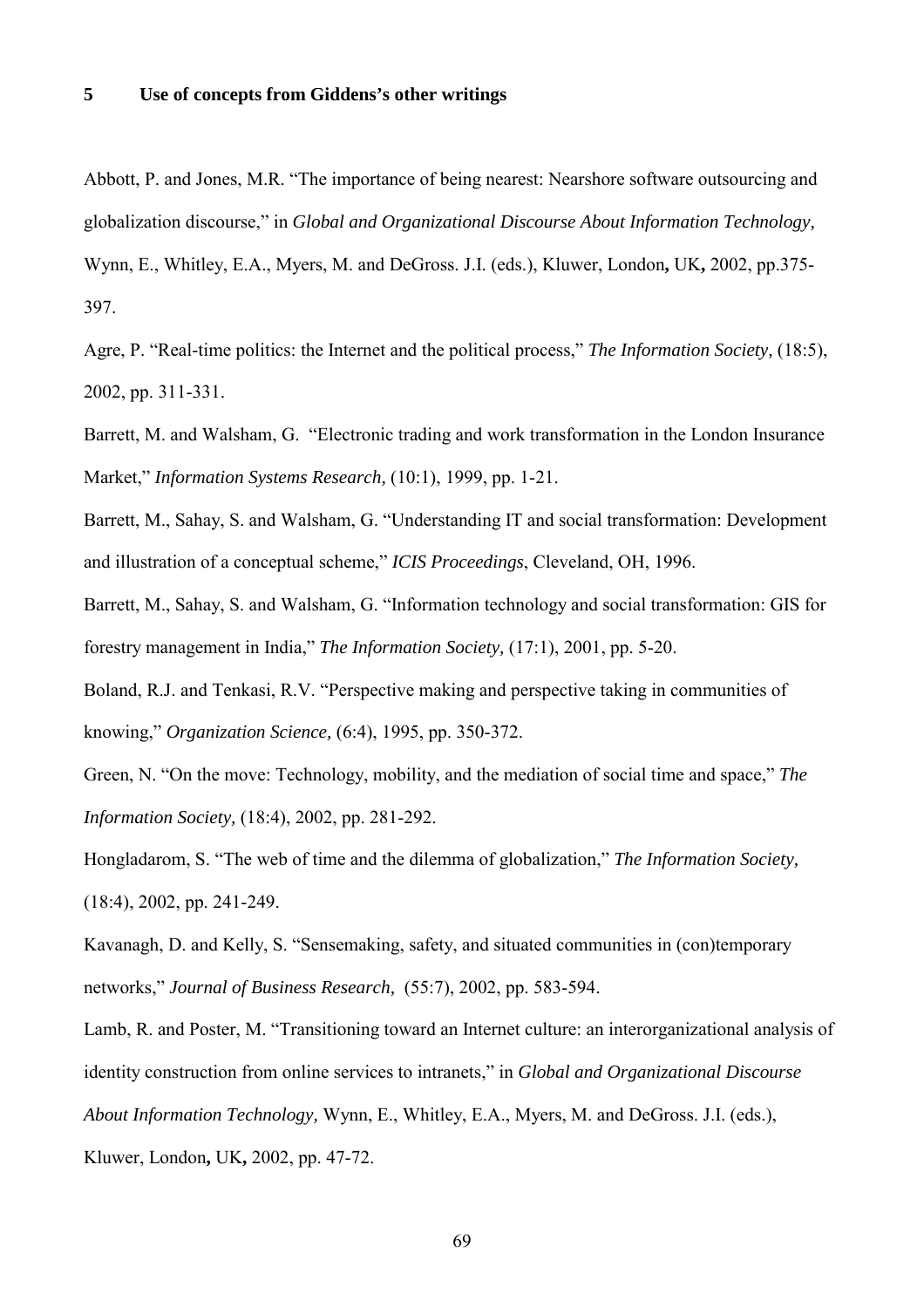## 5 Use of concepts from Giddens's other writings

Abbott, P. and Jones, M.R. "The importance of being nearest: Nearshore software outsourcing and globalization discourse," in *Global and Organizational Discourse About Information Technology,* Wynn, E., Whitley, E.A., Myers, M. and DeGross. J.I. (eds.), Kluwer, London**,** UK**,** 2002, pp.375-397.

Agre, P. "Real-time politics: the Internet and the political process," *The Information Society,* (18:5), 2002, pp. 311-331.

Barrett, M. and Walsham, G. "Electronic trading and work transformation in the London Insurance Market," *Information Systems Research,* (10:1), 1999, pp. 1-21.

Barrett, M., Sahay, S. and Walsham, G. "Understanding IT and social transformation: Development and illustration of a conceptual scheme," *ICIS Proceedings*, Cleveland, OH, 1996.

Barrett, M., Sahay, S. and Walsham, G. "Information technology and social transformation: GIS for forestry management in India," *The Information Society,* (17:1), 2001, pp. 5-20.

Boland, R.J. and Tenkasi, R.V. "Perspective making and perspective taking in communities of knowing," *Organization Science,* (6:4), 1995, pp. 350-372.

Green, N. "On the move: Technology, mobility, and the mediation of social time and space," *The Information Society,* (18:4), 2002, pp. 281-292.

Hongladarom, S. "The web of time and the dilemma of globalization," *The Information Society,* (18:4), 2002, pp. 241-249.

Kavanagh, D. and Kelly, S. "Sensemaking, safety, and situated communities in (con)temporary networks," *Journal of Business Research,* (55:7), 2002, pp. 583-594.

Lamb, R. and Poster, M. "Transitioning toward an Internet culture: an interorganizational analysis of identity construction from online services to intranets," in *Global and Organizational Discourse About Information Technology,* Wynn, E., Whitley, E.A., Myers, M. and DeGross. J.I. (eds.), Kluwer, London**,** UK**,** 2002, pp. 47-72.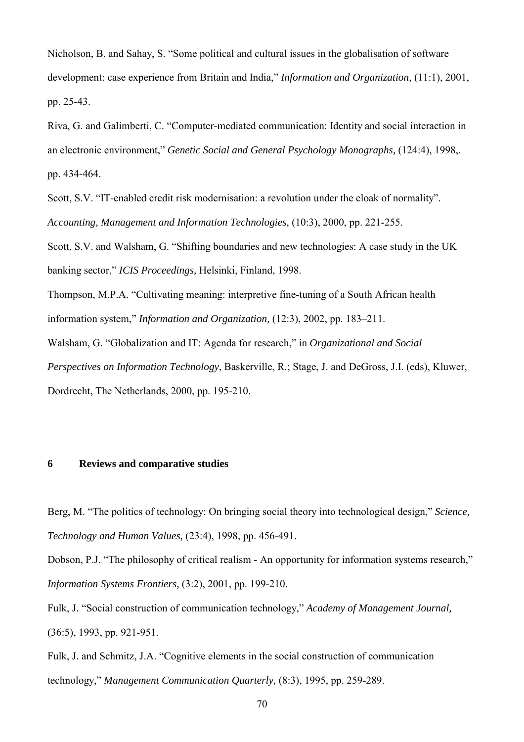Nicholson, B. and Sahay, S. “Some political and cultural issues in the globalisation of software development: case experience from Britain and India,” *Information and Organization,* (11:1), 2001, pp. 25-43.

Riva, G. and Galimberti, C. “Computer-mediated communication: Identity and social interaction in an electronic environment,” *Genetic Social and General Psychology Monographs,* (124:4), 1998,. pp. 434-464.

Scott, S.V. “IT-enabled credit risk modernisation: a revolution under the cloak of normality”. *Accounting, Management and Information Technologies,* (10:3), 2000, pp. 221-255.

Scott, S.V. and Walsham, G. “Shifting boundaries and new technologies: A case study in the UK banking sector,” *ICIS Proceedings,* Helsinki, Finland, 1998.

Thompson, M.P.A. “Cultivating meaning: interpretive fine-tuning of a South African health information system,” *Information and Organization,* (12:3), 2002, pp. 183–211.

Walsham, G. “Globalization and IT: Agenda for research,” in *Organizational and Social Perspectives on Information Technology*, Baskerville, R.; Stage, J. and DeGross, J.I. (eds), Kluwer, Dordrecht, The Netherlands, 2000, pp. 195-210.

## 6 Reviews and comparative studies

Berg, M. “The politics of technology: On bringing social theory into technological design,” *Science, Technology and Human Values,* (23:4), 1998, pp. 456-491.

Dobson, P.J. “The philosophy of critical realism - An opportunity for information systems research,” *Information Systems Frontiers,* (3:2), 2001, pp. 199-210.

Fulk, J. “Social construction of communication technology,” *Academy of Management Journal,* (36:5), 1993, pp. 921-951.

Fulk, J. and Schmitz, J.A. “Cognitive elements in the social construction of communication technology,” *Management Communication Quarterly,* (8:3), 1995, pp. 259-289.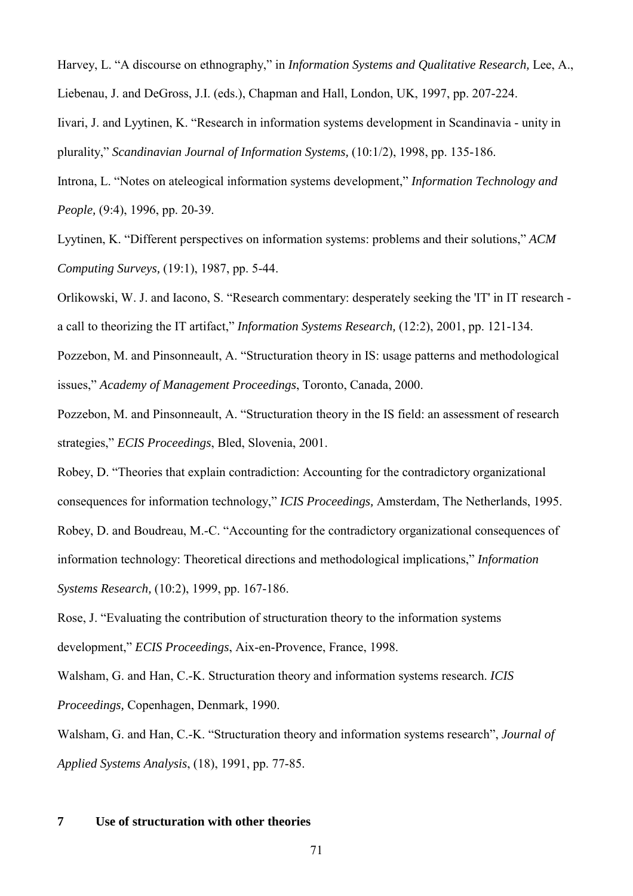Harvey, L. “A discourse on ethnography,” in *Information Systems and Qualitative Research,* Lee, A., Liebenau, J. and DeGross, J.I. (eds.), Chapman and Hall, London, UK, 1997, pp. 207-224.

Iivari, J. and Lyytinen, K. “Research in information systems development in Scandinavia - unity in plurality,” *Scandinavian Journal of Information Systems,* (10:1/2), 1998, pp. 135-186.

Introna, L. “Notes on ateleogical information systems development,” *Information Technology and People,* (9:4), 1996, pp. 20-39.

Lyytinen, K. “Different perspectives on information systems: problems and their solutions,” *ACM Computing Surveys,* (19:1), 1987, pp. 5-44.

Orlikowski, W. J. and Iacono, S. “Research commentary: desperately seeking the 'IT' in IT research - a call to theorizing the IT artifact,” *Information Systems Research,* (12:2), 2001, pp. 121-134.

Pozzebon, M. and Pinsonneault, A. “Structuration theory in IS: usage patterns and methodological issues,” *Academy of Management Proceedings*, Toronto, Canada, 2000.

Pozzebon, M. and Pinsonneault, A. “Structuration theory in the IS field: an assessment of research strategies,” *ECIS Proceedings*, Bled, Slovenia, 2001.

Robey, D. “Theories that explain contradiction: Accounting for the contradictory organizational consequences for information technology,” *ICIS Proceedings,* Amsterdam, The Netherlands, 1995.

Robey, D. and Boudreau, M.-C. “Accounting for the contradictory organizational consequences of information technology: Theoretical directions and methodological implications,” *Information Systems Research,* (10:2), 1999, pp. 167-186.

Rose, J. “Evaluating the contribution of structuration theory to the information systems development,” *ECIS Proceedings*, Aix-en-Provence, France, 1998.

Walsham, G. and Han, C.-K. Structuration theory and information systems research. *ICIS Proceedings,* Copenhagen, Denmark, 1990.

Walsham, G. and Han, C.-K. “Structuration theory and information systems research”, *Journal of Applied Systems Analysis*, (18), 1991, pp. 77-85.

## 7 Use of structuration with other theories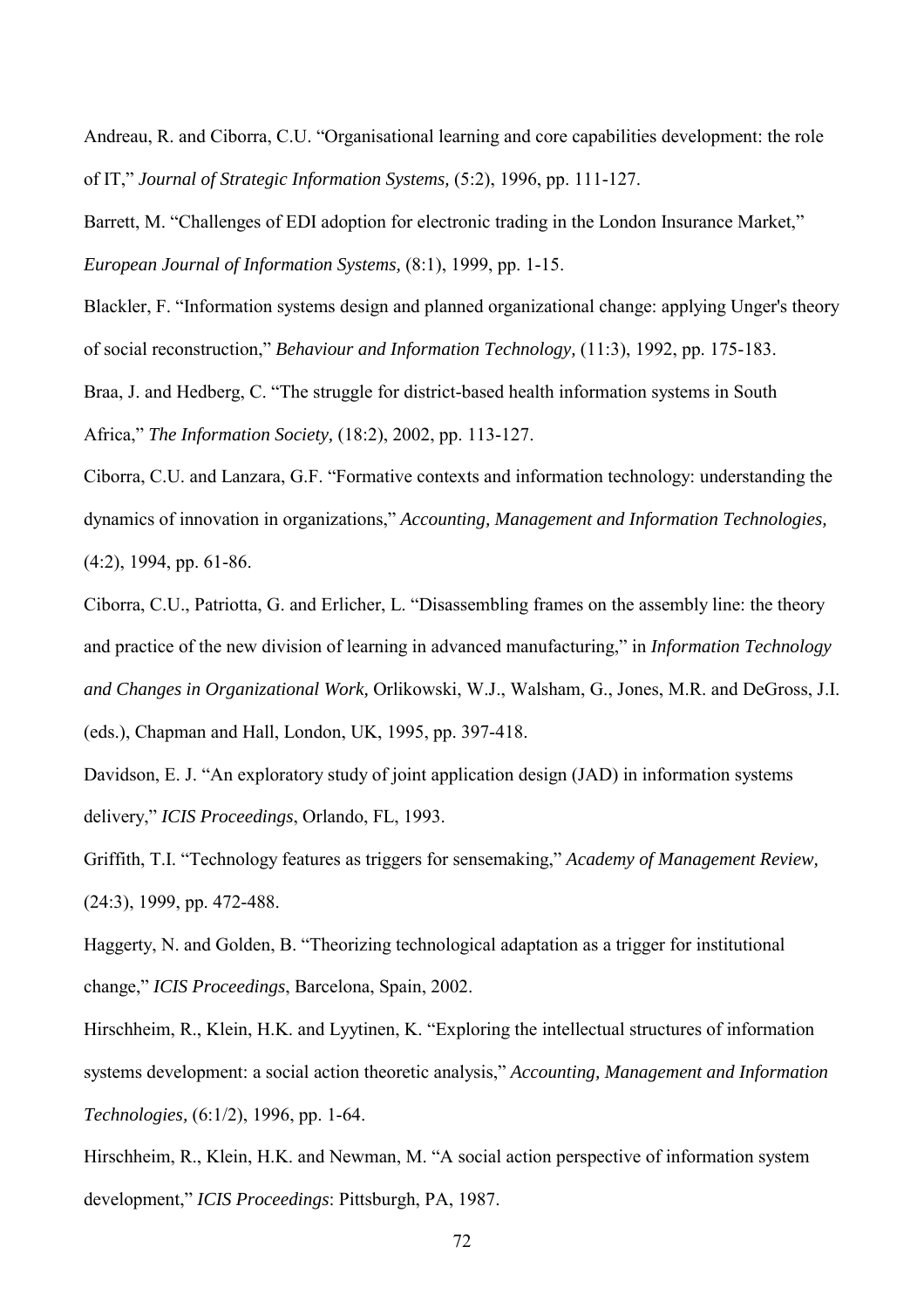Andreau, R. and Ciborra, C.U. "Organisational learning and core capabilities development: the role of IT," *Journal of Strategic Information Systems,* (5:2), 1996, pp. 111-127.

Barrett, M. "Challenges of EDI adoption for electronic trading in the London Insurance Market," *European Journal of Information Systems,* (8:1), 1999, pp. 1-15.

Blackler, F. "Information systems design and planned organizational change: applying Unger's theory of social reconstruction," *Behaviour and Information Technology,* (11:3), 1992, pp. 175-183.

Braa, J. and Hedberg, C. "The struggle for district-based health information systems in South Africa," *The Information Society,* (18:2), 2002, pp. 113-127.

Ciborra, C.U. and Lanzara, G.F. "Formative contexts and information technology: understanding the dynamics of innovation in organizations," *Accounting, Management and Information Technologies,* (4:2), 1994, pp. 61-86.

Ciborra, C.U., Patriotta, G. and Erlicher, L. "Disassembling frames on the assembly line: the theory and practice of the new division of learning in advanced manufacturing," in *Information Technology and Changes in Organizational Work,* Orlikowski, W.J., Walsham, G., Jones, M.R. and DeGross, J.I. (eds.), Chapman and Hall, London, UK, 1995, pp. 397-418.

Davidson, E. J. "An exploratory study of joint application design (JAD) in information systems delivery," *ICIS Proceedings*, Orlando, FL, 1993.

Griffith, T.I. "Technology features as triggers for sensemaking," *Academy of Management Review,* (24:3), 1999, pp. 472-488.

Haggerty, N. and Golden, B. "Theorizing technological adaptation as a trigger for institutional change," *ICIS Proceedings*, Barcelona, Spain, 2002.

Hirschheim, R., Klein, H.K. and Lyytinen, K. "Exploring the intellectual structures of information systems development: a social action theoretic analysis," *Accounting, Management and Information Technologies,* (6:1/2), 1996, pp. 1-64.

Hirschheim, R., Klein, H.K. and Newman, M. "A social action perspective of information system development," *ICIS Proceedings*: Pittsburgh, PA, 1987.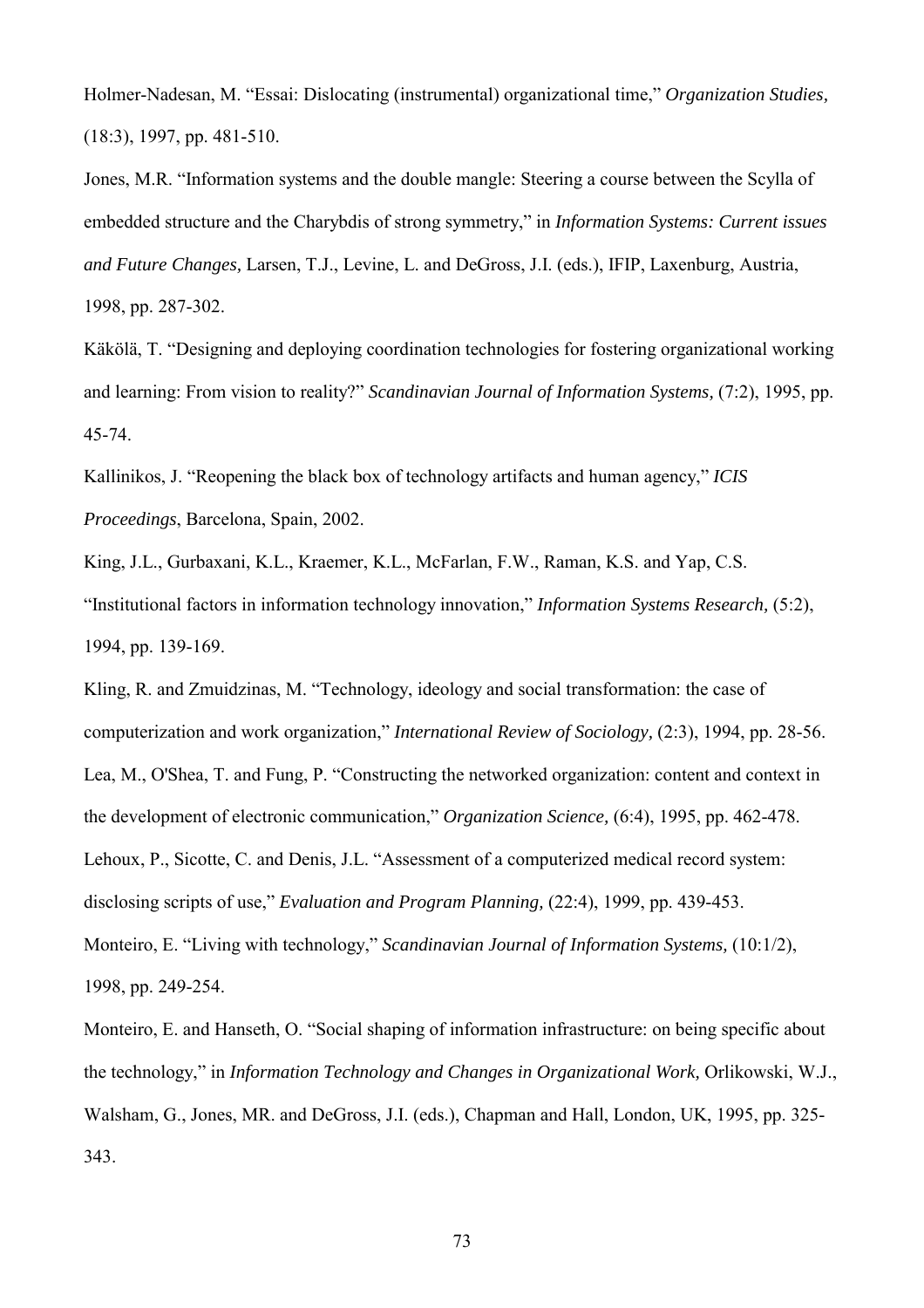Holmer-Nadesan, M. "Essai: Dislocating (instrumental) organizational time," *Organization Studies,* (18:3), 1997, pp. 481-510.

Jones, M.R. "Information systems and the double mangle: Steering a course between the Scylla of embedded structure and the Charybdis of strong symmetry," in *Information Systems: Current issues and Future Changes,* Larsen, T.J., Levine, L. and DeGross, J.I. (eds.), IFIP, Laxenburg, Austria, 1998, pp. 287-302.

Käkölä, T. "Designing and deploying coordination technologies for fostering organizational working and learning: From vision to reality?" *Scandinavian Journal of Information Systems,* (7:2), 1995, pp. 45-74.

Kallinikos, J. "Reopening the black box of technology artifacts and human agency," *ICIS Proceedings*, Barcelona, Spain, 2002.

King, J.L., Gurbaxani, K.L., Kraemer, K.L., McFarlan, F.W., Raman, K.S. and Yap, C.S. "Institutional factors in information technology innovation," *Information Systems Research,* (5:2), 1994, pp. 139-169.

Kling, R. and Zmuidzinas, M. "Technology, ideology and social transformation: the case of computerization and work organization," *International Review of Sociology,* (2:3), 1994, pp. 28-56.

Lea, M., O'Shea, T. and Fung, P. "Constructing the networked organization: content and context in the development of electronic communication," *Organization Science,* (6:4), 1995, pp. 462-478.

Lehoux, P., Sicotte, C. and Denis, J.L. "Assessment of a computerized medical record system: disclosing scripts of use," *Evaluation and Program Planning,* (22:4), 1999, pp. 439-453.

Monteiro, E. "Living with technology," *Scandinavian Journal of Information Systems,* (10:1/2), 1998, pp. 249-254.

Monteiro, E. and Hanseth, O. "Social shaping of information infrastructure: on being specific about the technology," in *Information Technology and Changes in Organizational Work,* Orlikowski, W.J., Walsham, G., Jones, MR. and DeGross, J.I. (eds.), Chapman and Hall, London, UK, 1995, pp. 325-343.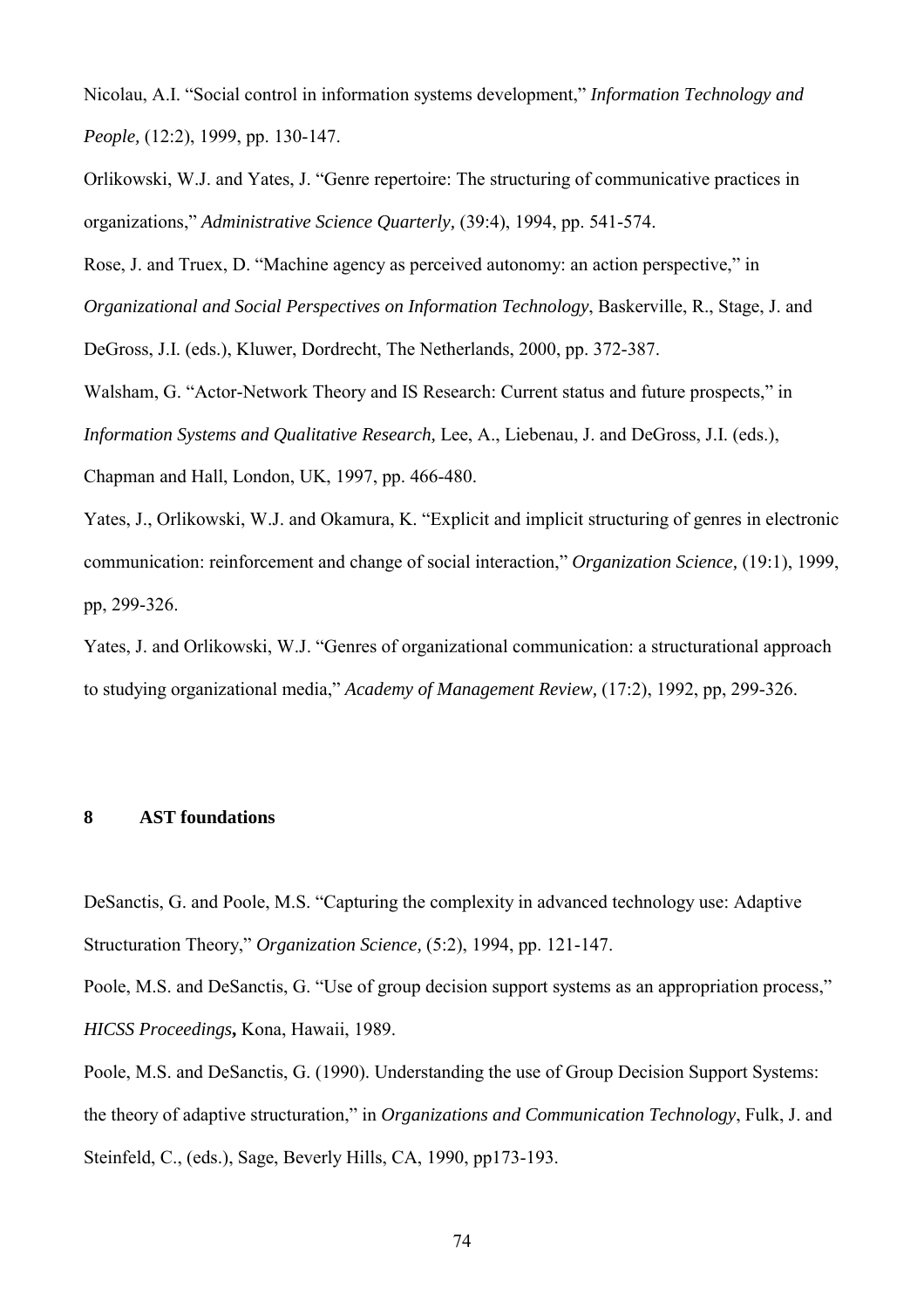Nicolau, A.I. "Social control in information systems development," *Information Technology and People,* (12:2), 1999, pp. 130-147.

Orlikowski, W.J. and Yates, J. "Genre repertoire: The structuring of communicative practices in organizations," *Administrative Science Quarterly,* (39:4), 1994, pp. 541-574.

Rose, J. and Truex, D. "Machine agency as perceived autonomy: an action perspective," in *Organizational and Social Perspectives on Information Technology*, Baskerville, R., Stage, J. and DeGross, J.I. (eds.), Kluwer, Dordrecht, The Netherlands, 2000, pp. 372-387.

Walsham, G. "Actor-Network Theory and IS Research: Current status and future prospects," in *Information Systems and Qualitative Research,* Lee, A., Liebenau, J. and DeGross, J.I. (eds.), Chapman and Hall, London, UK, 1997, pp. 466-480.

Yates, J., Orlikowski, W.J. and Okamura, K. "Explicit and implicit structuring of genres in electronic communication: reinforcement and change of social interaction," *Organization Science,* (19:1), 1999, pp, 299-326.

Yates, J. and Orlikowski, W.J. "Genres of organizational communication: a structurational approach to studying organizational media," *Academy of Management Review,* (17:2), 1992, pp, 299-326.

## 8 AST foundations

DeSanctis, G. and Poole, M.S. "Capturing the complexity in advanced technology use: Adaptive Structuration Theory," *Organization Science,* (5:2), 1994, pp. 121-147.

Poole, M.S. and DeSanctis, G. "Use of group decision support systems as an appropriation process," *HICSS Proceedings***,** Kona, Hawaii, 1989.

Poole, M.S. and DeSanctis, G. (1990). Understanding the use of Group Decision Support Systems: the theory of adaptive structuration," in *Organizations and Communication Technology*, Fulk, J. and Steinfeld, C., (eds.), Sage, Beverly Hills, CA, 1990, pp173-193.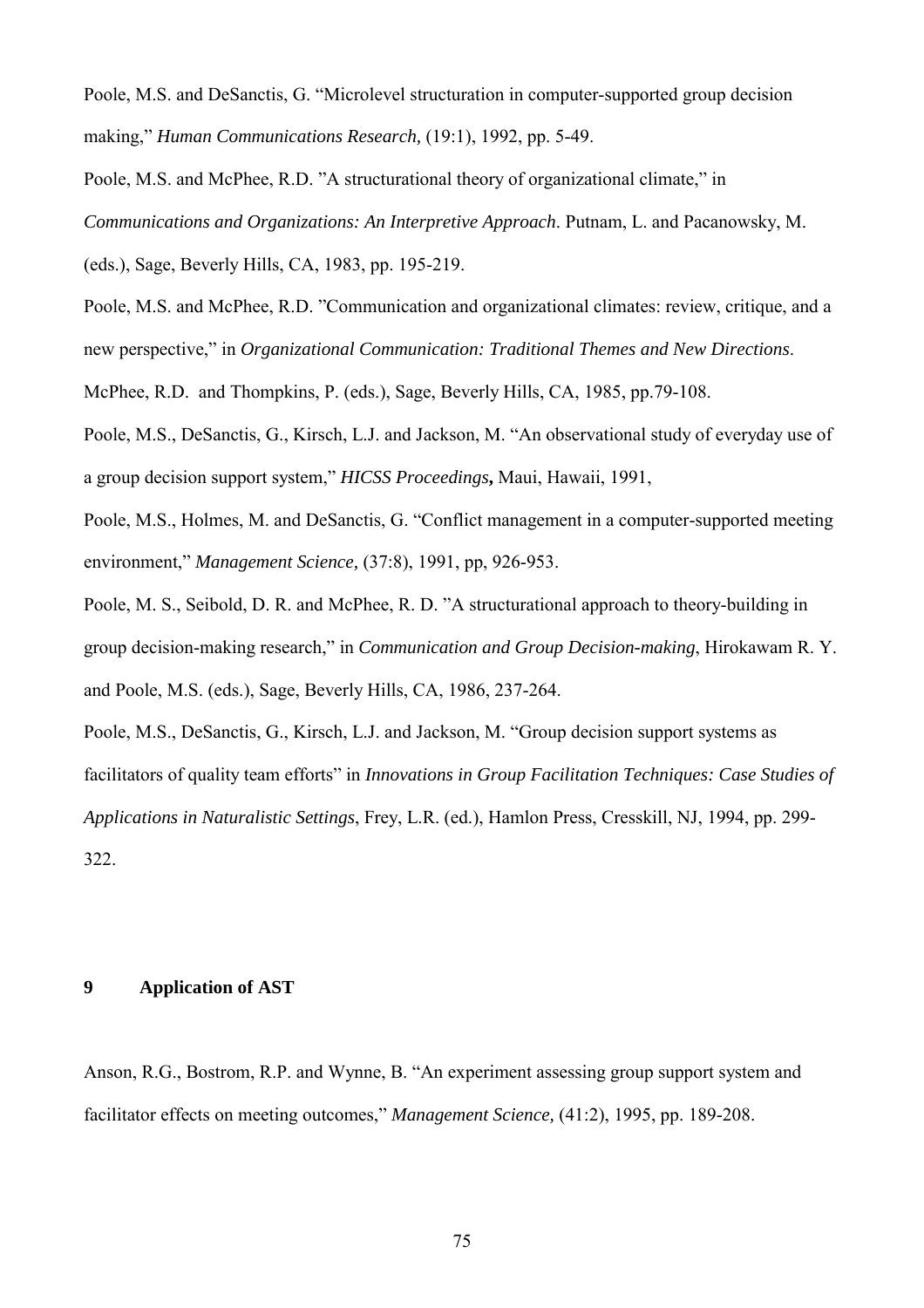Poole, M.S. and DeSanctis, G. "Microlevel structuration in computer-supported group decision making," *Human Communications Research,* (19:1), 1992, pp. 5-49.

Poole, M.S. and McPhee, R.D. "A structurational theory of organizational climate," in *Communications and Organizations: An Interpretive Approach*. Putnam, L. and Pacanowsky, M. (eds.), Sage, Beverly Hills, CA, 1983, pp. 195-219.

Poole, M.S. and McPhee, R.D. "Communication and organizational climates: review, critique, and a new perspective," in *Organizational Communication: Traditional Themes and New Directions*. McPhee, R.D. and Thompkins, P. (eds.), Sage, Beverly Hills, CA, 1985, pp.79-108.

Poole, M.S., DeSanctis, G., Kirsch, L.J. and Jackson, M. "An observational study of everyday use of a group decision support system," *HICSS Proceedings***,** Maui, Hawaii, 1991,

Poole, M.S., Holmes, M. and DeSanctis, G. "Conflict management in a computer-supported meeting environment," *Management Science,* (37:8), 1991, pp, 926-953.

Poole, M. S., Seibold, D. R. and McPhee, R. D. "A structurational approach to theory-building in group decision-making research," in *Communication and Group Decision-making*, Hirokawam R. Y. and Poole, M.S. (eds.), Sage, Beverly Hills, CA, 1986, 237-264.

Poole, M.S., DeSanctis, G., Kirsch, L.J. and Jackson, M. "Group decision support systems as facilitators of quality team efforts" in *Innovations in Group Facilitation Techniques: Case Studies of Applications in Naturalistic Settings*, Frey, L.R. (ed.), Hamlon Press, Cresskill, NJ, 1994, pp. 299-322.

## 9 Application of AST

Anson, R.G., Bostrom, R.P. and Wynne, B. "An experiment assessing group support system and facilitator effects on meeting outcomes," *Management Science,* (41:2), 1995, pp. 189-208.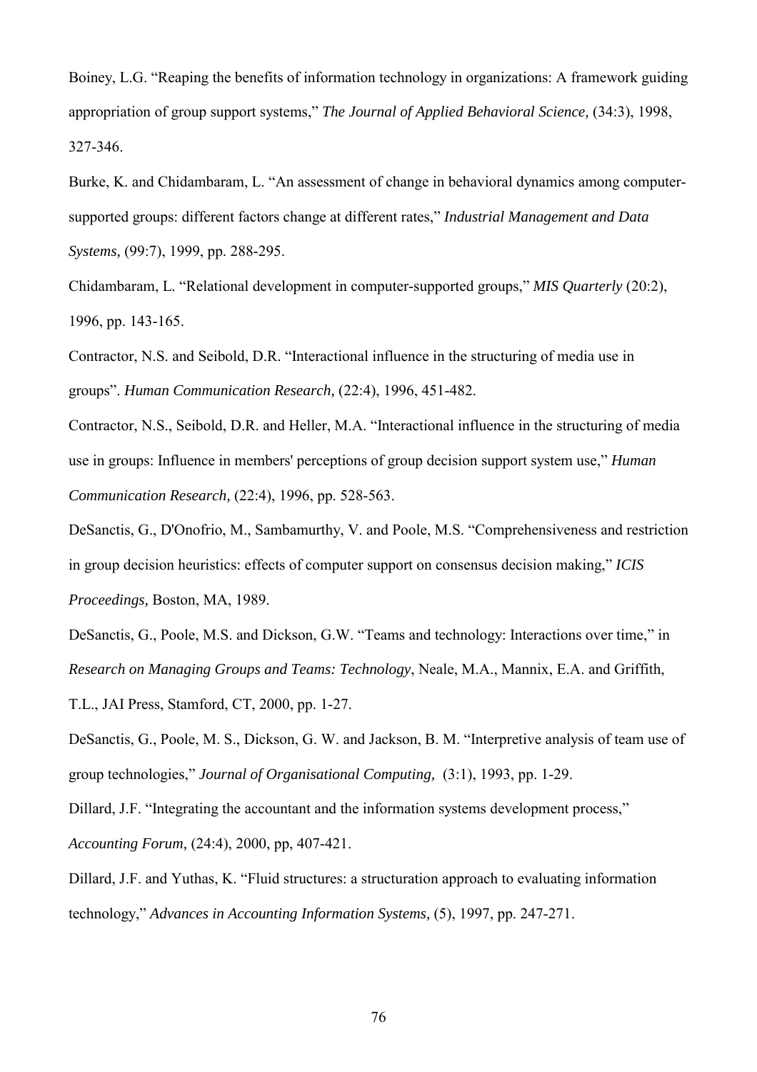Boiney, L.G. “Reaping the benefits of information technology in organizations: A framework guiding appropriation of group support systems,” *The Journal of Applied Behavioral Science,* (34:3), 1998, 327-346.

Burke, K. and Chidambaram, L. “An assessment of change in behavioral dynamics among computer-supported groups: different factors change at different rates,” *Industrial Management and Data Systems,* (99:7), 1999, pp. 288-295.

Chidambaram, L. “Relational development in computer-supported groups,” *MIS Quarterly* (20:2), 1996, pp. 143-165.

Contractor, N.S. and Seibold, D.R. “Interactional influence in the structuring of media use in groups”. *Human Communication Research,* (22:4), 1996, 451-482.

Contractor, N.S., Seibold, D.R. and Heller, M.A. “Interactional influence in the structuring of media use in groups: Influence in members' perceptions of group decision support system use,” *Human Communication Research,* (22:4), 1996, pp. 528-563.

DeSanctis, G., D'Onofrio, M., Sambamurthy, V. and Poole, M.S. “Comprehensiveness and restriction in group decision heuristics: effects of computer support on consensus decision making,” *ICIS Proceedings,* Boston, MA, 1989.

DeSanctis, G., Poole, M.S. and Dickson, G.W. “Teams and technology: Interactions over time,” in *Research on Managing Groups and Teams: Technology*, Neale, M.A., Mannix, E.A. and Griffith, T.L., JAI Press, Stamford, CT, 2000, pp. 1-27.

DeSanctis, G., Poole, M. S., Dickson, G. W. and Jackson, B. M. “Interpretive analysis of team use of group technologies,” *Journal of Organisational Computing,* (3:1), 1993, pp. 1-29.

Dillard, J.F. “Integrating the accountant and the information systems development process,” *Accounting Forum,* (24:4), 2000, pp, 407-421.

Dillard, J.F. and Yuthas, K. “Fluid structures: a structuration approach to evaluating information technology,” *Advances in Accounting Information Systems,* (5), 1997, pp. 247-271.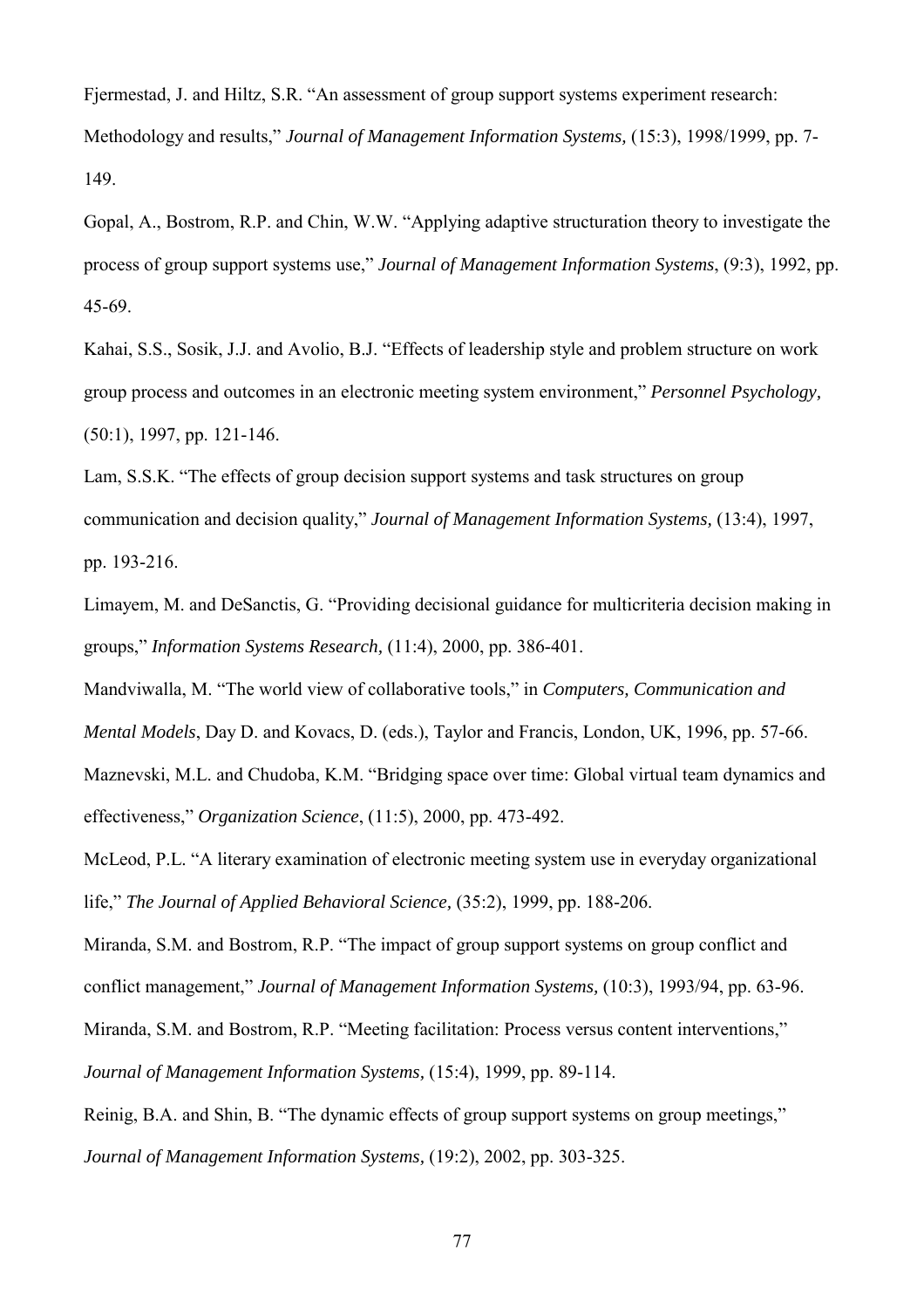Fjermestad, J. and Hiltz, S.R. "An assessment of group support systems experiment research: Methodology and results," *Journal of Management Information Systems,* (15:3), 1998/1999, pp. 7-149.

Gopal, A., Bostrom, R.P. and Chin, W.W. "Applying adaptive structuration theory to investigate the process of group support systems use," *Journal of Management Information Systems*, (9:3), 1992, pp. 45-69.

Kahai, S.S., Sosik, J.J. and Avolio, B.J. "Effects of leadership style and problem structure on work group process and outcomes in an electronic meeting system environment," *Personnel Psychology,* (50:1), 1997, pp. 121-146.

Lam, S.S.K. "The effects of group decision support systems and task structures on group communication and decision quality," *Journal of Management Information Systems,* (13:4), 1997, pp. 193-216.

Limayem, M. and DeSanctis, G. "Providing decisional guidance for multicriteria decision making in groups," *Information Systems Research,* (11:4), 2000, pp. 386-401.

Mandviwalla, M. "The world view of collaborative tools," in *Computers, Communication and Mental Models*, Day D. and Kovacs, D. (eds.), Taylor and Francis, London, UK, 1996, pp. 57-66.

Maznevski, M.L. and Chudoba, K.M. "Bridging space over time: Global virtual team dynamics and effectiveness," *Organization Science*, (11:5), 2000, pp. 473-492.

McLeod, P.L. "A literary examination of electronic meeting system use in everyday organizational life," *The Journal of Applied Behavioral Science,* (35:2), 1999, pp. 188-206.

Miranda, S.M. and Bostrom, R.P. "The impact of group support systems on group conflict and conflict management," *Journal of Management Information Systems,* (10:3), 1993/94, pp. 63-96.

Miranda, S.M. and Bostrom, R.P. "Meeting facilitation: Process versus content interventions," *Journal of Management Information Systems,* (15:4), 1999, pp. 89-114.

Reinig, B.A. and Shin, B. "The dynamic effects of group support systems on group meetings," *Journal of Management Information Systems,* (19:2), 2002, pp. 303-325.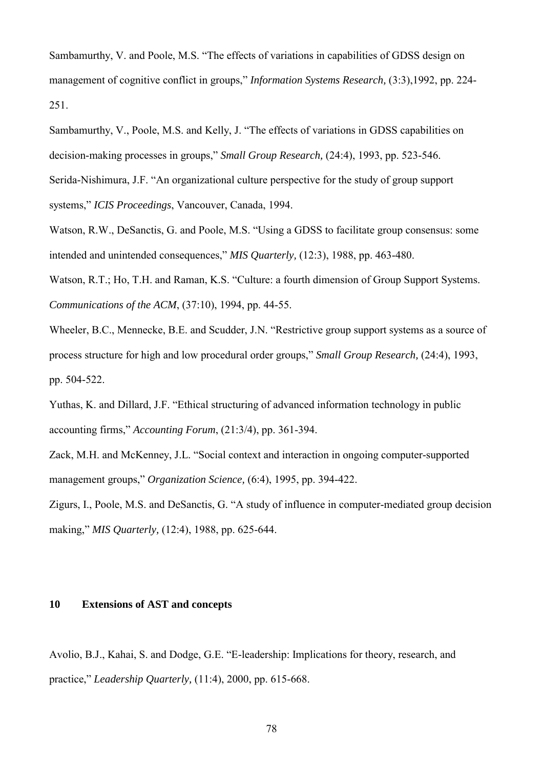Sambamurthy, V. and Poole, M.S. “The effects of variations in capabilities of GDSS design on management of cognitive conflict in groups,” *Information Systems Research,* (3:3),1992, pp. 224-251.

Sambamurthy, V., Poole, M.S. and Kelly, J. “The effects of variations in GDSS capabilities on decision-making processes in groups,” *Small Group Research,* (24:4), 1993, pp. 523-546.

Serida-Nishimura, J.F. “An organizational culture perspective for the study of group support systems,” *ICIS Proceedings*, Vancouver, Canada, 1994.

Watson, R.W., DeSanctis, G. and Poole, M.S. “Using a GDSS to facilitate group consensus: some intended and unintended consequences,” *MIS Quarterly,* (12:3), 1988, pp. 463-480.

Watson, R.T.; Ho, T.H. and Raman, K.S. “Culture: a fourth dimension of Group Support Systems. *Communications of the ACM*, (37:10), 1994, pp. 44-55.

Wheeler, B.C., Mennecke, B.E. and Scudder, J.N. “Restrictive group support systems as a source of process structure for high and low procedural order groups,” *Small Group Research,* (24:4), 1993, pp. 504-522.

Yuthas, K. and Dillard, J.F. “Ethical structuring of advanced information technology in public accounting firms,” *Accounting Forum*, (21:3/4), pp. 361-394.

Zack, M.H. and McKenney, J.L. “Social context and interaction in ongoing computer-supported management groups,” *Organization Science,* (6:4), 1995, pp. 394-422.

Zigurs, I., Poole, M.S. and DeSanctis, G. “A study of influence in computer-mediated group decision making,” *MIS Quarterly,* (12:4), 1988, pp. 625-644.

## 10 Extensions of AST and concepts

Avolio, B.J., Kahai, S. and Dodge, G.E. “E-leadership: Implications for theory, research, and practice,” *Leadership Quarterly,* (11:4), 2000, pp. 615-668.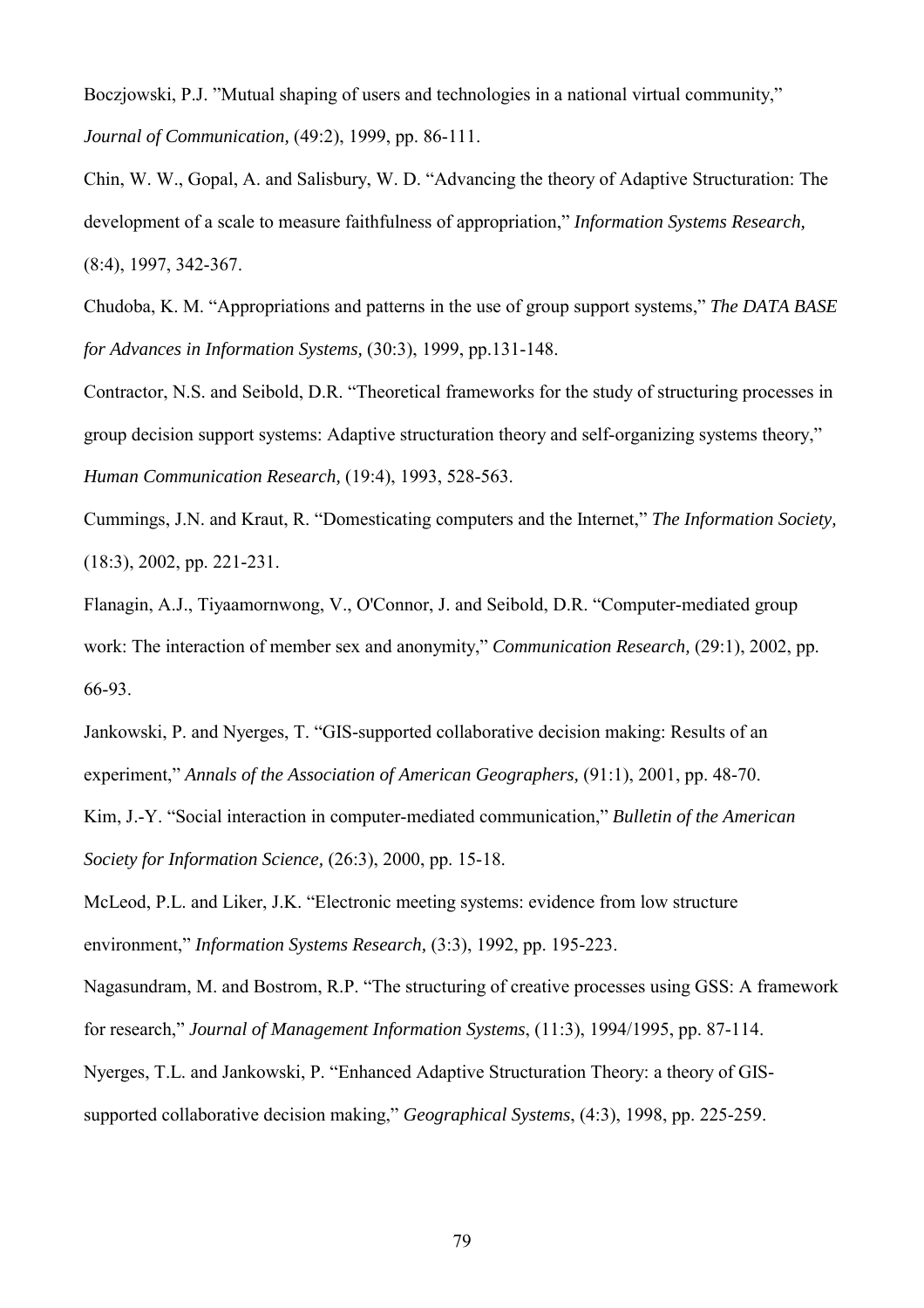Boczjowski, P.J. "Mutual shaping of users and technologies in a national virtual community," *Journal of Communication,* (49:2), 1999, pp. 86-111.

Chin, W. W., Gopal, A. and Salisbury, W. D. "Advancing the theory of Adaptive Structuration: The development of a scale to measure faithfulness of appropriation," *Information Systems Research,* (8:4), 1997, 342-367.

Chudoba, K. M. "Appropriations and patterns in the use of group support systems," *The DATA BASE for Advances in Information Systems,* (30:3), 1999, pp.131-148.

Contractor, N.S. and Seibold, D.R. "Theoretical frameworks for the study of structuring processes in group decision support systems: Adaptive structuration theory and self-organizing systems theory," *Human Communication Research,* (19:4), 1993, 528-563.

Cummings, J.N. and Kraut, R. "Domesticating computers and the Internet," *The Information Society,* (18:3), 2002, pp. 221-231.

Flanagin, A.J., Tiyaamornwong, V., O'Connor, J. and Seibold, D.R. "Computer-mediated group work: The interaction of member sex and anonymity," *Communication Research,* (29:1), 2002, pp. 66-93.

Jankowski, P. and Nyerges, T. "GIS-supported collaborative decision making: Results of an experiment," *Annals of the Association of American Geographers,* (91:1), 2001, pp. 48-70.

Kim, J.-Y. "Social interaction in computer-mediated communication," *Bulletin of the American Society for Information Science,* (26:3), 2000, pp. 15-18.

McLeod, P.L. and Liker, J.K. "Electronic meeting systems: evidence from low structure environment," *Information Systems Research,* (3:3), 1992, pp. 195-223.

Nagasundram, M. and Bostrom, R.P. "The structuring of creative processes using GSS: A framework for research," *Journal of Management Information Systems*, (11:3), 1994/1995, pp. 87-114.

Nyerges, T.L. and Jankowski, P. "Enhanced Adaptive Structuration Theory: a theory of GIS-supported collaborative decision making," *Geographical Systems*, (4:3), 1998, pp. 225-259.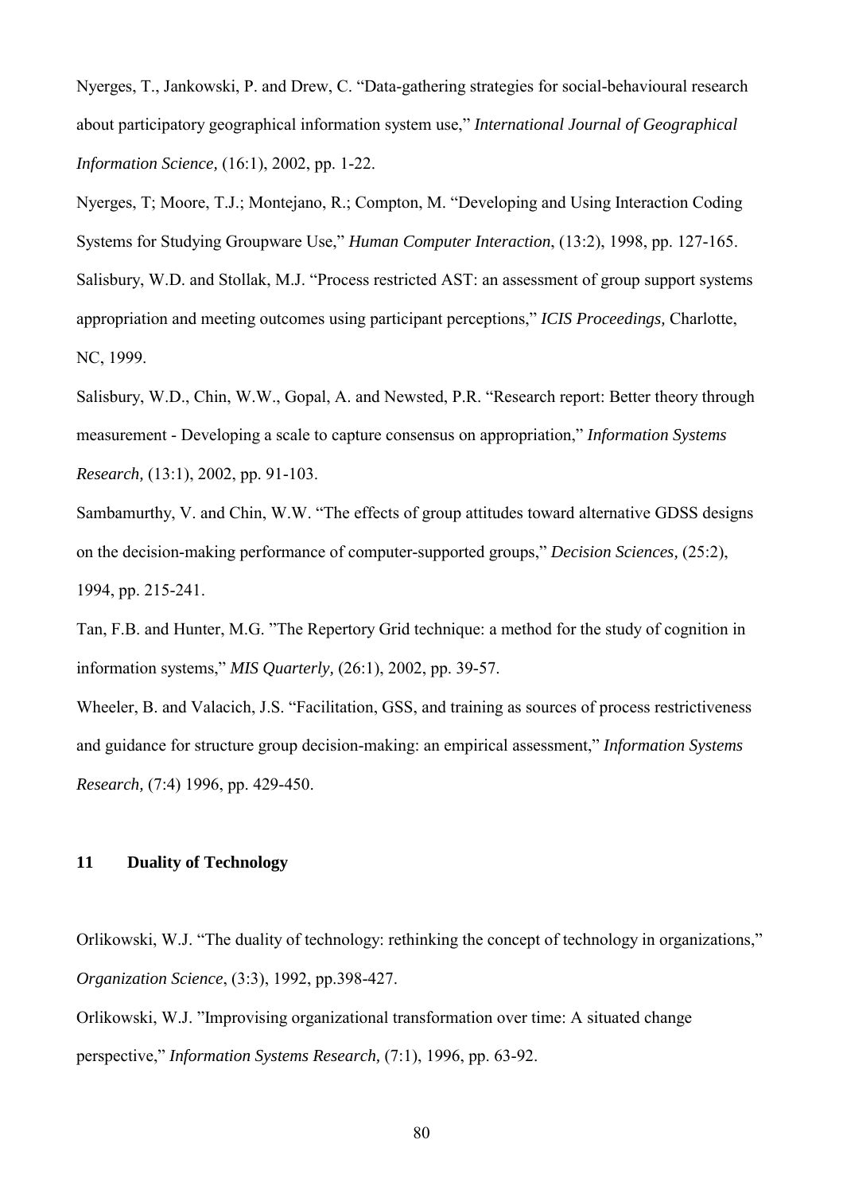Nyerges, T., Jankowski, P. and Drew, C. "Data-gathering strategies for social-behavioural research about participatory geographical information system use," *International Journal of Geographical Information Science,* (16:1), 2002, pp. 1-22.

Nyerges, T; Moore, T.J.; Montejano, R.; Compton, M. "Developing and Using Interaction Coding Systems for Studying Groupware Use," *Human Computer Interaction*, (13:2), 1998, pp. 127-165.

Salisbury, W.D. and Stollak, M.J. "Process restricted AST: an assessment of group support systems appropriation and meeting outcomes using participant perceptions," *ICIS Proceedings,* Charlotte, NC, 1999.

Salisbury, W.D., Chin, W.W., Gopal, A. and Newsted, P.R. "Research report: Better theory through measurement - Developing a scale to capture consensus on appropriation," *Information Systems Research,* (13:1), 2002, pp. 91-103.

Sambamurthy, V. and Chin, W.W. "The effects of group attitudes toward alternative GDSS designs on the decision-making performance of computer-supported groups," *Decision Sciences,* (25:2), 1994, pp. 215-241.

Tan, F.B. and Hunter, M.G. "The Repertory Grid technique: a method for the study of cognition in information systems," *MIS Quarterly,* (26:1), 2002, pp. 39-57.

Wheeler, B. and Valacich, J.S. "Facilitation, GSS, and training as sources of process restrictiveness and guidance for structure group decision-making: an empirical assessment," *Information Systems Research,* (7:4) 1996, pp. 429-450.

## 11 Duality of Technology

Orlikowski, W.J. "The duality of technology: rethinking the concept of technology in organizations," *Organization Science*, (3:3), 1992, pp.398-427.

Orlikowski, W.J. "Improvising organizational transformation over time: A situated change perspective," *Information Systems Research,* (7:1), 1996, pp. 63-92.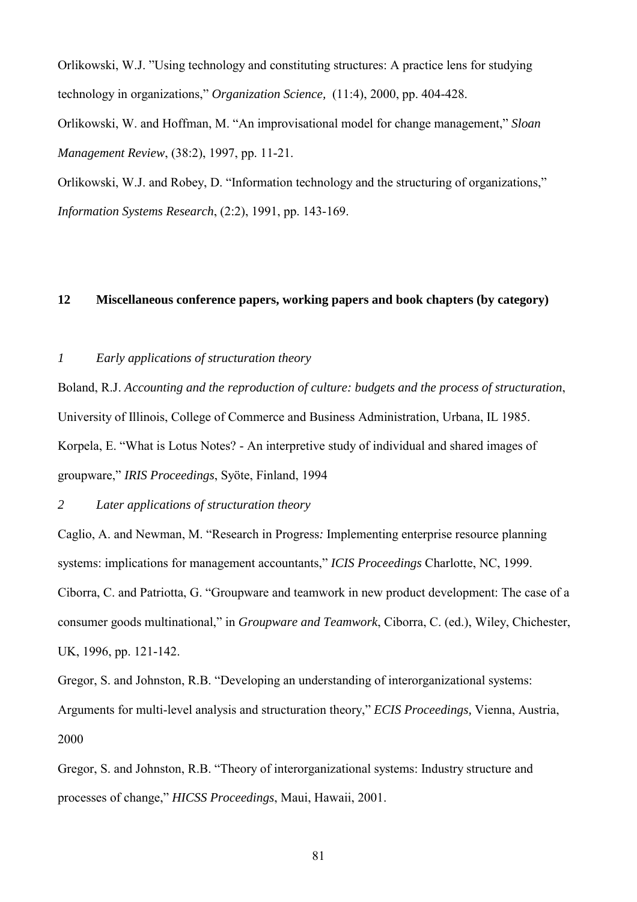Orlikowski, W.J. ”Using technology and constituting structures: A practice lens for studying technology in organizations,” *Organization Science,* (11:4), 2000, pp. 404-428.

Orlikowski, W. and Hoffman, M. “An improvisational model for change management,” *Sloan Management Review*, (38:2), 1997, pp. 11-21.

Orlikowski, W.J. and Robey, D. “Information technology and the structuring of organizations,” *Information Systems Research*, (2:2), 1991, pp. 143-169.

## 12 Miscellaneous conference papers, working papers and book chapters (by category)

### *1 Early applications of structuration theory*

Boland, R.J. *Accounting and the reproduction of culture: budgets and the process of structuration*, University of Illinois, College of Commerce and Business Administration, Urbana, IL 1985.

Korpela, E. “What is Lotus Notes? - An interpretive study of individual and shared images of groupware,” *IRIS Proceedings*, Syöte, Finland, 1994

### *2 Later applications of structuration theory*

Caglio, A. and Newman, M. “Research in Progress*:* Implementing enterprise resource planning systems: implications for management accountants,” *ICIS Proceedings* Charlotte, NC, 1999.

Ciborra, C. and Patriotta, G. “Groupware and teamwork in new product development: The case of a consumer goods multinational,” in *Groupware and Teamwork*, Ciborra, C. (ed.), Wiley, Chichester, UK, 1996, pp. 121-142.

Gregor, S. and Johnston, R.B. “Developing an understanding of interorganizational systems: Arguments for multi-level analysis and structuration theory,” *ECIS Proceedings,* Vienna, Austria, 2000

Gregor, S. and Johnston, R.B. “Theory of interorganizational systems: Industry structure and processes of change,” *HICSS Proceedings*, Maui, Hawaii, 2001.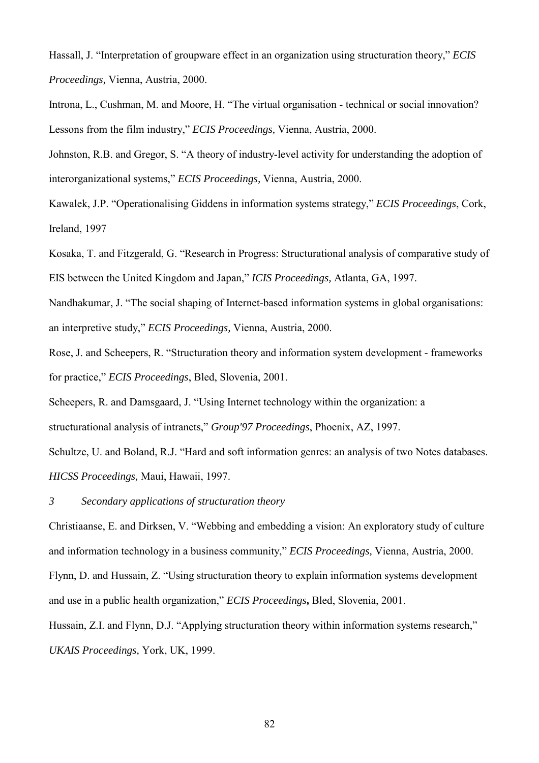Hassall, J. "Interpretation of groupware effect in an organization using structuration theory," *ECIS Proceedings,* Vienna, Austria, 2000.

Introna, L., Cushman, M. and Moore, H. "The virtual organisation - technical or social innovation? Lessons from the film industry," *ECIS Proceedings,* Vienna, Austria, 2000.

Johnston, R.B. and Gregor, S. "A theory of industry-level activity for understanding the adoption of interorganizational systems," *ECIS Proceedings,* Vienna, Austria, 2000.

Kawalek, J.P. "Operationalising Giddens in information systems strategy," *ECIS Proceedings*, Cork, Ireland, 1997

Kosaka, T. and Fitzgerald, G. "Research in Progress: Structurational analysis of comparative study of EIS between the United Kingdom and Japan," *ICIS Proceedings,* Atlanta, GA, 1997.

Nandhakumar, J. "The social shaping of Internet-based information systems in global organisations: an interpretive study," *ECIS Proceedings,* Vienna, Austria, 2000.

Rose, J. and Scheepers, R. "Structuration theory and information system development - frameworks for practice," *ECIS Proceedings*, Bled, Slovenia, 2001.

Scheepers, R. and Damsgaard, J. "Using Internet technology within the organization: a structurational analysis of intranets," *Group'97 Proceedings*, Phoenix, AZ, 1997.

Schultze, U. and Boland, R.J. "Hard and soft information genres: an analysis of two Notes databases. *HICSS Proceedings,* Maui, Hawaii, 1997.

*3 Secondary applications of structuration theory*

Christiaanse, E. and Dirksen, V. "Webbing and embedding a vision: An exploratory study of culture and information technology in a business community," *ECIS Proceedings,* Vienna, Austria, 2000.

Flynn, D. and Hussain, Z. "Using structuration theory to explain information systems development and use in a public health organization," *ECIS Proceedings***,** Bled, Slovenia, 2001.

Hussain, Z.I. and Flynn, D.J. "Applying structuration theory within information systems research," *UKAIS Proceedings,* York, UK, 1999.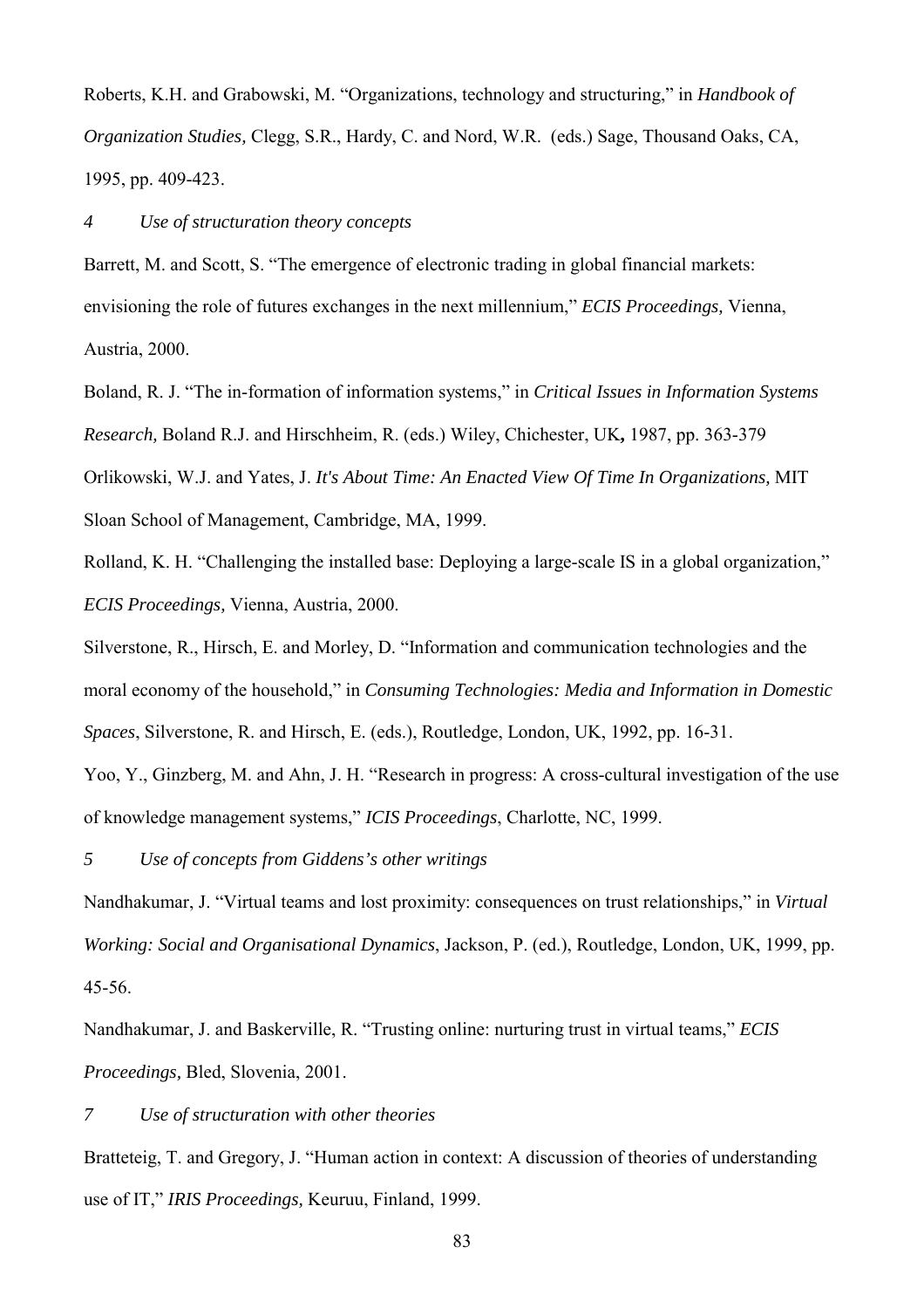Roberts, K.H. and Grabowski, M. "Organizations, technology and structuring," in *Handbook of Organization Studies,* Clegg, S.R., Hardy, C. and Nord, W.R. (eds.) Sage, Thousand Oaks, CA, 1995, pp. 409-423.

*4 Use of structuration theory concepts*

Barrett, M. and Scott, S. "The emergence of electronic trading in global financial markets: envisioning the role of futures exchanges in the next millennium," *ECIS Proceedings,* Vienna, Austria, 2000.

Boland, R. J. "The in-formation of information systems," in *Critical Issues in Information Systems Research,* Boland R.J. and Hirschheim, R. (eds.) Wiley, Chichester, UK**,** 1987, pp. 363-379

Orlikowski, W.J. and Yates, J. *It's About Time: An Enacted View Of Time In Organizations,* MIT Sloan School of Management, Cambridge, MA, 1999.

Rolland, K. H. "Challenging the installed base: Deploying a large-scale IS in a global organization," *ECIS Proceedings,* Vienna, Austria, 2000.

Silverstone, R., Hirsch, E. and Morley, D. "Information and communication technologies and the moral economy of the household," in *Consuming Technologies: Media and Information in Domestic Spaces*, Silverstone, R. and Hirsch, E. (eds.), Routledge, London, UK, 1992, pp. 16-31.

Yoo, Y., Ginzberg, M. and Ahn, J. H. "Research in progress: A cross-cultural investigation of the use of knowledge management systems," *ICIS Proceedings*, Charlotte, NC, 1999.

*5 Use of concepts from Giddens's other writings*

Nandhakumar, J. "Virtual teams and lost proximity: consequences on trust relationships," in *Virtual Working: Social and Organisational Dynamics*, Jackson, P. (ed.), Routledge, London, UK, 1999, pp. 45-56.

Nandhakumar, J. and Baskerville, R. "Trusting online: nurturing trust in virtual teams," *ECIS Proceedings,* Bled, Slovenia, 2001.

*7 Use of structuration with other theories*

Bratteteig, T. and Gregory, J. "Human action in context: A discussion of theories of understanding use of IT," *IRIS Proceedings,* Keuruu, Finland, 1999.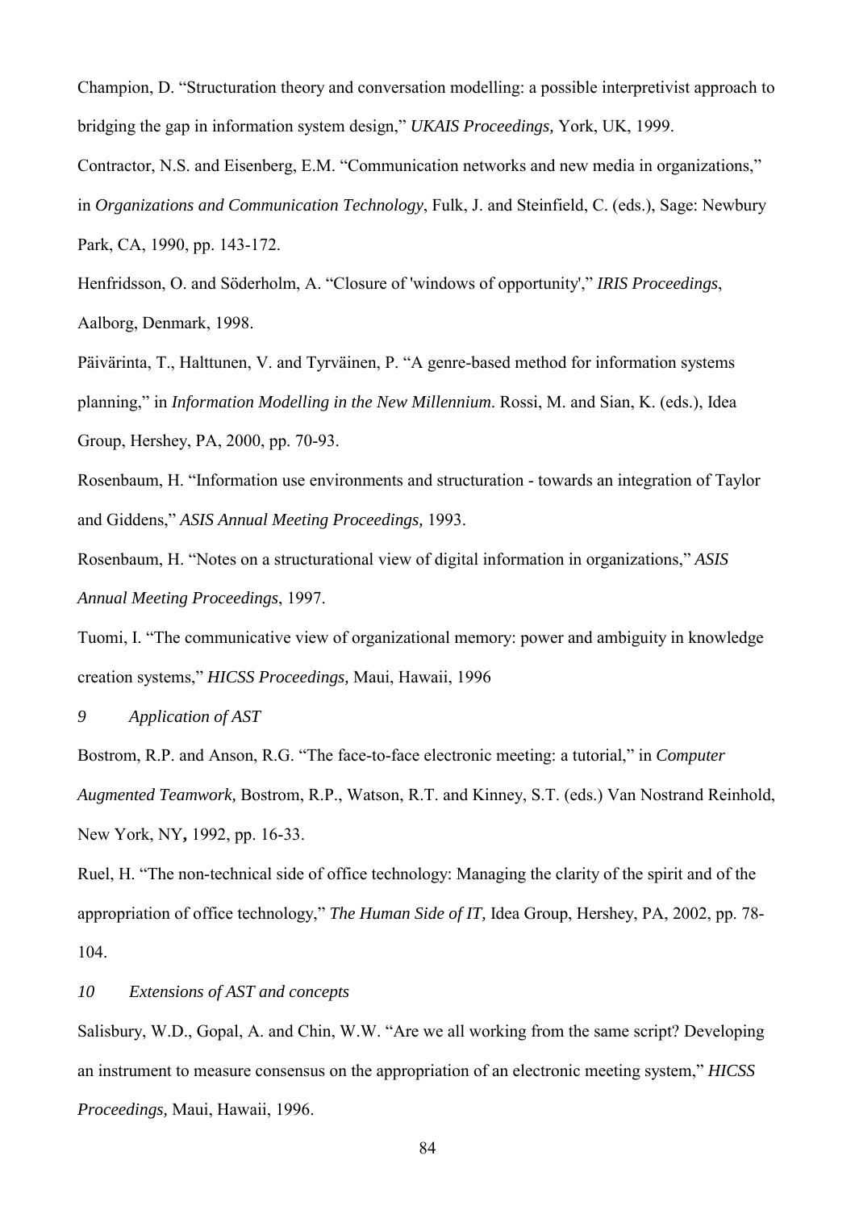Champion, D. "Structuration theory and conversation modelling: a possible interpretivist approach to bridging the gap in information system design," *UKAIS Proceedings,* York, UK, 1999.

Contractor, N.S. and Eisenberg, E.M. "Communication networks and new media in organizations," in *Organizations and Communication Technology*, Fulk, J. and Steinfield, C. (eds.), Sage: Newbury Park, CA, 1990, pp. 143-172.

Henfridsson, O. and Söderholm, A. "Closure of 'windows of opportunity'," *IRIS Proceedings*, Aalborg, Denmark, 1998.

Päivärinta, T., Halttunen, V. and Tyrväinen, P. "A genre-based method for information systems planning," in *Information Modelling in the New Millennium*. Rossi, M. and Sian, K. (eds.), Idea Group, Hershey, PA, 2000, pp. 70-93.

Rosenbaum, H. "Information use environments and structuration - towards an integration of Taylor and Giddens," *ASIS Annual Meeting Proceedings,* 1993.

Rosenbaum, H. "Notes on a structurational view of digital information in organizations," *ASIS Annual Meeting Proceedings*, 1997.

Tuomi, I. "The communicative view of organizational memory: power and ambiguity in knowledge creation systems," *HICSS Proceedings,* Maui, Hawaii, 1996

*9 Application of AST*

Bostrom, R.P. and Anson, R.G. "The face-to-face electronic meeting: a tutorial," in *Computer Augmented Teamwork,* Bostrom, R.P., Watson, R.T. and Kinney, S.T. (eds.) Van Nostrand Reinhold, New York, NY**,** 1992, pp. 16-33.

Ruel, H. "The non-technical side of office technology: Managing the clarity of the spirit and of the appropriation of office technology," *The Human Side of IT,* Idea Group, Hershey, PA, 2002, pp. 78-104.

*10 Extensions of AST and concepts*

Salisbury, W.D., Gopal, A. and Chin, W.W. "Are we all working from the same script? Developing an instrument to measure consensus on the appropriation of an electronic meeting system," *HICSS Proceedings,* Maui, Hawaii, 1996.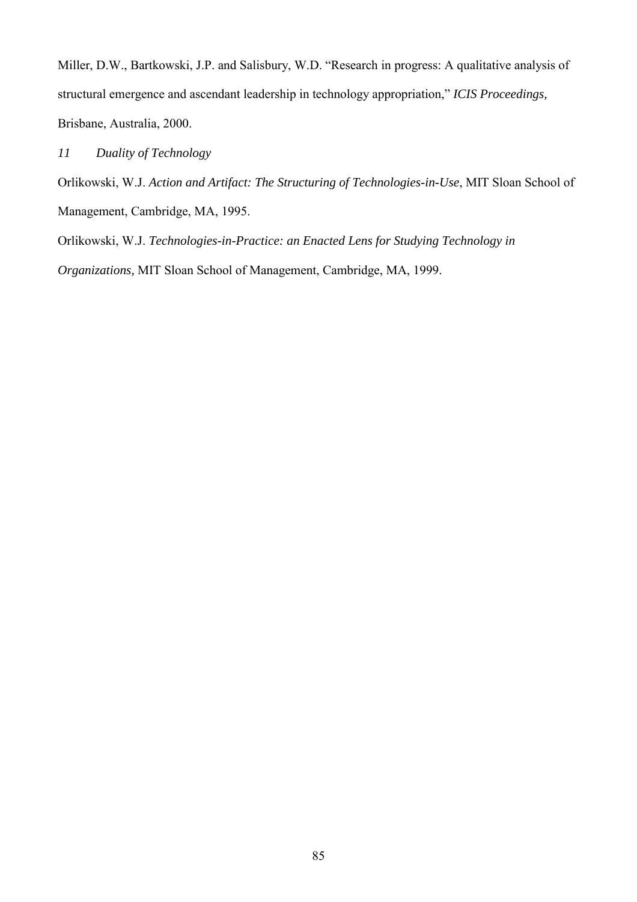Miller, D.W., Bartkowski, J.P. and Salisbury, W.D. "Research in progress: A qualitative analysis of structural emergence and ascendant leadership in technology appropriation," *ICIS Proceedings,* Brisbane, Australia, 2000.

*11 Duality of Technology*

Orlikowski, W.J. *Action and Artifact: The Structuring of Technologies-in-Use*, MIT Sloan School of Management, Cambridge, MA, 1995.

Orlikowski, W.J. *Technologies-in-Practice: an Enacted Lens for Studying Technology in Organizations,* MIT Sloan School of Management, Cambridge, MA, 1999.